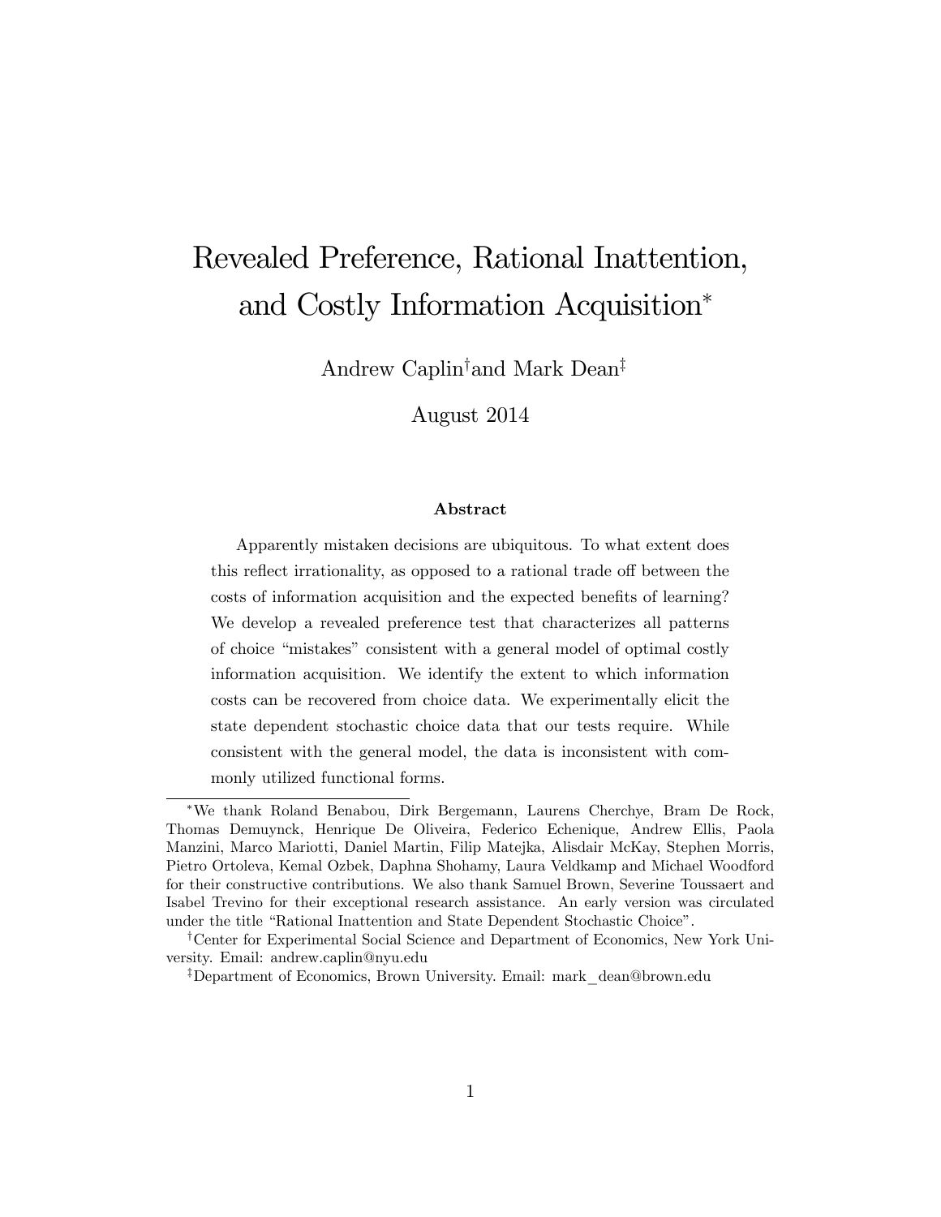# Revealed Preference, Rational Inattention, and Costly Information Acquisition*

Andrew Caplin[†] and Mark Dean[‡]

August 2014

### Abstract

Apparently mistaken decisions are ubiquitous. To what extent does this reflect irrationality, as opposed to a rational trade off between the costs of information acquisition and the expected benefits of learning? We develop a revealed preference test that characterizes all patterns of choice "mistakes" consistent with a general model of optimal costly information acquisition. We identify the extent to which information costs can be recovered from choice data. We experimentally elicit the state dependent stochastic choice data that our tests require. While consistent with the general model, the data is inconsistent with commonly utilized functional forms.

---

*We thank Roland Benabou, Dirk Bergemann, Laurens Cherchye, Bram De Rock, Thomas Demuynck, Henrique De Oliveira, Federico Echenique, Andrew Ellis, Paola Manzini, Marco Mariotti, Daniel Martin, Filip Matejka, Alisdair McKay, Stephen Morris, Pietro Ortoleva, Kemal Ozbek, Daphna Shohamy, Laura Veldkamp and Michael Woodford for their constructive contributions. We also thank Samuel Brown, Severine Toussaert and Isabel Trevino for their exceptional research assistance. An early version was circulated under the title "Rational Inattention and State Dependent Stochastic Choice".

[†]Center for Experimental Social Science and Department of Economics, New York University. Email: andrew.caplin@nyu.edu

[‡]Department of Economics, Brown University. Email: mark_dean@brown.edu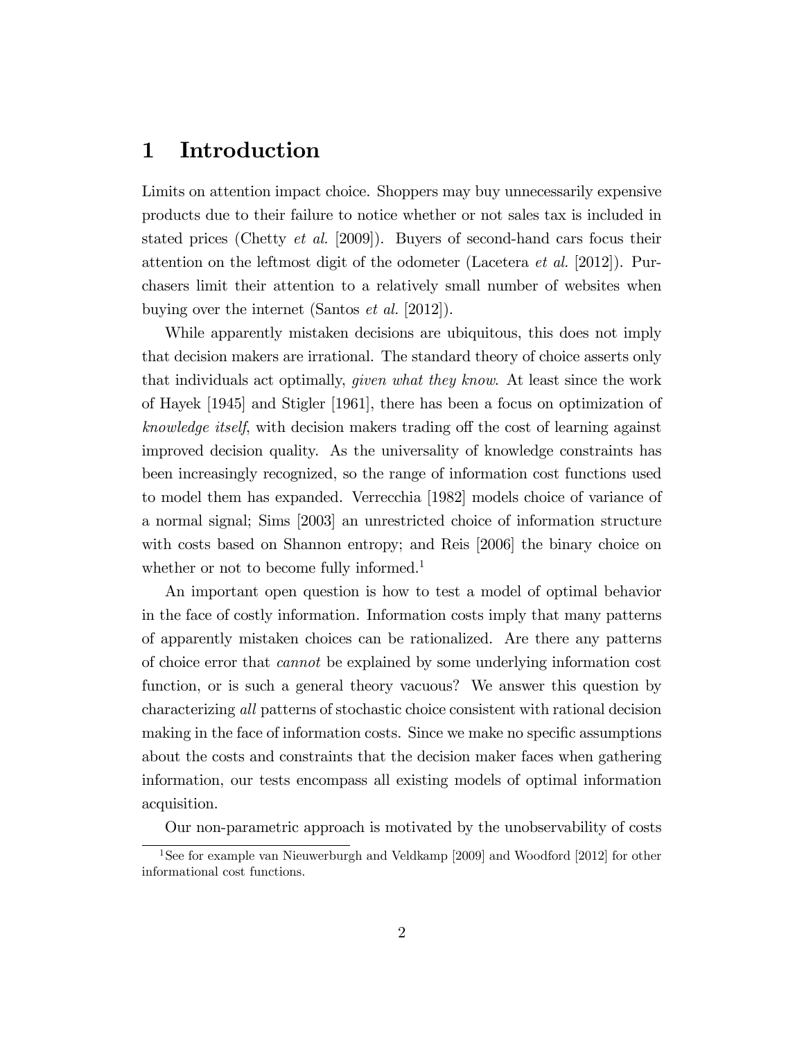# 1 Introduction

Limits on attention impact choice. Shoppers may buy unnecessarily expensive products due to their failure to notice whether or not sales tax is included in stated prices (Chetty *et al.* [2009]). Buyers of second-hand cars focus their attention on the leftmost digit of the odometer (Lacetera *et al.* [2012]). Purchasers limit their attention to a relatively small number of websites when buying over the internet (Santos *et al.* [2012]).

While apparently mistaken decisions are ubiquitous, this does not imply that decision makers are irrational. The standard theory of choice asserts only that individuals act optimally, *given what they know*. At least since the work of Hayek [1945] and Stigler [1961], there has been a focus on optimization of *knowledge itself*, with decision makers trading off the cost of learning against improved decision quality. As the universality of knowledge constraints has been increasingly recognized, so the range of information cost functions used to model them has expanded. Verrecchia [1982] models choice of variance of a normal signal; Sims [2003] an unrestricted choice of information structure with costs based on Shannon entropy; and Reis [2006] the binary choice on whether or not to become fully informed.[1]

An important open question is how to test a model of optimal behavior in the face of costly information. Information costs imply that many patterns of apparently mistaken choices can be rationalized. Are there any patterns of choice error that *cannot* be explained by some underlying information cost function, or is such a general theory vacuous? We answer this question by characterizing *all* patterns of stochastic choice consistent with rational decision making in the face of information costs. Since we make no specific assumptions about the costs and constraints that the decision maker faces when gathering information, our tests encompass all existing models of optimal information acquisition.

Our non-parametric approach is motivated by the unobservability of costs

[1] See for example van Nieuwerburgh and Veldkamp [2009] and Woodford [2012] for other informational cost functions.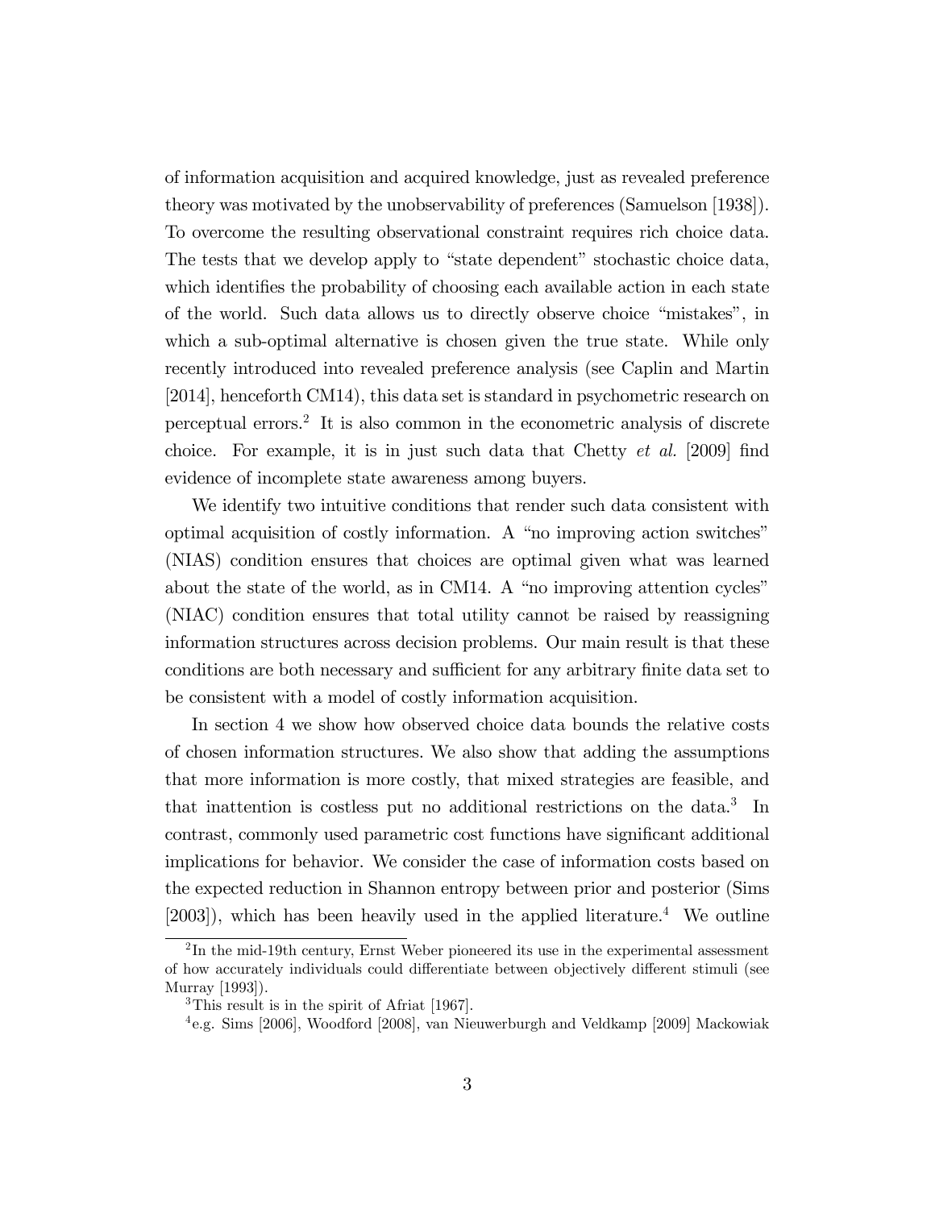of information acquisition and acquired knowledge, just as revealed preference theory was motivated by the unobservability of preferences (Samuelson [1938]). To overcome the resulting observational constraint requires rich choice data. The tests that we develop apply to "state dependent" stochastic choice data, which identifies the probability of choosing each available action in each state of the world. Such data allows us to directly observe choice "mistakes", in which a sub-optimal alternative is chosen given the true state. While only recently introduced into revealed preference analysis (see Caplin and Martin [2014], henceforth CM14), this data set is standard in psychometric research on perceptual errors.[2] It is also common in the econometric analysis of discrete choice. For example, it is in just such data that Chetty *et al.* [2009] find evidence of incomplete state awareness among buyers.

We identify two intuitive conditions that render such data consistent with optimal acquisition of costly information. A "no improving action switches" (NIAS) condition ensures that choices are optimal given what was learned about the state of the world, as in CM14. A "no improving attention cycles" (NIAC) condition ensures that total utility cannot be raised by reassigning information structures across decision problems. Our main result is that these conditions are both necessary and sufficient for any arbitrary finite data set to be consistent with a model of costly information acquisition.

In section 4 we show how observed choice data bounds the relative costs of chosen information structures. We also show that adding the assumptions that more information is more costly, that mixed strategies are feasible, and that inattention is costless put no additional restrictions on the data.[3] In contrast, commonly used parametric cost functions have significant additional implications for behavior. We consider the case of information costs based on the expected reduction in Shannon entropy between prior and posterior (Sims [2003]), which has been heavily used in the applied literature.[4] We outline

[2] In the mid-19th century, Ernst Weber pioneered its use in the experimental assessment of how accurately individuals could differentiate between objectively different stimuli (see Murray [1993]).

[3] This result is in the spirit of Afriat [1967].

[4] e.g. Sims [2006], Woodford [2008], van Nieuwerburgh and Veldkamp [2009] Mackowiak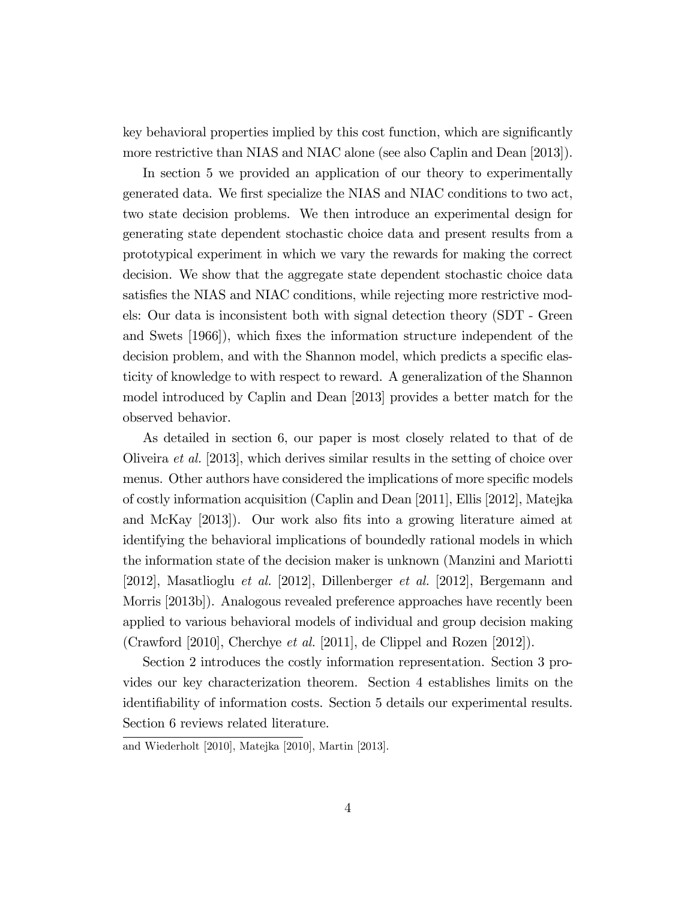key behavioral properties implied by this cost function, which are significantly more restrictive than NIAS and NIAC alone (see also Caplin and Dean [2013]).

In section 5 we provided an application of our theory to experimentally generated data. We first specialize the NIAS and NIAC conditions to two act, two state decision problems. We then introduce an experimental design for generating state dependent stochastic choice data and present results from a prototypical experiment in which we vary the rewards for making the correct decision. We show that the aggregate state dependent stochastic choice data satisfies the NIAS and NIAC conditions, while rejecting more restrictive models: Our data is inconsistent both with signal detection theory (SDT - Green and Swets [1966]), which fixes the information structure independent of the decision problem, and with the Shannon model, which predicts a specific elasticity of knowledge to with respect to reward. A generalization of the Shannon model introduced by Caplin and Dean [2013] provides a better match for the observed behavior.

As detailed in section 6, our paper is most closely related to that of de Oliveira *et al.* [2013], which derives similar results in the setting of choice over menus. Other authors have considered the implications of more specific models of costly information acquisition (Caplin and Dean [2011], Ellis [2012], Matejka and McKay [2013]). Our work also fits into a growing literature aimed at identifying the behavioral implications of boundedly rational models in which the information state of the decision maker is unknown (Manzini and Mariotti [2012], Masatlioglu *et al.* [2012], Dillenberger *et al.* [2012], Bergemann and Morris [2013b]). Analogous revealed preference approaches have recently been applied to various behavioral models of individual and group decision making (Crawford [2010], Cherchye *et al.* [2011], de Clippel and Rozen [2012]).

Section 2 introduces the costly information representation. Section 3 provides our key characterization theorem. Section 4 establishes limits on the identifiability of information costs. Section 5 details our experimental results. Section 6 reviews related literature.

and Wiederholt [2010], Matejka [2010], Martin [2013].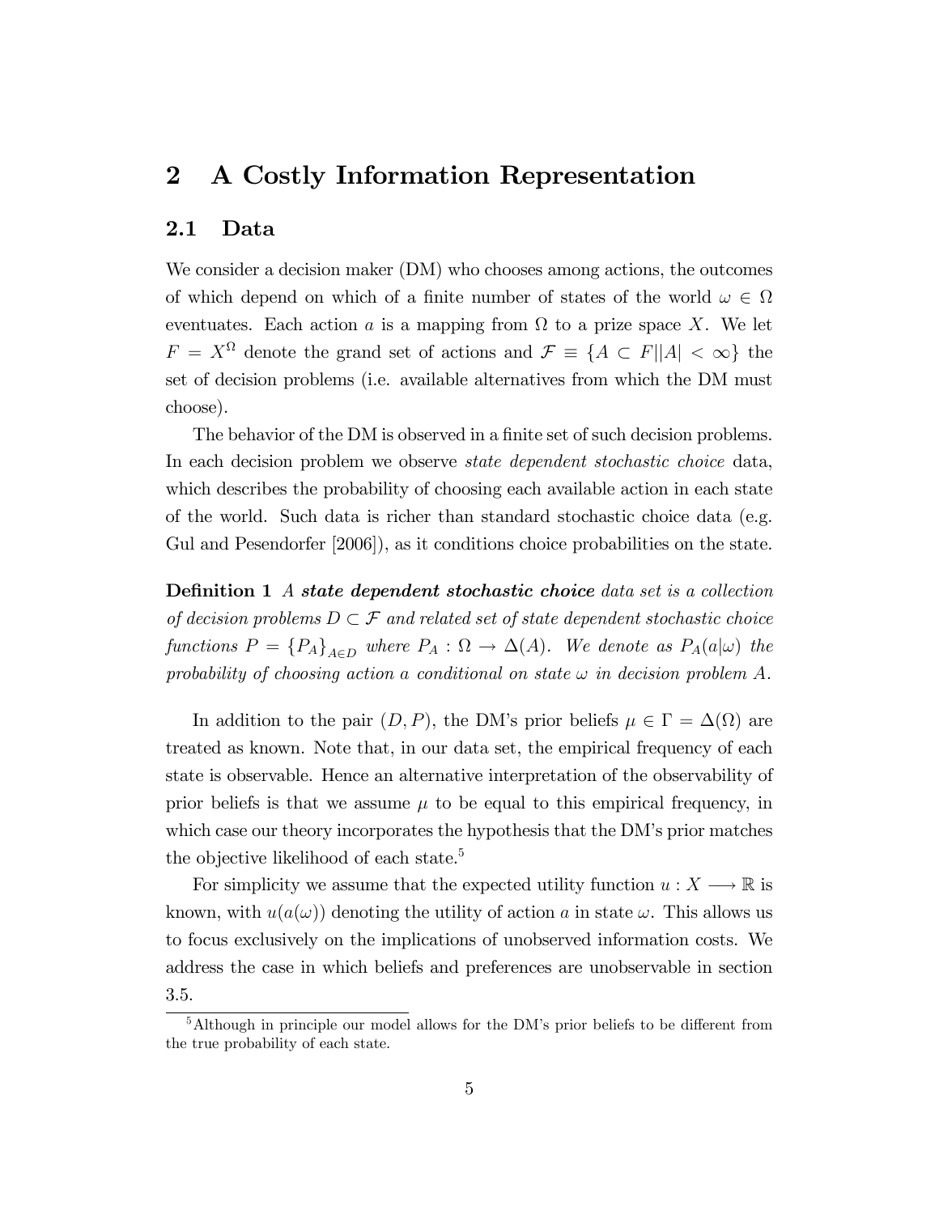# 2 A Costly Information Representation

## 2.1 Data

We consider a decision maker (DM) who chooses among actions, the outcomes of which depend on which of a finite number of states of the world $\omega \in \Omega$ eventuates. Each action $a$ is a mapping from $\Omega$ to a prize space $X$. We let $F = X^{\Omega}$ denote the grand set of actions and $\mathcal{F} \equiv \{A \subset F || A| < \infty\}$ the set of decision problems (i.e. available alternatives from which the DM must choose).

The behavior of the DM is observed in a finite set of such decision problems. In each decision problem we observe *state dependent stochastic choice* data, which describes the probability of choosing each available action in each state of the world. Such data is richer than standard stochastic choice data (e.g. Gul and Pesendorfer [2006]), as it conditions choice probabilities on the state.

**Definition 1** *A **state dependent stochastic choice** data set is a collection of decision problems $D \subset \mathcal{F}$ and related set of state dependent stochastic choice functions $P = \{P_A\}_{A \in D}$ where $P_A : \Omega \rightarrow \Delta(A)$. We denote as $P_A(a|\omega)$ the probability of choosing action $a$ conditional on state $\omega$ in decision problem $A$.*

In addition to the pair $(D, P)$, the DM's prior beliefs $\mu \in \Gamma = \Delta(\Omega)$ are treated as known. Note that, in our data set, the empirical frequency of each state is observable. Hence an alternative interpretation of the observability of prior beliefs is that we assume $\mu$ to be equal to this empirical frequency, in which case our theory incorporates the hypothesis that the DM's prior matches the objective likelihood of each state.[5]

For simplicity we assume that the expected utility function $u : X \longrightarrow \mathbb{R}$ is known, with $u(a(\omega))$ denoting the utility of action $a$ in state $\omega$. This allows us to focus exclusively on the implications of unobserved information costs. We address the case in which beliefs and preferences are unobservable in section 3.5.

[5] Although in principle our model allows for the DM's prior beliefs to be different from the true probability of each state.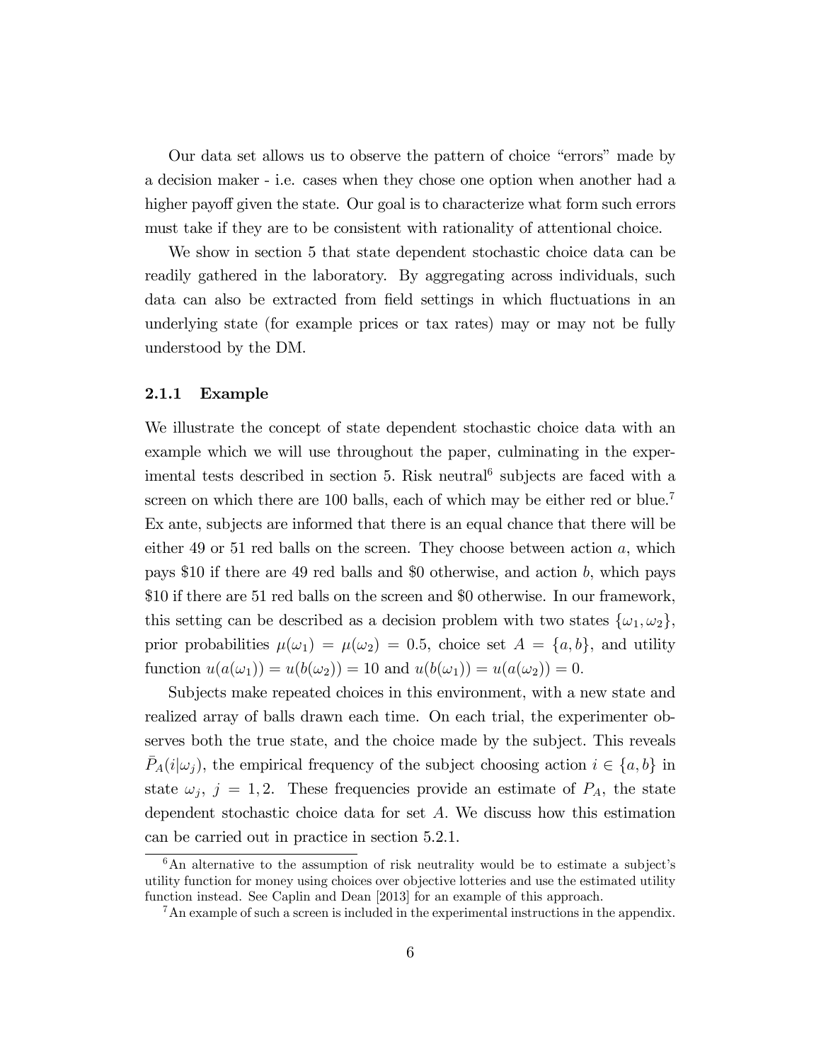Our data set allows us to observe the pattern of choice "errors" made by a decision maker - i.e. cases when they chose one option when another had a higher payoff given the state. Our goal is to characterize what form such errors must take if they are to be consistent with rationality of attentional choice.

We show in section 5 that state dependent stochastic choice data can be readily gathered in the laboratory. By aggregating across individuals, such data can also be extracted from field settings in which fluctuations in an underlying state (for example prices or tax rates) may or may not be fully understood by the DM.

### 2.1.1 Example

We illustrate the concept of state dependent stochastic choice data with an example which we will use throughout the paper, culminating in the experimental tests described in section 5. Risk neutral[6] subjects are faced with a screen on which there are 100 balls, each of which may be either red or blue.[7] Ex ante, subjects are informed that there is an equal chance that there will be either 49 or 51 red balls on the screen. They choose between action $a$, which pays \$10 if there are 49 red balls and \$0 otherwise, and action $b$, which pays \$10 if there are 51 red balls on the screen and \$0 otherwise. In our framework, this setting can be described as a decision problem with two states $\{\omega_1, \omega_2\}$, prior probabilities $\mu(\omega_1) = \mu(\omega_2) = 0.5$, choice set $A = \{a, b\}$, and utility function $u(a(\omega_1)) = u(b(\omega_2)) = 10$ and $u(b(\omega_1)) = u(a(\omega_2)) = 0$.

Subjects make repeated choices in this environment, with a new state and realized array of balls drawn each time. On each trial, the experimenter observes both the true state, and the choice made by the subject. This reveals $\bar{P}_A(i|\omega_j)$, the empirical frequency of the subject choosing action $i \in \{a, b\}$ in state $\omega_j$, $j = 1, 2$. These frequencies provide an estimate of $P_A$, the state dependent stochastic choice data for set $A$. We discuss how this estimation can be carried out in practice in section 5.2.1.

[6] An alternative to the assumption of risk neutrality would be to estimate a subject's utility function for money using choices over objective lotteries and use the estimated utility function instead. See Caplin and Dean [2013] for an example of this approach.

[7] An example of such a screen is included in the experimental instructions in the appendix.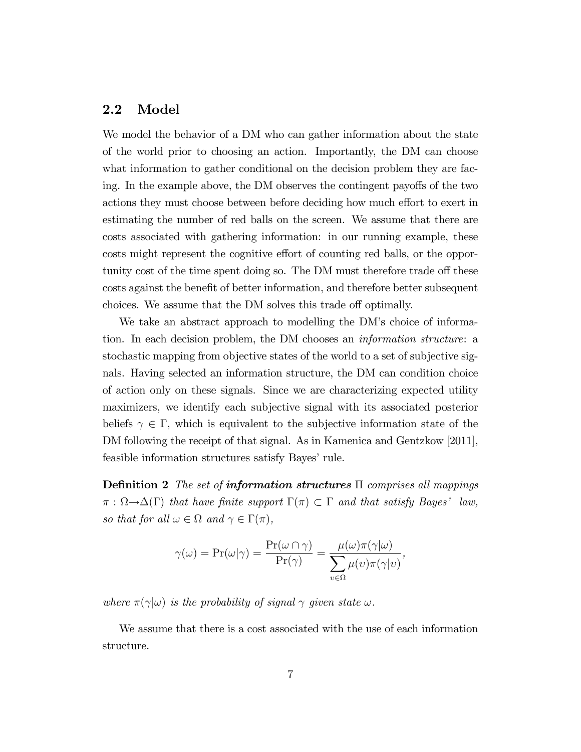## 2.2 Model

We model the behavior of a DM who can gather information about the state of the world prior to choosing an action. Importantly, the DM can choose what information to gather conditional on the decision problem they are facing. In the example above, the DM observes the contingent payoffs of the two actions they must choose between before deciding how much effort to exert in estimating the number of red balls on the screen. We assume that there are costs associated with gathering information: in our running example, these costs might represent the cognitive effort of counting red balls, or the opportunity cost of the time spent doing so. The DM must therefore trade off these costs against the benefit of better information, and therefore better subsequent choices. We assume that the DM solves this trade off optimally.

We take an abstract approach to modelling the DM's choice of information. In each decision problem, the DM chooses an *information structure*: a stochastic mapping from objective states of the world to a set of subjective signals. Having selected an information structure, the DM can condition choice of action only on these signals. Since we are characterizing expected utility maximizers, we identify each subjective signal with its associated posterior beliefs $\gamma \in \Gamma$, which is equivalent to the subjective information state of the DM following the receipt of that signal. As in Kamenica and Gentzkow [2011], feasible information structures satisfy Bayes' rule.

**Definition 2** *The set of* ***information structures*** $\Pi$ *comprises all mappings* $\pi : \Omega \rightarrow \Delta(\Gamma)$ *that have finite support* $\Gamma(\pi) \subset \Gamma$ *and that satisfy Bayes' law, so that for all* $\omega \in \Omega$ *and* $\gamma \in \Gamma(\pi)$*,*

$$\gamma(\omega) = \Pr(\omega|\gamma) = \frac{\Pr(\omega \cap \gamma)}{\Pr(\gamma)} = \frac{\mu(\omega)\pi(\gamma|\omega)}{\sum_{\upsilon \in \Omega} \mu(\upsilon)\pi(\gamma|\upsilon)},$$

*where* $\pi(\gamma|\omega)$ *is the probability of signal* $\gamma$ *given state* $\omega$*.*

We assume that there is a cost associated with the use of each information structure.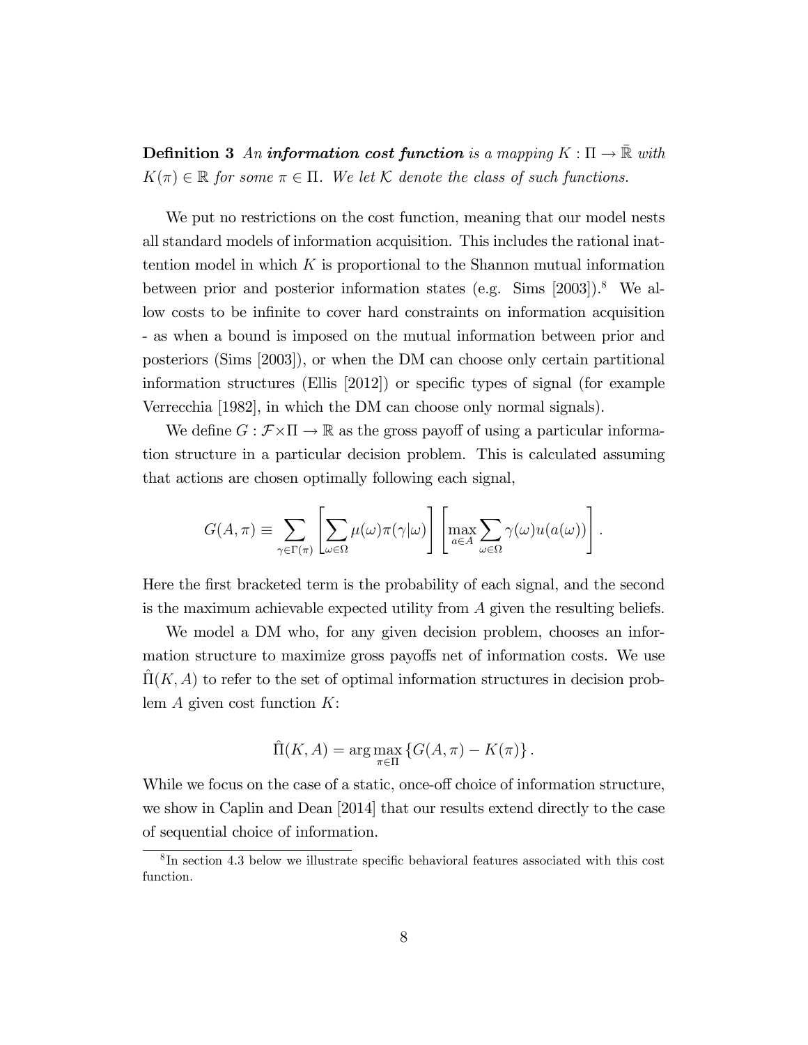**Definition 3** *An* ***information cost function*** *is a mapping $K : \Pi \to \bar{\mathbb{R}}$ with $K(\pi) \in \mathbb{R}$ for some $\pi \in \Pi$. We let $\mathcal{K}$ denote the class of such functions.*

We put no restrictions on the cost function, meaning that our model nests all standard models of information acquisition. This includes the rational inattention model in which $K$ is proportional to the Shannon mutual information between prior and posterior information states (e.g. Sims [2003]).[8] We allow costs to be infinite to cover hard constraints on information acquisition - as when a bound is imposed on the mutual information between prior and posteriors (Sims [2003]), or when the DM can choose only certain partitional information structures (Ellis [2012]) or specific types of signal (for example Verrecchia [1982], in which the DM can choose only normal signals).

We define $G : \mathcal{F} \times \Pi \to \mathbb{R}$ as the gross payoff of using a particular information structure in a particular decision problem. This is calculated assuming that actions are chosen optimally following each signal,

$$G(A, \pi) \equiv \sum_{\gamma \in \Gamma(\pi)} \left[ \sum_{\omega \in \Omega} \mu(\omega) \pi(\gamma | \omega) \right] \left[ \max_{a \in A} \sum_{\omega \in \Omega} \gamma(\omega) u(a(\omega)) \right].$$

Here the first bracketed term is the probability of each signal, and the second is the maximum achievable expected utility from $A$ given the resulting beliefs.

We model a DM who, for any given decision problem, chooses an information structure to maximize gross payoffs net of information costs. We use $\hat{\Pi}(K, A)$ to refer to the set of optimal information structures in decision problem $A$ given cost function $K$:

$$\hat{\Pi}(K, A) = \arg\max_{\pi \in \Pi} \left\{ G(A, \pi) - K(\pi) \right\}.$$

While we focus on the case of a static, once-off choice of information structure, we show in Caplin and Dean [2014] that our results extend directly to the case of sequential choice of information.

[8] In section 4.3 below we illustrate specific behavioral features associated with this cost function.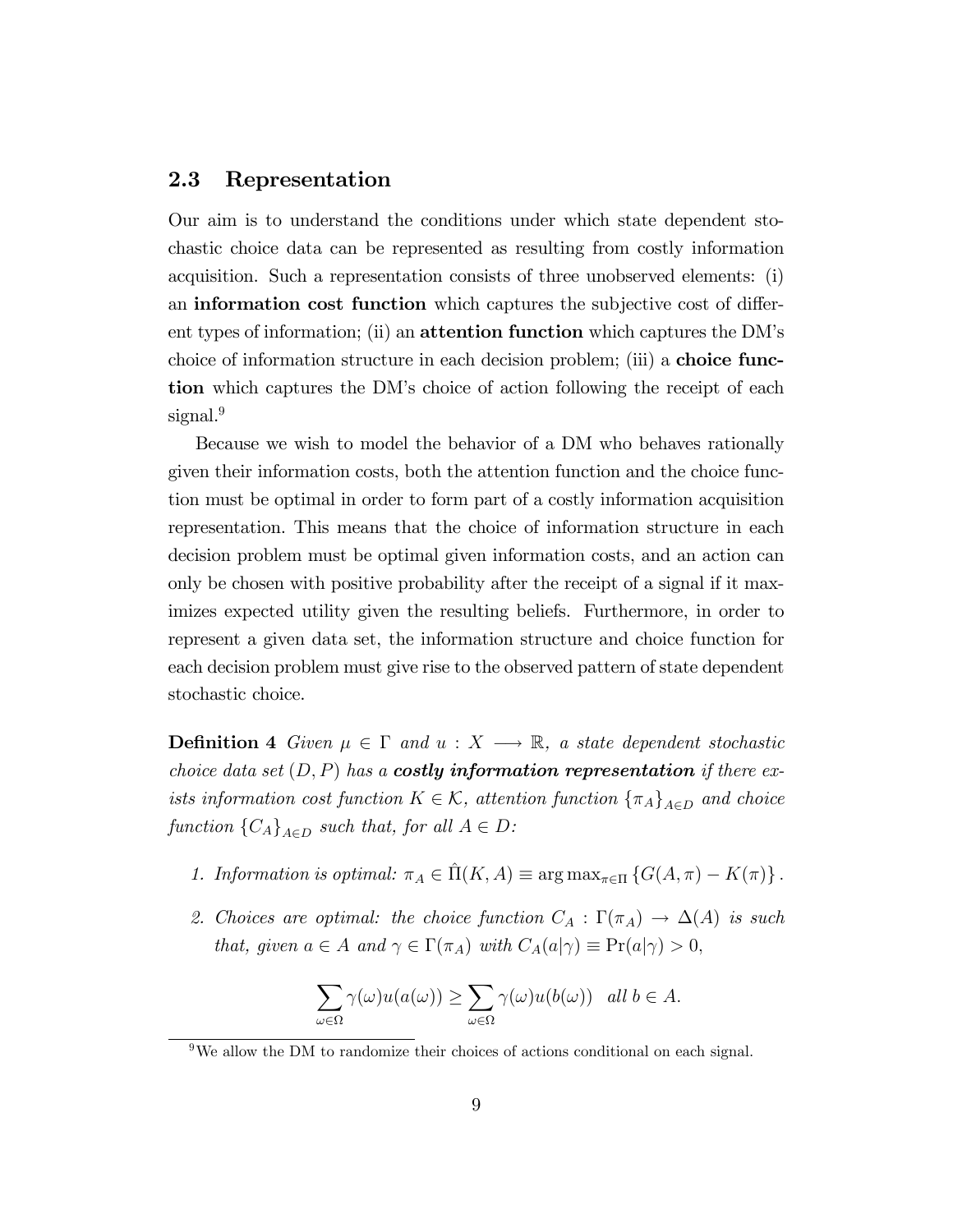### 2.3 Representation

Our aim is to understand the conditions under which state dependent stochastic choice data can be represented as resulting from costly information acquisition. Such a representation consists of three unobserved elements: (i) an **information cost function** which captures the subjective cost of different types of information; (ii) an **attention function** which captures the DM's choice of information structure in each decision problem; (iii) a **choice function** which captures the DM's choice of action following the receipt of each signal.[9]

Because we wish to model the behavior of a DM who behaves rationally given their information costs, both the attention function and the choice function must be optimal in order to form part of a costly information acquisition representation. This means that the choice of information structure in each decision problem must be optimal given information costs, and an action can only be chosen with positive probability after the receipt of a signal if it maximizes expected utility given the resulting beliefs. Furthermore, in order to represent a given data set, the information structure and choice function for each decision problem must give rise to the observed pattern of state dependent stochastic choice.

**Definition 4** *Given $\mu \in \Gamma$ and $u : X \longrightarrow \mathbb{R}$, a state dependent stochastic choice data set $(D, P)$ has a **costly information representation** if there exists information cost function $K \in \mathcal{K}$, attention function $\{\pi_A\}_{A \in D}$ and choice function $\{C_A\}_{A \in D}$ such that, for all $A \in D$:*

1. *Information is optimal: $\pi_A \in \hat{\Pi}(K, A) \equiv \arg\max_{\pi \in \Pi} \{G(A, \pi) - K(\pi)\}$.*

2. *Choices are optimal: the choice function $C_A : \Gamma(\pi_A) \rightarrow \Delta(A)$ is such that, given $a \in A$ and $\gamma \in \Gamma(\pi_A)$ with $C_A(a|\gamma) \equiv \Pr(a|\gamma) > 0$,*

$$\sum_{\omega \in \Omega} \gamma(\omega) u(a(\omega)) \geq \sum_{\omega \in \Omega} \gamma(\omega) u(b(\omega)) \quad \textit{all } b \in A.$$

[9] We allow the DM to randomize their choices of actions conditional on each signal.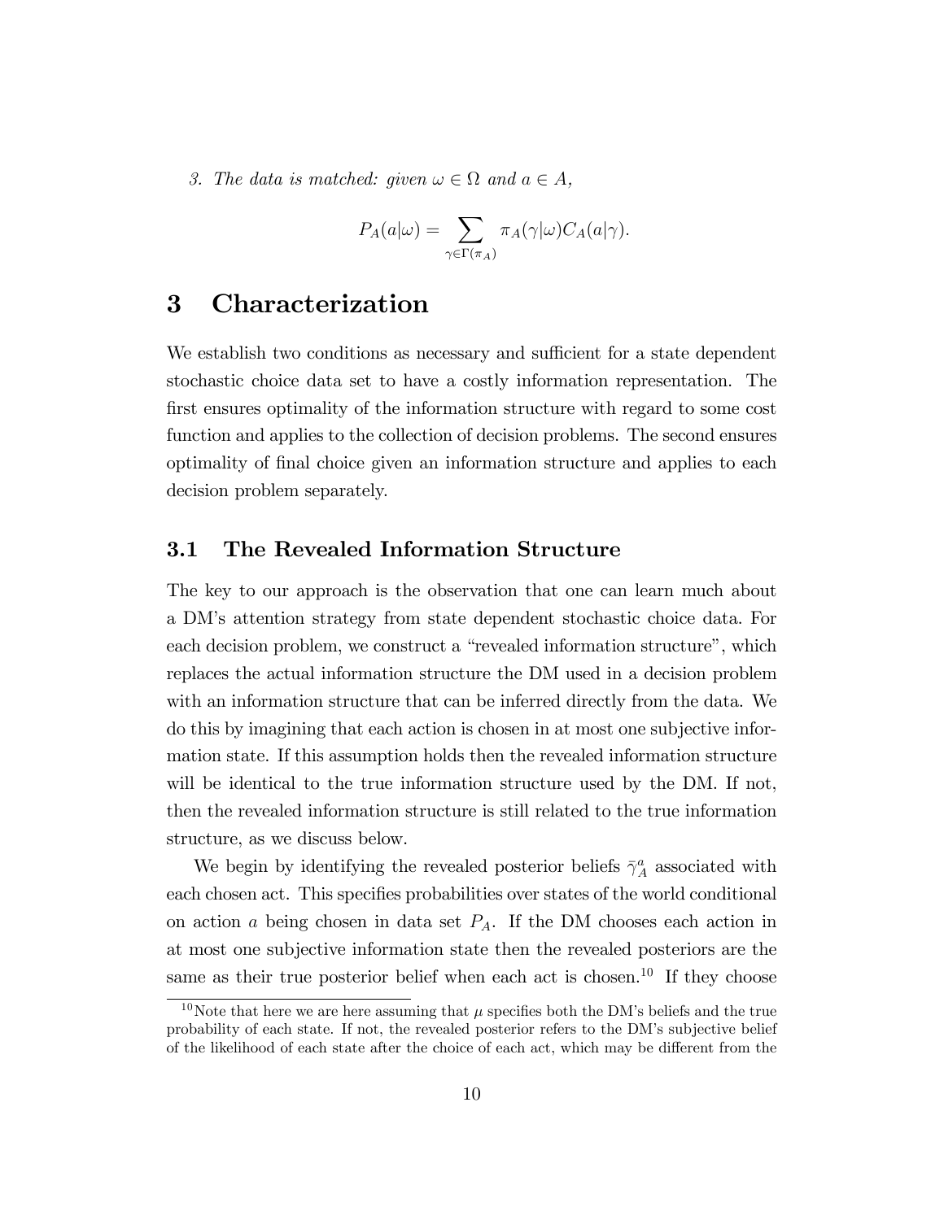3. *The data is matched: given $\omega \in \Omega$ and $a \in A$,*

$$P_A(a|\omega) = \sum_{\gamma \in \Gamma(\pi_A)} \pi_A(\gamma|\omega) C_A(a|\gamma).$$

# 3 Characterization

We establish two conditions as necessary and sufficient for a state dependent stochastic choice data set to have a costly information representation. The first ensures optimality of the information structure with regard to some cost function and applies to the collection of decision problems. The second ensures optimality of final choice given an information structure and applies to each decision problem separately.

## 3.1 The Revealed Information Structure

The key to our approach is the observation that one can learn much about a DM's attention strategy from state dependent stochastic choice data. For each decision problem, we construct a "revealed information structure", which replaces the actual information structure the DM used in a decision problem with an information structure that can be inferred directly from the data. We do this by imagining that each action is chosen in at most one subjective information state. If this assumption holds then the revealed information structure will be identical to the true information structure used by the DM. If not, then the revealed information structure is still related to the true information structure, as we discuss below.

We begin by identifying the revealed posterior beliefs $\bar{\gamma}_A^a$ associated with each chosen act. This specifies probabilities over states of the world conditional on action $a$ being chosen in data set $P_A$. If the DM chooses each action in at most one subjective information state then the revealed posteriors are the same as their true posterior belief when each act is chosen.[10] If they choose

[10] Note that here we are here assuming that $\mu$ specifies both the DM's beliefs and the true probability of each state. If not, the revealed posterior refers to the DM's subjective belief of the likelihood of each state after the choice of each act, which may be different from the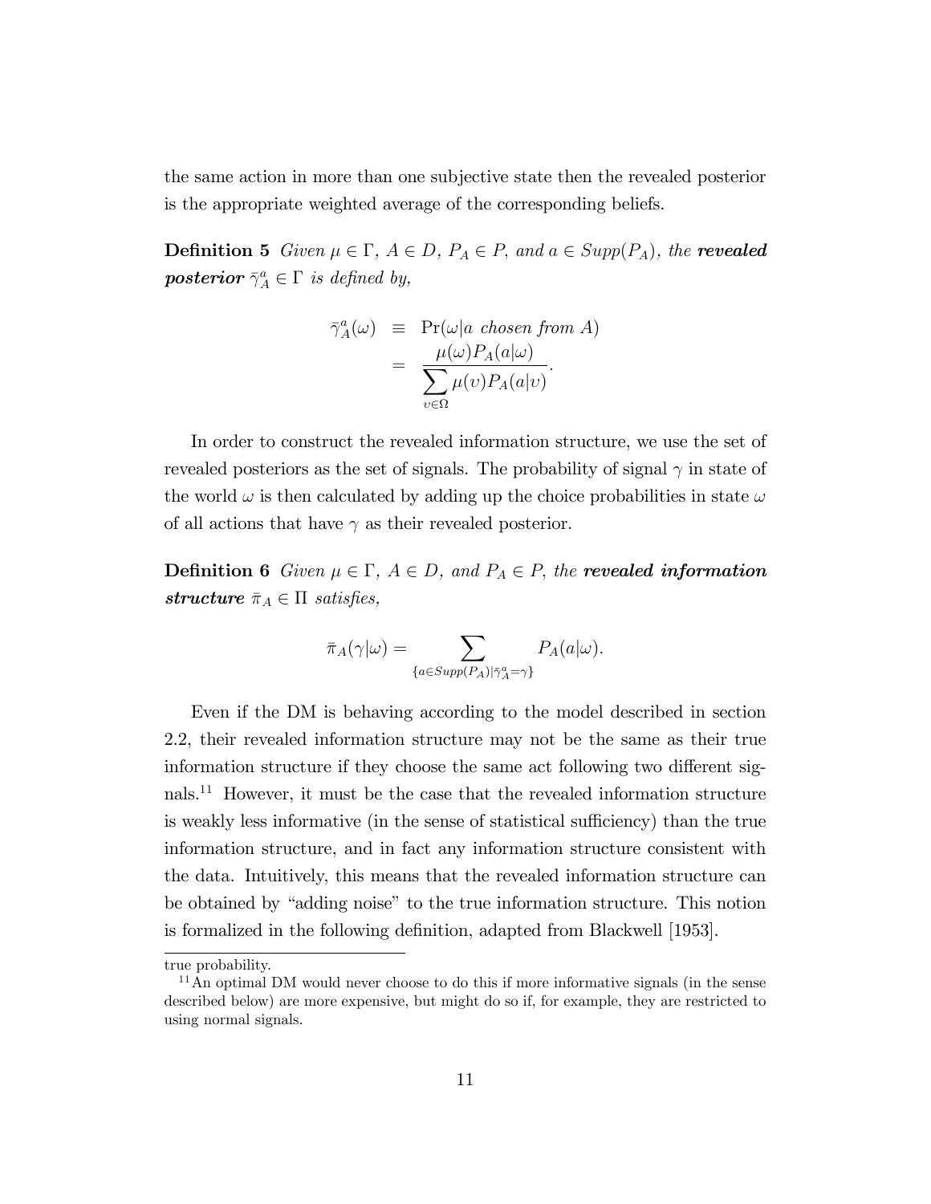the same action in more than one subjective state then the revealed posterior is the appropriate weighted average of the corresponding beliefs.

**Definition 5** *Given $\mu \in \Gamma$, $A \in D$, $P_A \in P$, and $a \in Supp(P_A)$, the **revealed posterior** $\bar{\gamma}_A^a \in \Gamma$ is defined by,*

$$
\begin{aligned}
\bar{\gamma}_A^a(\omega) &\equiv \Pr(\omega | a \text{ chosen from } A) \\
&= \frac{\mu(\omega) P_A(a|\omega)}{\sum_{\upsilon \in \Omega} \mu(\upsilon) P_A(a|\upsilon)}.
\end{aligned}
$$

In order to construct the revealed information structure, we use the set of revealed posteriors as the set of signals. The probability of signal $\gamma$ in state of the world $\omega$ is then calculated by adding up the choice probabilities in state $\omega$ of all actions that have $\gamma$ as their revealed posterior.

**Definition 6** *Given $\mu \in \Gamma$, $A \in D$, and $P_A \in P$, the **revealed information structure** $\bar{\pi}_A \in \Pi$ satisfies,*

$$
\bar{\pi}_A(\gamma|\omega) = \sum_{\{a \in Supp(P_A) | \bar{\gamma}_A^a = \gamma\}} P_A(a|\omega).
$$

Even if the DM is behaving according to the model described in section 2.2, their revealed information structure may not be the same as their true information structure if they choose the same act following two different signals.[11] However, it must be the case that the revealed information structure is weakly less informative (in the sense of statistical sufficiency) than the true information structure, and in fact any information structure consistent with the data. Intuitively, this means that the revealed information structure can be obtained by "adding noise" to the true information structure. This notion is formalized in the following definition, adapted from Blackwell [1953].

true probability.

[11] An optimal DM would never choose to do this if more informative signals (in the sense described below) are more expensive, but might do so if, for example, they are restricted to using normal signals.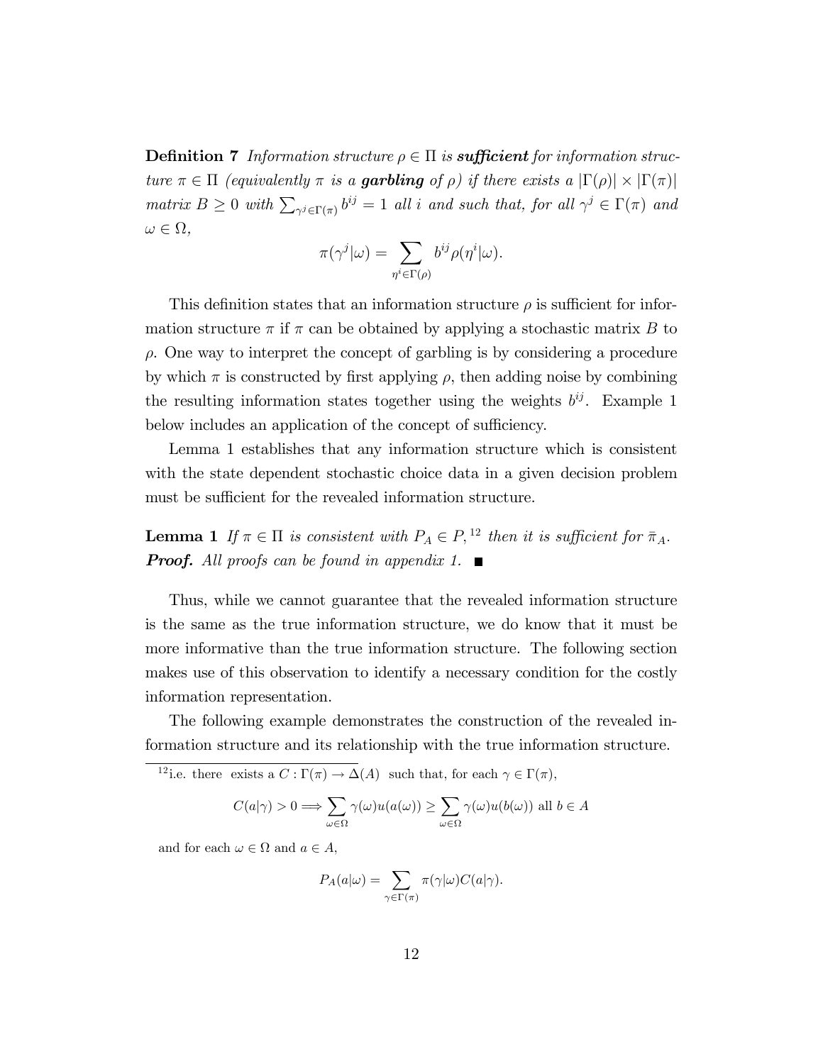**Definition 7** *Information structure $\rho \in \Pi$ is **sufficient** for information structure $\pi \in \Pi$ (equivalently $\pi$ is a **garbling** of $\rho$) if there exists a $|\Gamma(\rho)| \times |\Gamma(\pi)|$ matrix $B \geq 0$ with $\sum_{\gamma^j \in \Gamma(\pi)} b^{ij} = 1$ all $i$ and such that, for all $\gamma^j \in \Gamma(\pi)$ and $\omega \in \Omega$,*

$$\pi(\gamma^j|\omega) = \sum_{\eta^i \in \Gamma(\rho)} b^{ij} \rho(\eta^i|\omega).$$

This definition states that an information structure $\rho$ is sufficient for information structure $\pi$ if $\pi$ can be obtained by applying a stochastic matrix $B$ to $\rho$. One way to interpret the concept of garbling is by considering a procedure by which $\pi$ is constructed by first applying $\rho$, then adding noise by combining the resulting information states together using the weights $b^{ij}$. Example 1 below includes an application of the concept of sufficiency.

Lemma 1 establishes that any information structure which is consistent with the state dependent stochastic choice data in a given decision problem must be sufficient for the revealed information structure.

**Lemma 1** *If $\pi \in \Pi$ is consistent with $P_A \in P$,*[12] *then it is sufficient for $\bar{\pi}_A$.*
***Proof.*** *All proofs can be found in appendix 1.* ■

Thus, while we cannot guarantee that the revealed information structure is the same as the true information structure, we do know that it must be more informative than the true information structure. The following section makes use of this observation to identify a necessary condition for the costly information representation.

The following example demonstrates the construction of the revealed information structure and its relationship with the true information structure.

---

[12] i.e. there exists a $C : \Gamma(\pi) \to \Delta(A)$ such that, for each $\gamma \in \Gamma(\pi)$,

$$C(a|\gamma) > 0 \Longrightarrow \sum_{\omega \in \Omega} \gamma(\omega) u(a(\omega)) \geq \sum_{\omega \in \Omega} \gamma(\omega) u(b(\omega)) \text{ all } b \in A$$

and for each $\omega \in \Omega$ and $a \in A$,

$$P_A(a|\omega) = \sum_{\gamma \in \Gamma(\pi)} \pi(\gamma|\omega) C(a|\gamma).$$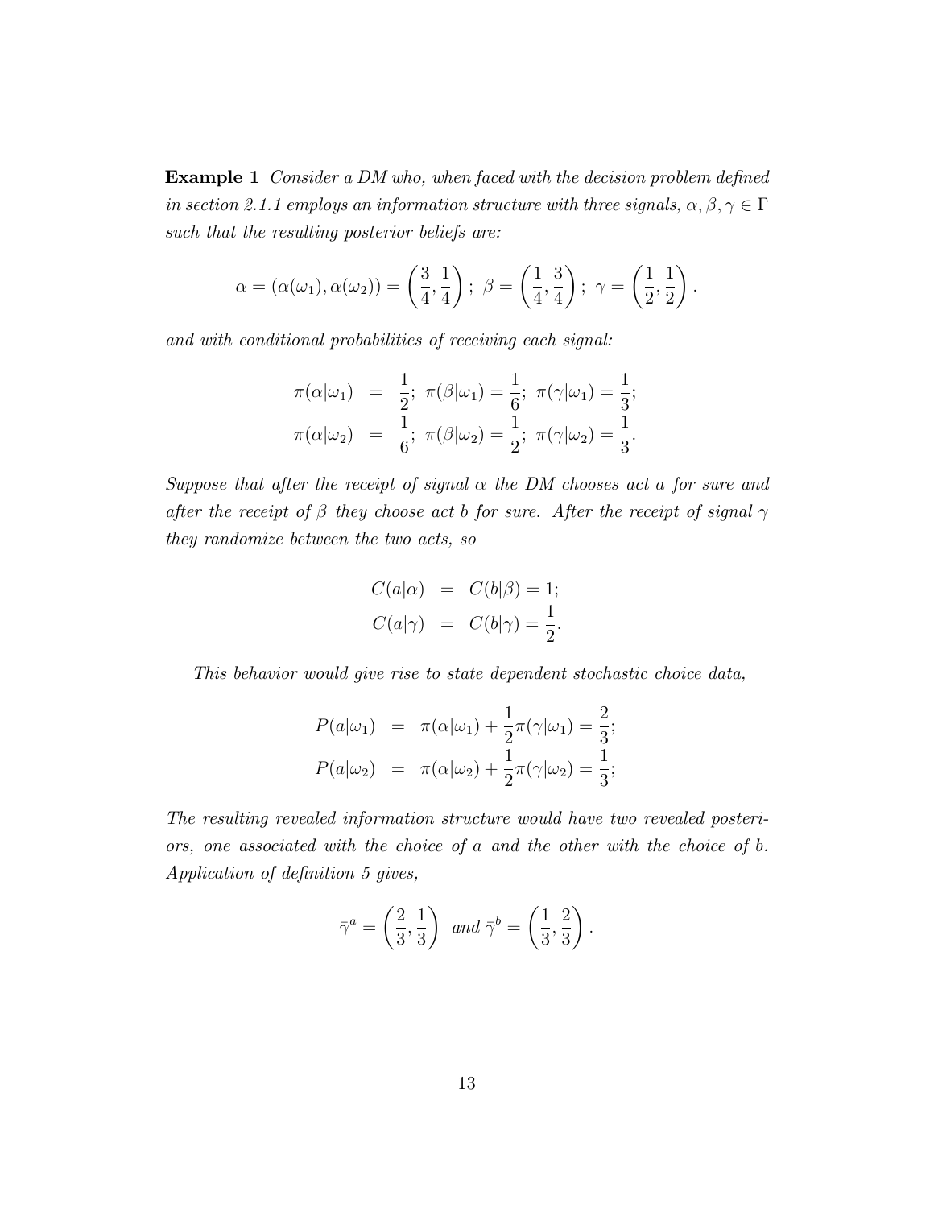**Example 1** *Consider a DM who, when faced with the decision problem defined in section 2.1.1 employs an information structure with three signals, $\alpha, \beta, \gamma \in \Gamma$ such that the resulting posterior beliefs are:*

$$\alpha = (\alpha(\omega_1), \alpha(\omega_2)) = \left(\frac{3}{4}, \frac{1}{4}\right);\ \beta = \left(\frac{1}{4}, \frac{3}{4}\right);\ \gamma = \left(\frac{1}{2}, \frac{1}{2}\right).$$

*and with conditional probabilities of receiving each signal:*

$$\begin{aligned}
\pi(\alpha|\omega_1) &= \frac{1}{2};\ \pi(\beta|\omega_1) = \frac{1}{6};\ \pi(\gamma|\omega_1) = \frac{1}{3}; \\
\pi(\alpha|\omega_2) &= \frac{1}{6};\ \pi(\beta|\omega_2) = \frac{1}{2};\ \pi(\gamma|\omega_2) = \frac{1}{3}.
\end{aligned}$$

*Suppose that after the receipt of signal $\alpha$ the DM chooses act $a$ for sure and after the receipt of $\beta$ they choose act $b$ for sure. After the receipt of signal $\gamma$ they randomize between the two acts, so*

$$\begin{aligned}
C(a|\alpha) &= C(b|\beta) = 1; \\
C(a|\gamma) &= C(b|\gamma) = \frac{1}{2}.
\end{aligned}$$

*This behavior would give rise to state dependent stochastic choice data,*

$$\begin{aligned}
P(a|\omega_1) &= \pi(\alpha|\omega_1) + \frac{1}{2}\pi(\gamma|\omega_1) = \frac{2}{3}; \\
P(a|\omega_2) &= \pi(\alpha|\omega_2) + \frac{1}{2}\pi(\gamma|\omega_2) = \frac{1}{3};
\end{aligned}$$

*The resulting revealed information structure would have two revealed posteriors, one associated with the choice of $a$ and the other with the choice of $b$. Application of definition 5 gives,*

$$\bar{\gamma}^a = \left(\frac{2}{3}, \frac{1}{3}\right) \text{ and } \bar{\gamma}^b = \left(\frac{1}{3}, \frac{2}{3}\right).$$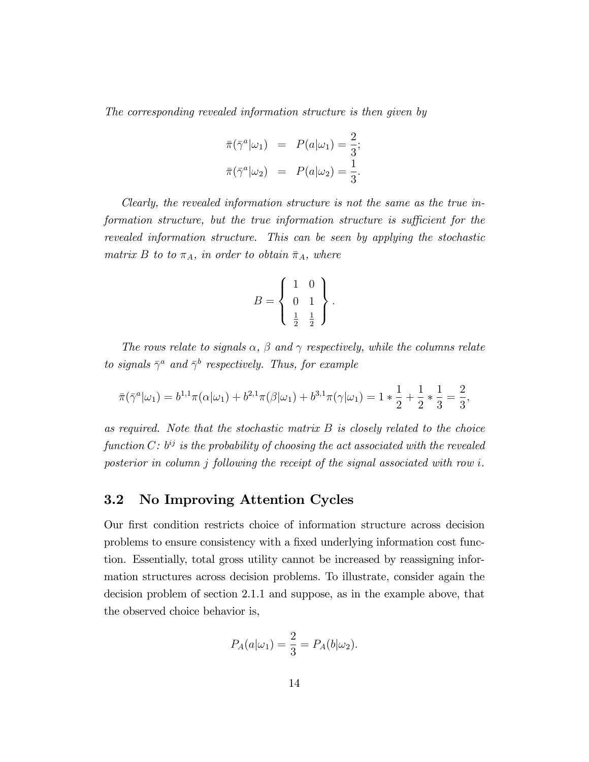*The corresponding revealed information structure is then given by*

$$\bar{\pi}(\bar{\gamma}^a|\omega_1) = P(a|\omega_1) = \frac{2}{3};$$
$$\bar{\pi}(\bar{\gamma}^a|\omega_2) = P(a|\omega_2) = \frac{1}{3}.$$

*Clearly, the revealed information structure is not the same as the true information structure, but the true information structure is sufficient for the revealed information structure. This can be seen by applying the stochastic matrix $B$ to to $\pi_A$, in order to obtain $\bar{\pi}_A$, where*

$$B = \left\{ \begin{array}{cc} 1 & 0 \\ 0 & 1 \\ \frac{1}{2} & \frac{1}{2} \end{array} \right\}.$$

*The rows relate to signals $\alpha$, $\beta$ and $\gamma$ respectively, while the columns relate to signals $\bar{\gamma}^a$ and $\bar{\gamma}^b$ respectively. Thus, for example*

$$\bar{\pi}(\bar{\gamma}^a|\omega_1) = b^{1,1}\pi(\alpha|\omega_1) + b^{2,1}\pi(\beta|\omega_1) + b^{3,1}\pi(\gamma|\omega_1) = 1 * \frac{1}{2} + \frac{1}{2} * \frac{1}{3} = \frac{2}{3},$$

*as required. Note that the stochastic matrix $B$ is closely related to the choice function $C$: $b^{ij}$ is the probability of choosing the act associated with the revealed posterior in column $j$ following the receipt of the signal associated with row $i$.*

## 3.2 No Improving Attention Cycles

Our first condition restricts choice of information structure across decision problems to ensure consistency with a fixed underlying information cost function. Essentially, total gross utility cannot be increased by reassigning information structures across decision problems. To illustrate, consider again the decision problem of section 2.1.1 and suppose, as in the example above, that the observed choice behavior is,

$$P_A(a|\omega_1) = \frac{2}{3} = P_A(b|\omega_2).$$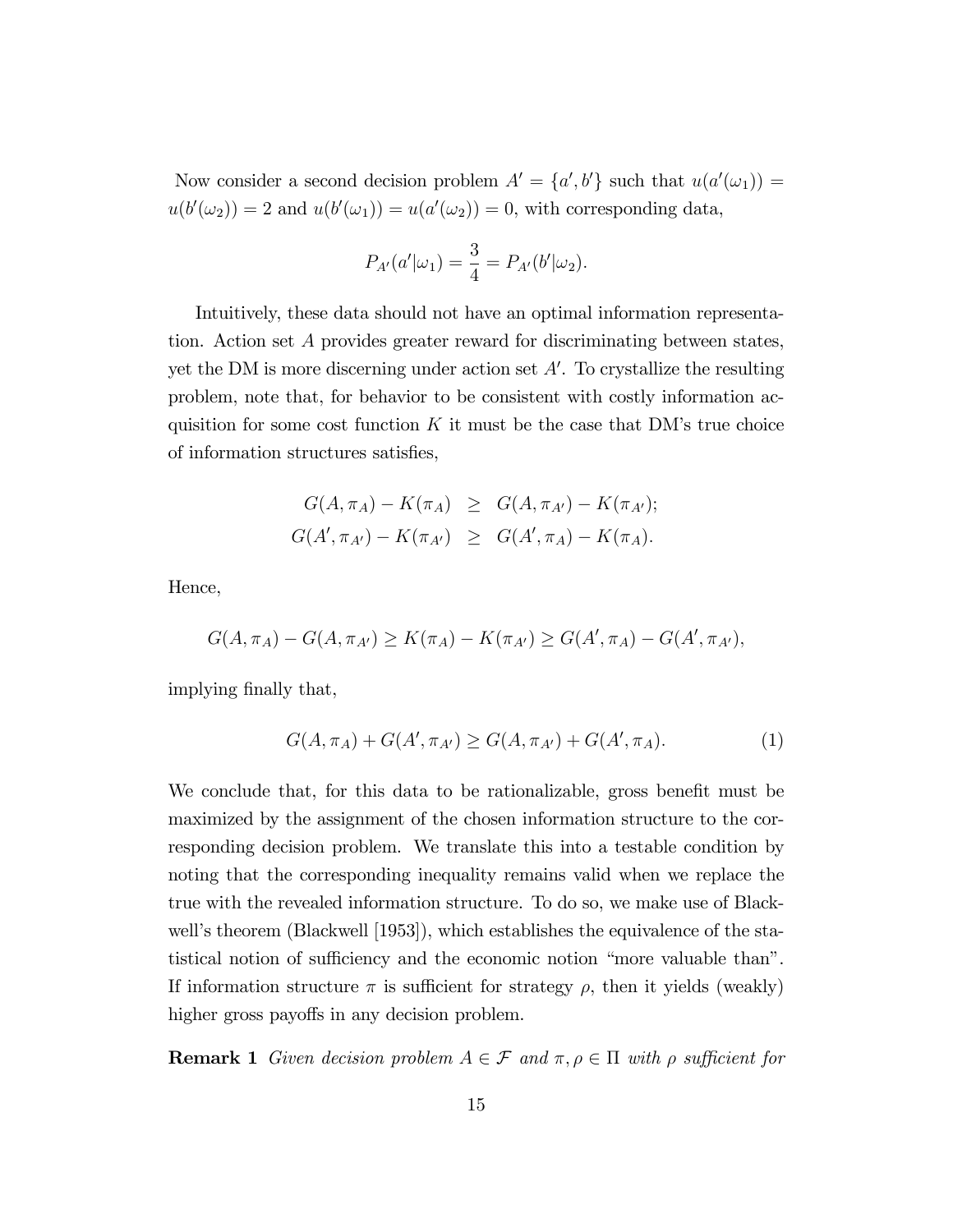Now consider a second decision problem $A' = \{a', b'\}$ such that $u(a'(\omega_1)) = u(b'(\omega_2)) = 2$ and $u(b'(\omega_1)) = u(a'(\omega_2)) = 0$, with corresponding data,

$$P_{A'}(a'|\omega_1) = \frac{3}{4} = P_{A'}(b'|\omega_2).$$

Intuitively, these data should not have an optimal information representation. Action set $A$ provides greater reward for discriminating between states, yet the DM is more discerning under action set $A'$. To crystallize the resulting problem, note that, for behavior to be consistent with costly information acquisition for some cost function $K$ it must be the case that DM's true choice of information structures satisfies,

$$\begin{aligned} G(A, \pi_A) - K(\pi_A) &\geq G(A, \pi_{A'}) - K(\pi_{A'}); \\ G(A', \pi_{A'}) - K(\pi_{A'}) &\geq G(A', \pi_A) - K(\pi_A). \end{aligned}$$

Hence,

$$G(A, \pi_A) - G(A, \pi_{A'}) \geq K(\pi_A) - K(\pi_{A'}) \geq G(A', \pi_A) - G(A', \pi_{A'}),$$

implying finally that,

$$G(A, \pi_A) + G(A', \pi_{A'}) \geq G(A, \pi_{A'}) + G(A', \pi_A). \tag{1}$$

We conclude that, for this data to be rationalizable, gross benefit must be maximized by the assignment of the chosen information structure to the corresponding decision problem. We translate this into a testable condition by noting that the corresponding inequality remains valid when we replace the true with the revealed information structure. To do so, we make use of Blackwell's theorem (Blackwell [1953]), which establishes the equivalence of the statistical notion of sufficiency and the economic notion "more valuable than". If information structure $\pi$ is sufficient for strategy $\rho$, then it yields (weakly) higher gross payoffs in any decision problem.

**Remark 1** *Given decision problem $A \in \mathcal{F}$ and $\pi, \rho \in \Pi$ with $\rho$ sufficient for*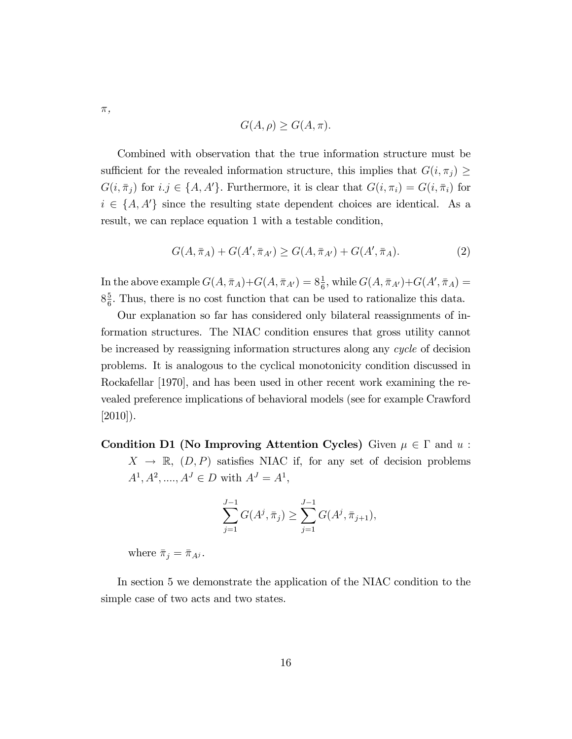$\pi$,

$$G(A, \rho) \geq G(A, \pi).$$

Combined with observation that the true information structure must be sufficient for the revealed information structure, this implies that $G(i, \pi_j) \geq G(i, \bar{\pi}_j)$ for $i.j \in \{A, A'\}$. Furthermore, it is clear that $G(i, \pi_i) = G(i, \bar{\pi}_i)$ for $i \in \{A, A'\}$ since the resulting state dependent choices are identical. As a result, we can replace equation 1 with a testable condition,

$$G(A, \bar{\pi}_A) + G(A', \bar{\pi}_{A'}) \geq G(A, \bar{\pi}_{A'}) + G(A', \bar{\pi}_A). \tag{2}$$

In the above example $G(A, \bar{\pi}_A) + G(A, \bar{\pi}_{A'}) = 8\frac{1}{6}$, while $G(A, \bar{\pi}_{A'}) + G(A', \bar{\pi}_A) = 8\frac{5}{6}$. Thus, there is no cost function that can be used to rationalize this data.

Our explanation so far has considered only bilateral reassignments of information structures. The NIAC condition ensures that gross utility cannot be increased by reassigning information structures along any *cycle* of decision problems. It is analogous to the cyclical monotonicity condition discussed in Rockafellar [1970], and has been used in other recent work examining the revealed preference implications of behavioral models (see for example Crawford [2010]).

**Condition D1 (No Improving Attention Cycles)** Given $\mu \in \Gamma$ and $u : X \rightarrow \mathbb{R}$, $(D, P)$ satisfies NIAC if, for any set of decision problems $A^1, A^2, ...., A^J \in D$ with $A^J = A^1$,

$$\sum_{j=1}^{J-1} G(A^j, \bar{\pi}_j) \geq \sum_{j=1}^{J-1} G(A^j, \bar{\pi}_{j+1}),$$

where $\bar{\pi}_j = \bar{\pi}_{A^j}$.

In section 5 we demonstrate the application of the NIAC condition to the simple case of two acts and two states.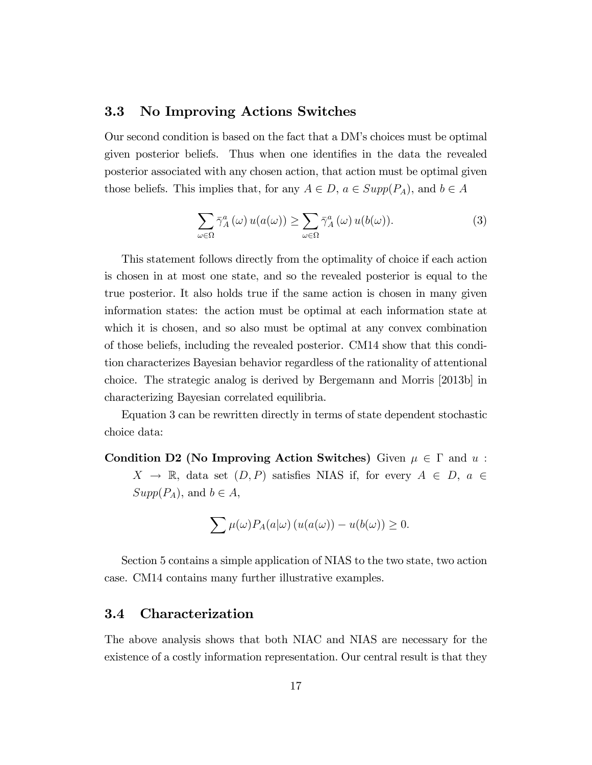## 3.3 No Improving Actions Switches

Our second condition is based on the fact that a DM's choices must be optimal given posterior beliefs. Thus when one identifies in the data the revealed posterior associated with any chosen action, that action must be optimal given those beliefs. This implies that, for any $A \in D$, $a \in Supp(P_A)$, and $b \in A$

$$\sum_{\omega \in \Omega} \bar{\gamma}_A^a(\omega)\, u(a(\omega)) \geq \sum_{\omega \in \Omega} \bar{\gamma}_A^a(\omega)\, u(b(\omega)). \tag{3}$$

This statement follows directly from the optimality of choice if each action is chosen in at most one state, and so the revealed posterior is equal to the true posterior. It also holds true if the same action is chosen in many given information states: the action must be optimal at each information state at which it is chosen, and so also must be optimal at any convex combination of those beliefs, including the revealed posterior. CM14 show that this condition characterizes Bayesian behavior regardless of the rationality of attentional choice. The strategic analog is derived by Bergemann and Morris [2013b] in characterizing Bayesian correlated equilibria.

Equation 3 can be rewritten directly in terms of state dependent stochastic choice data:

**Condition D2 (No Improving Action Switches)** Given $\mu \in \Gamma$ and $u : X \to \mathbb{R}$, data set $(D, P)$ satisfies NIAS if, for every $A \in D$, $a \in Supp(P_A)$, and $b \in A$,

$$\sum \mu(\omega) P_A(a|\omega)\left(u(a(\omega)) - u(b(\omega)\right) \geq 0.$$

Section 5 contains a simple application of NIAS to the two state, two action case. CM14 contains many further illustrative examples.

## 3.4 Characterization

The above analysis shows that both NIAC and NIAS are necessary for the existence of a costly information representation. Our central result is that they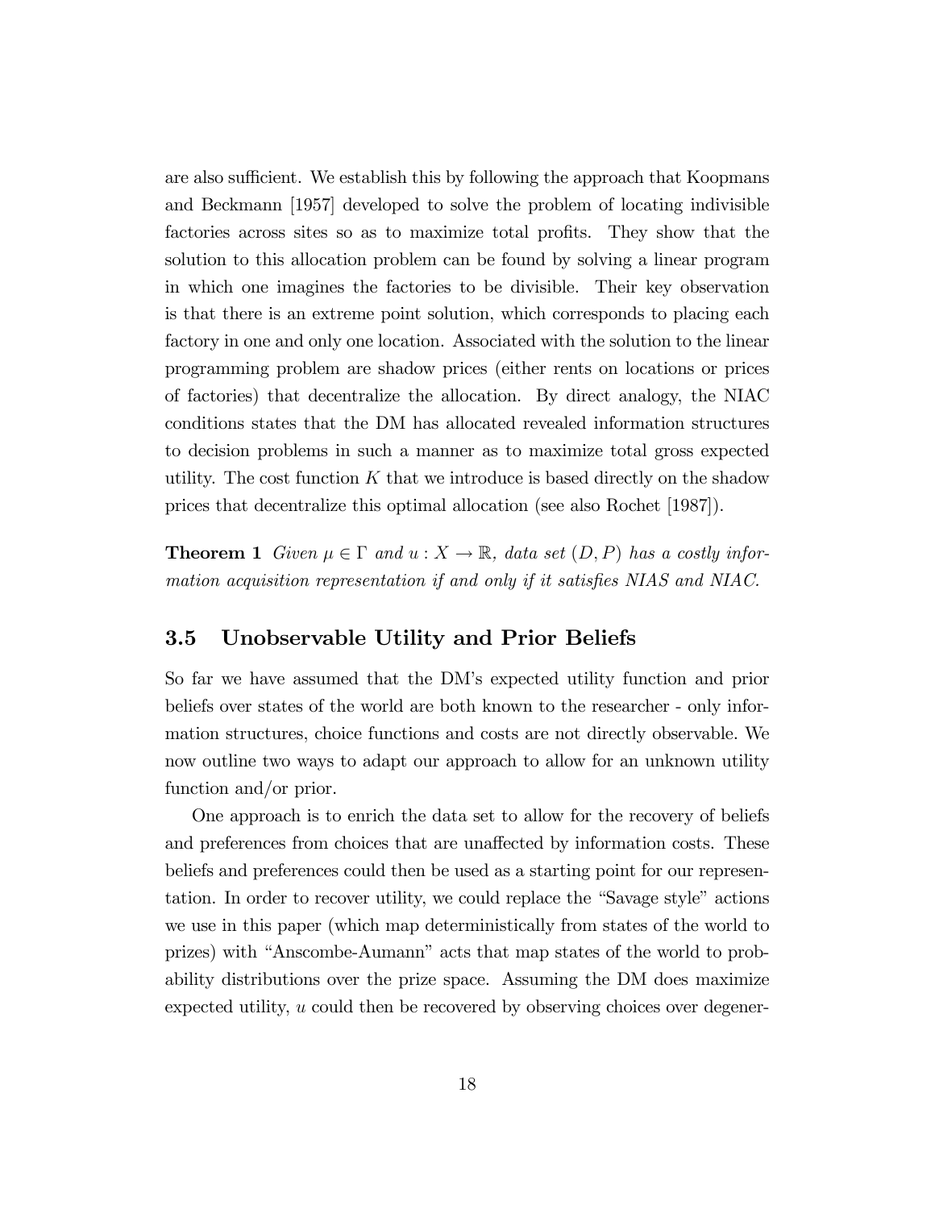are also sufficient. We establish this by following the approach that Koopmans and Beckmann [1957] developed to solve the problem of locating indivisible factories across sites so as to maximize total profits. They show that the solution to this allocation problem can be found by solving a linear program in which one imagines the factories to be divisible. Their key observation is that there is an extreme point solution, which corresponds to placing each factory in one and only one location. Associated with the solution to the linear programming problem are shadow prices (either rents on locations or prices of factories) that decentralize the allocation. By direct analogy, the NIAC conditions states that the DM has allocated revealed information structures to decision problems in such a manner as to maximize total gross expected utility. The cost function $K$ that we introduce is based directly on the shadow prices that decentralize this optimal allocation (see also Rochet [1987]).

**Theorem 1** *Given $\mu \in \Gamma$ and $u : X \to \mathbb{R}$, data set $(D, P)$ has a costly information acquisition representation if and only if it satisfies NIAS and NIAC.*

## 3.5 Unobservable Utility and Prior Beliefs

So far we have assumed that the DM's expected utility function and prior beliefs over states of the world are both known to the researcher - only information structures, choice functions and costs are not directly observable. We now outline two ways to adapt our approach to allow for an unknown utility function and/or prior.

One approach is to enrich the data set to allow for the recovery of beliefs and preferences from choices that are unaffected by information costs. These beliefs and preferences could then be used as a starting point for our representation. In order to recover utility, we could replace the "Savage style" actions we use in this paper (which map deterministically from states of the world to prizes) with "Anscombe-Aumann" acts that map states of the world to probability distributions over the prize space. Assuming the DM does maximize expected utility, $u$ could then be recovered by observing choices over degener-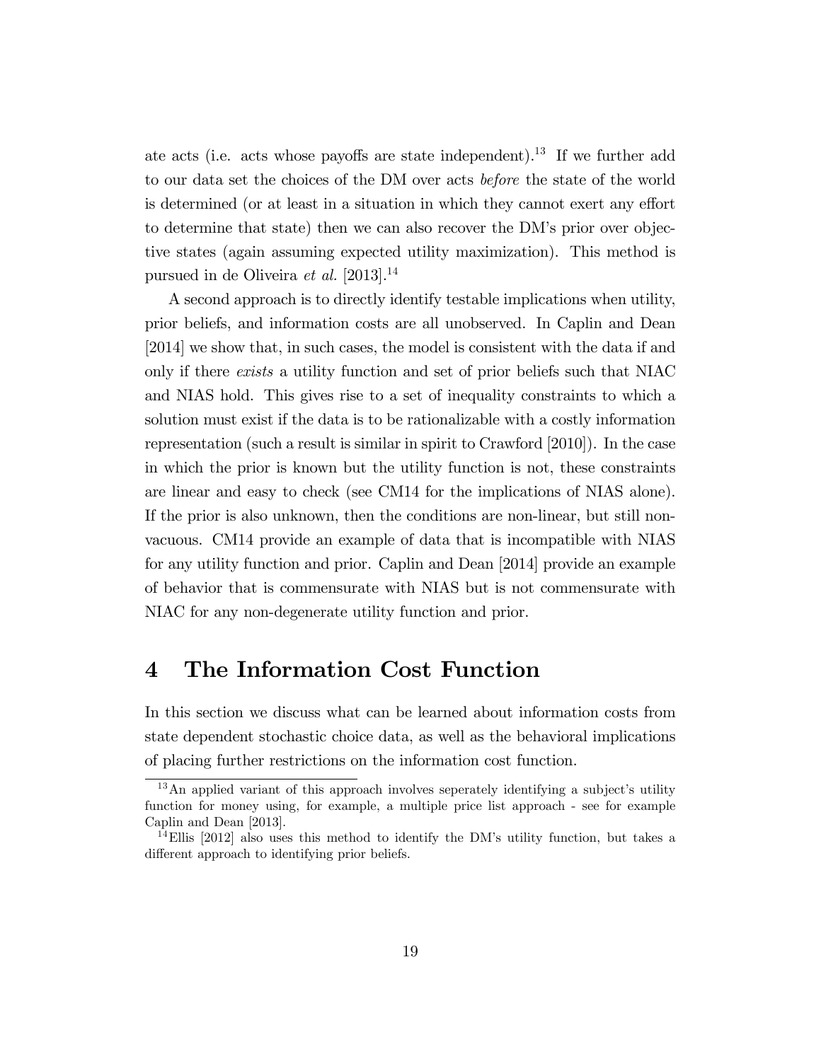ate acts (i.e. acts whose payoffs are state independent).[13] If we further add to our data set the choices of the DM over acts *before* the state of the world is determined (or at least in a situation in which they cannot exert any effort to determine that state) then we can also recover the DM's prior over objective states (again assuming expected utility maximization). This method is pursued in de Oliveira *et al.* [2013].[14]

A second approach is to directly identify testable implications when utility, prior beliefs, and information costs are all unobserved. In Caplin and Dean [2014] we show that, in such cases, the model is consistent with the data if and only if there *exists* a utility function and set of prior beliefs such that NIAC and NIAS hold. This gives rise to a set of inequality constraints to which a solution must exist if the data is to be rationalizable with a costly information representation (such a result is similar in spirit to Crawford [2010]). In the case in which the prior is known but the utility function is not, these constraints are linear and easy to check (see CM14 for the implications of NIAS alone). If the prior is also unknown, then the conditions are non-linear, but still non-vacuous. CM14 provide an example of data that is incompatible with NIAS for any utility function and prior. Caplin and Dean [2014] provide an example of behavior that is commensurate with NIAS but is not commensurate with NIAC for any non-degenerate utility function and prior.

# 4 The Information Cost Function

In this section we discuss what can be learned about information costs from state dependent stochastic choice data, as well as the behavioral implications of placing further restrictions on the information cost function.

[13] An applied variant of this approach involves seperately identifying a subject's utility function for money using, for example, a multiple price list approach - see for example Caplin and Dean [2013].

[14] Ellis [2012] also uses this method to identify the DM's utility function, but takes a different approach to identifying prior beliefs.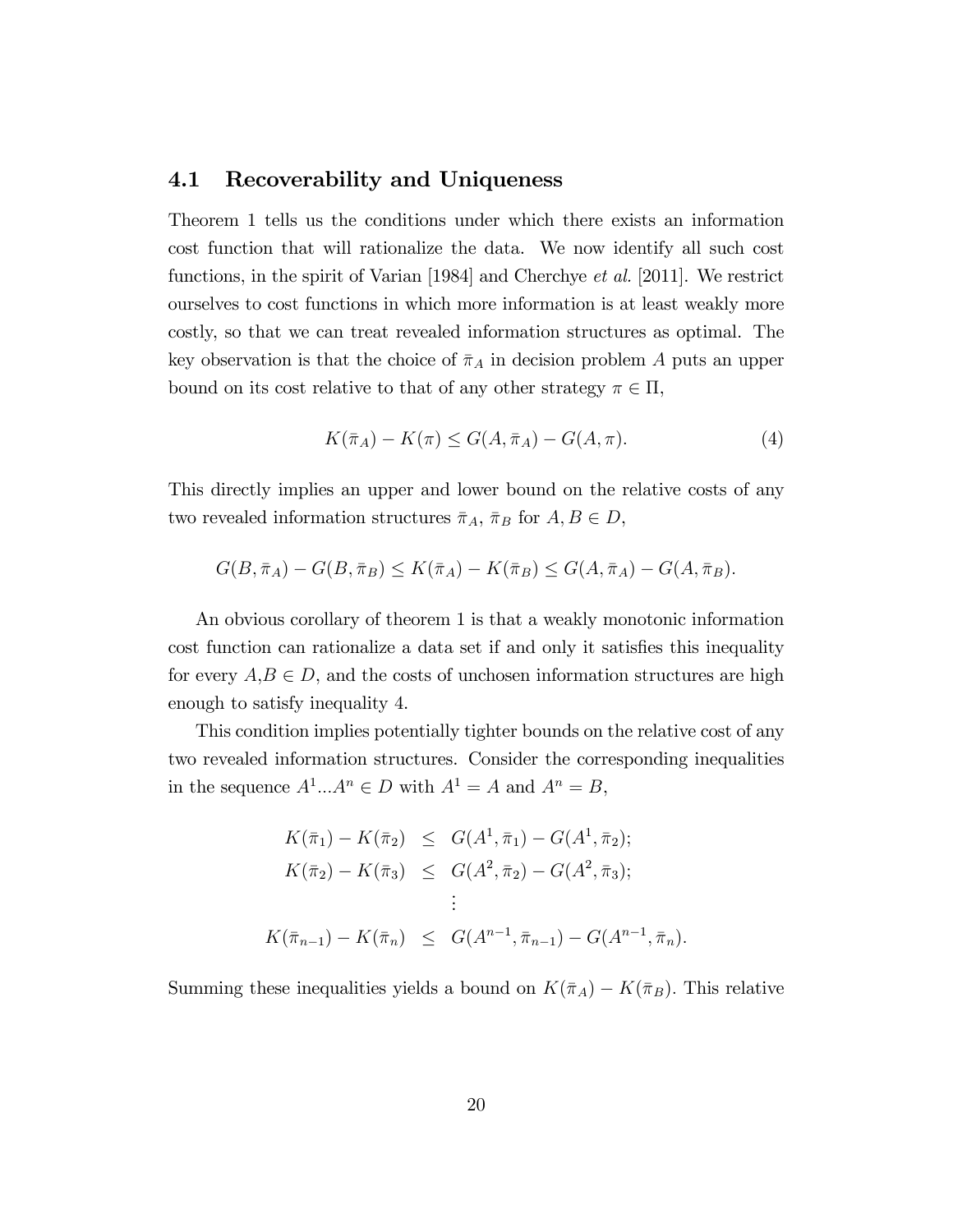### 4.1 Recoverability and Uniqueness

Theorem 1 tells us the conditions under which there exists an information cost function that will rationalize the data. We now identify all such cost functions, in the spirit of Varian [1984] and Cherchye *et al.* [2011]. We restrict ourselves to cost functions in which more information is at least weakly more costly, so that we can treat revealed information structures as optimal. The key observation is that the choice of $\bar{\pi}_A$ in decision problem $A$ puts an upper bound on its cost relative to that of any other strategy $\pi \in \Pi$,

$$K(\bar{\pi}_A) - K(\pi) \leq G(A, \bar{\pi}_A) - G(A, \pi). \tag{4}$$

This directly implies an upper and lower bound on the relative costs of any two revealed information structures $\bar{\pi}_A$, $\bar{\pi}_B$ for $A, B \in D$,

$$G(B, \bar{\pi}_A) - G(B, \bar{\pi}_B) \leq K(\bar{\pi}_A) - K(\bar{\pi}_B) \leq G(A, \bar{\pi}_A) - G(A, \bar{\pi}_B).$$

An obvious corollary of theorem 1 is that a weakly monotonic information cost function can rationalize a data set if and only it satisfies this inequality for every $A$,$B \in D$, and the costs of unchosen information structures are high enough to satisfy inequality 4.

This condition implies potentially tighter bounds on the relative cost of any two revealed information structures. Consider the corresponding inequalities in the sequence $A^1 ... A^n \in D$ with $A^1 = A$ and $A^n = B$,

$$\begin{aligned}
K(\bar{\pi}_1) - K(\bar{\pi}_2) &\leq G(A^1, \bar{\pi}_1) - G(A^1, \bar{\pi}_2); \\
K(\bar{\pi}_2) - K(\bar{\pi}_3) &\leq G(A^2, \bar{\pi}_2) - G(A^2, \bar{\pi}_3); \\
&\vdots \\
K(\bar{\pi}_{n-1}) - K(\bar{\pi}_n) &\leq G(A^{n-1}, \bar{\pi}_{n-1}) - G(A^{n-1}, \bar{\pi}_n).
\end{aligned}$$

Summing these inequalities yields a bound on $K(\bar{\pi}_A) - K(\bar{\pi}_B)$. This relative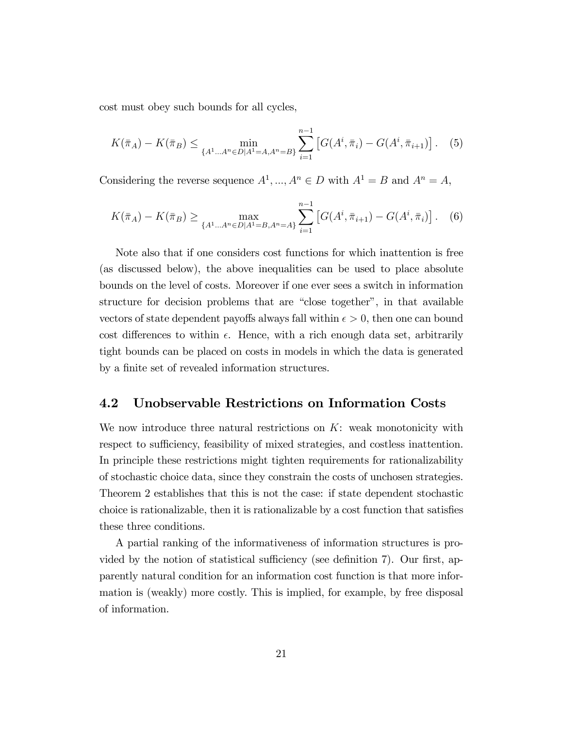cost must obey such bounds for all cycles,

$$K(\bar{\pi}_A) - K(\bar{\pi}_B) \leq \min_{\{A^1 \ldots A^n \in D | A^1 = A, A^n = B\}} \sum_{i=1}^{n-1} \left[ G(A^i, \bar{\pi}_i) - G(A^i, \bar{\pi}_{i+1}) \right]. \quad (5)$$

Considering the reverse sequence $A^1, ..., A^n \in D$ with $A^1 = B$ and $A^n = A$,

$$K(\bar{\pi}_A) - K(\bar{\pi}_B) \geq \max_{\{A^1 \ldots A^n \in D | A^1 = B, A^n = A\}} \sum_{i=1}^{n-1} \left[ G(A^i, \bar{\pi}_{i+1}) - G(A^i, \bar{\pi}_i) \right]. \quad (6)$$

Note also that if one considers cost functions for which inattention is free (as discussed below), the above inequalities can be used to place absolute bounds on the level of costs. Moreover if one ever sees a switch in information structure for decision problems that are "close together", in that available vectors of state dependent payoffs always fall within $\epsilon > 0$, then one can bound cost differences to within $\epsilon$. Hence, with a rich enough data set, arbitrarily tight bounds can be placed on costs in models in which the data is generated by a finite set of revealed information structures.

## 4.2 Unobservable Restrictions on Information Costs

We now introduce three natural restrictions on $K$: weak monotonicity with respect to sufficiency, feasibility of mixed strategies, and costless inattention. In principle these restrictions might tighten requirements for rationalizability of stochastic choice data, since they constrain the costs of unchosen strategies. Theorem 2 establishes that this is not the case: if state dependent stochastic choice is rationalizable, then it is rationalizable by a cost function that satisfies these three conditions.

A partial ranking of the informativeness of information structures is provided by the notion of statistical sufficiency (see definition 7). Our first, apparently natural condition for an information cost function is that more information is (weakly) more costly. This is implied, for example, by free disposal of information.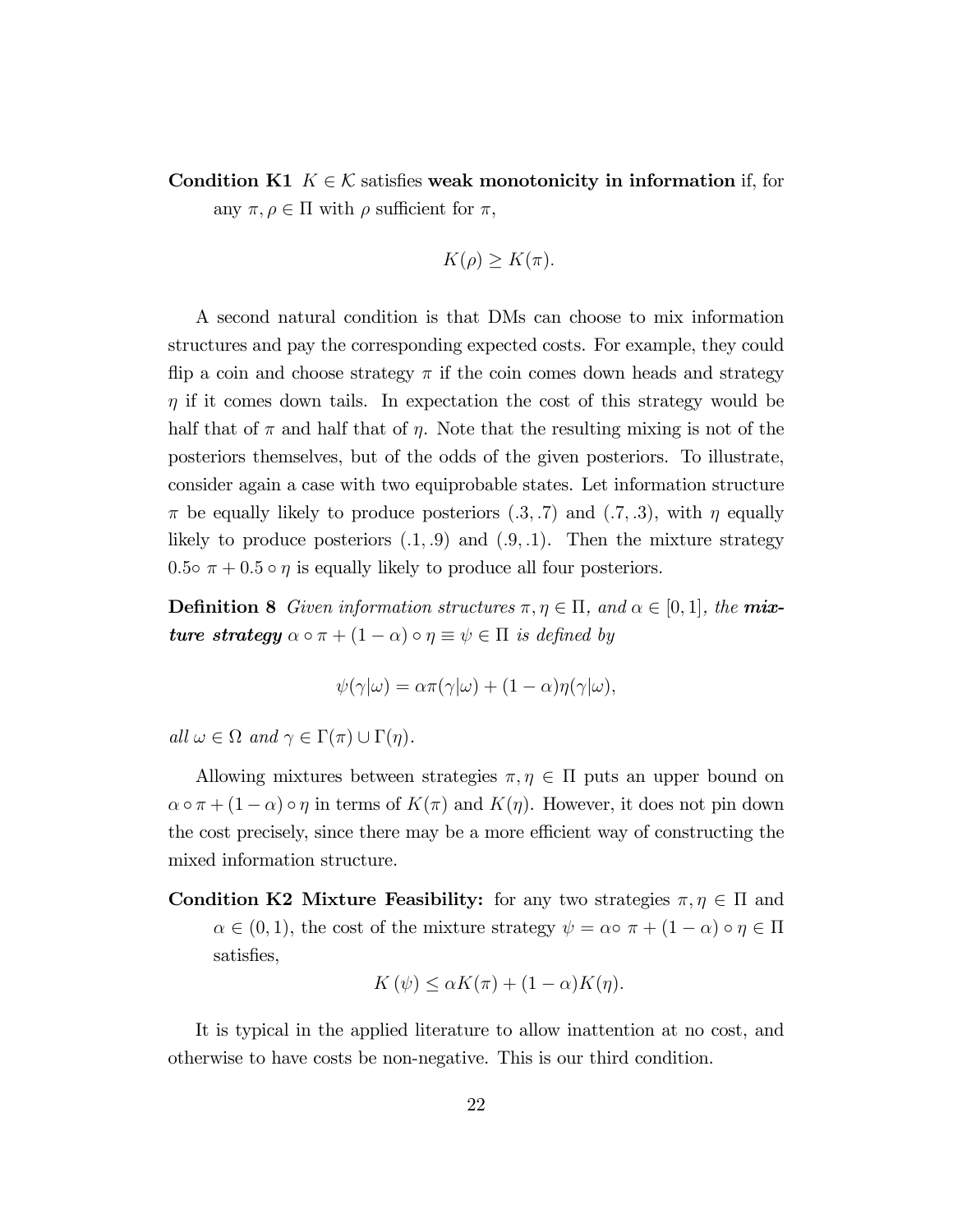**Condition K1** $K \in \mathcal{K}$ satisfies **weak monotonicity in information** if, for any $\pi, \rho \in \Pi$ with $\rho$ sufficient for $\pi$,

$$K(\rho) \geq K(\pi).$$

A second natural condition is that DMs can choose to mix information structures and pay the corresponding expected costs. For example, they could flip a coin and choose strategy $\pi$ if the coin comes down heads and strategy $\eta$ if it comes down tails. In expectation the cost of this strategy would be half that of $\pi$ and half that of $\eta$. Note that the resulting mixing is not of the posteriors themselves, but of the odds of the given posteriors. To illustrate, consider again a case with two equiprobable states. Let information structure $\pi$ be equally likely to produce posteriors $(.3, .7)$ and $(.7, .3)$, with $\eta$ equally likely to produce posteriors $(.1, .9)$ and $(.9, .1)$. Then the mixture strategy $0.5\circ\, \pi + 0.5 \circ \eta$ is equally likely to produce all four posteriors.

**Definition 8** *Given information structures $\pi, \eta \in \Pi$, and $\alpha \in [0, 1]$, the* ***mixture strategy*** $\alpha \circ \pi + (1 - \alpha) \circ \eta \equiv \psi \in \Pi$ *is defined by*

$$\psi(\gamma|\omega) = \alpha\pi(\gamma|\omega) + (1 - \alpha)\eta(\gamma|\omega),$$

*all $\omega \in \Omega$ and $\gamma \in \Gamma(\pi) \cup \Gamma(\eta)$.*

Allowing mixtures between strategies $\pi, \eta \in \Pi$ puts an upper bound on $\alpha \circ \pi + (1 - \alpha) \circ \eta$ in terms of $K(\pi)$ and $K(\eta)$. However, it does not pin down the cost precisely, since there may be a more efficient way of constructing the mixed information structure.

**Condition K2 Mixture Feasibility:** for any two strategies $\pi, \eta \in \Pi$ and $\alpha \in (0, 1)$, the cost of the mixture strategy $\psi = \alpha\circ\, \pi + (1 - \alpha) \circ \eta \in \Pi$ satisfies,

$$K(\psi) \leq \alpha K(\pi) + (1 - \alpha)K(\eta).$$

It is typical in the applied literature to allow inattention at no cost, and otherwise to have costs be non-negative. This is our third condition.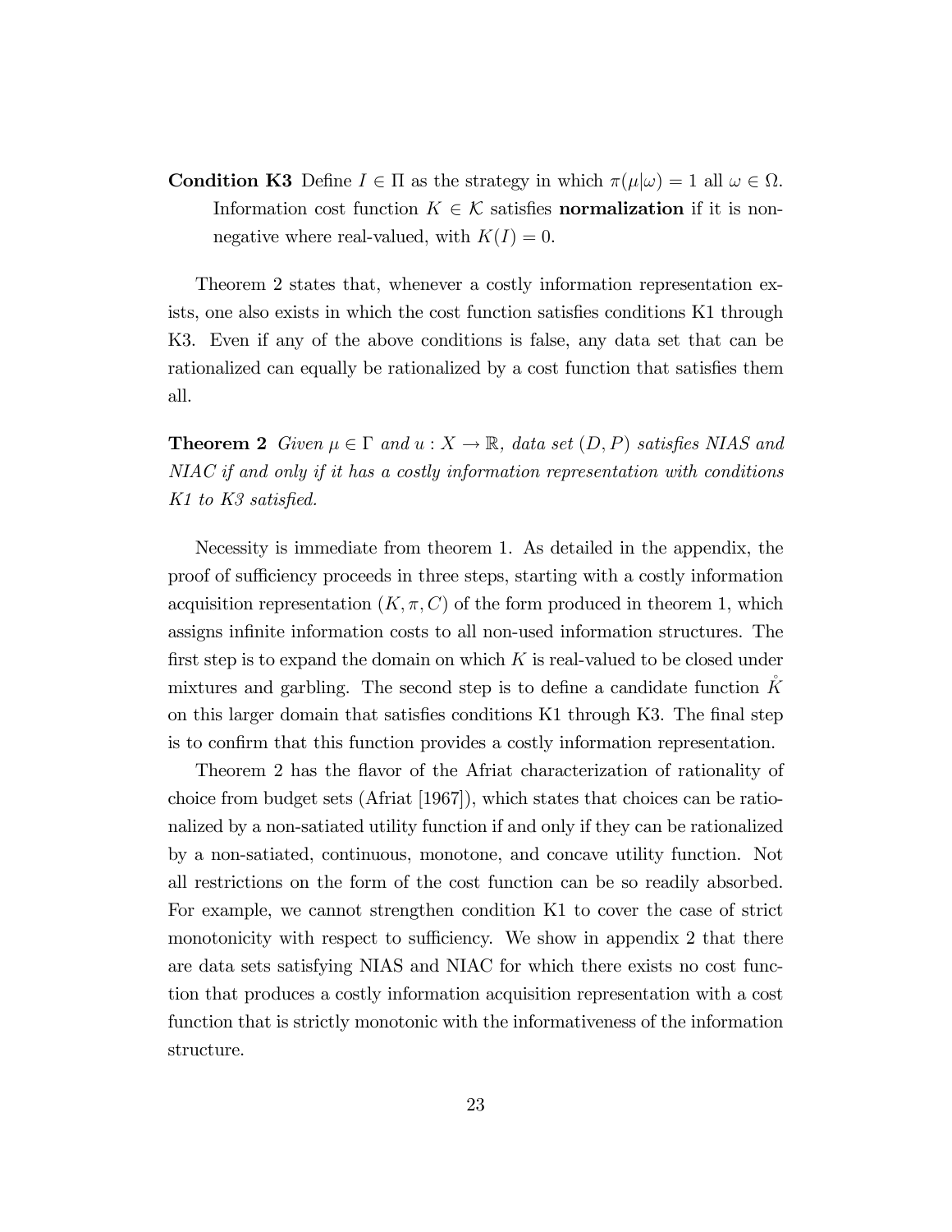**Condition K3** Define $I \in \Pi$ as the strategy in which $\pi(\mu|\omega) = 1$ all $\omega \in \Omega$. Information cost function $K \in \mathcal{K}$ satisfies **normalization** if it is non-negative where real-valued, with $K(I) = 0$.

Theorem 2 states that, whenever a costly information representation exists, one also exists in which the cost function satisfies conditions K1 through K3. Even if any of the above conditions is false, any data set that can be rationalized can equally be rationalized by a cost function that satisfies them all.

**Theorem 2** *Given $\mu \in \Gamma$ and $u : X \to \mathbb{R}$, data set $(D, P)$ satisfies NIAS and NIAC if and only if it has a costly information representation with conditions K1 to K3 satisfied.*

Necessity is immediate from theorem 1. As detailed in the appendix, the proof of sufficiency proceeds in three steps, starting with a costly information acquisition representation $(K, \pi, C)$ of the form produced in theorem 1, which assigns infinite information costs to all non-used information structures. The first step is to expand the domain on which $K$ is real-valued to be closed under mixtures and garbling. The second step is to define a candidate function $\mathring{K}$ on this larger domain that satisfies conditions K1 through K3. The final step is to confirm that this function provides a costly information representation.

Theorem 2 has the flavor of the Afriat characterization of rationality of choice from budget sets (Afriat [1967]), which states that choices can be rationalized by a non-satiated utility function if and only if they can be rationalized by a non-satiated, continuous, monotone, and concave utility function. Not all restrictions on the form of the cost function can be so readily absorbed. For example, we cannot strengthen condition K1 to cover the case of strict monotonicity with respect to sufficiency. We show in appendix 2 that there are data sets satisfying NIAS and NIAC for which there exists no cost function that produces a costly information acquisition representation with a cost function that is strictly monotonic with the informativeness of the information structure.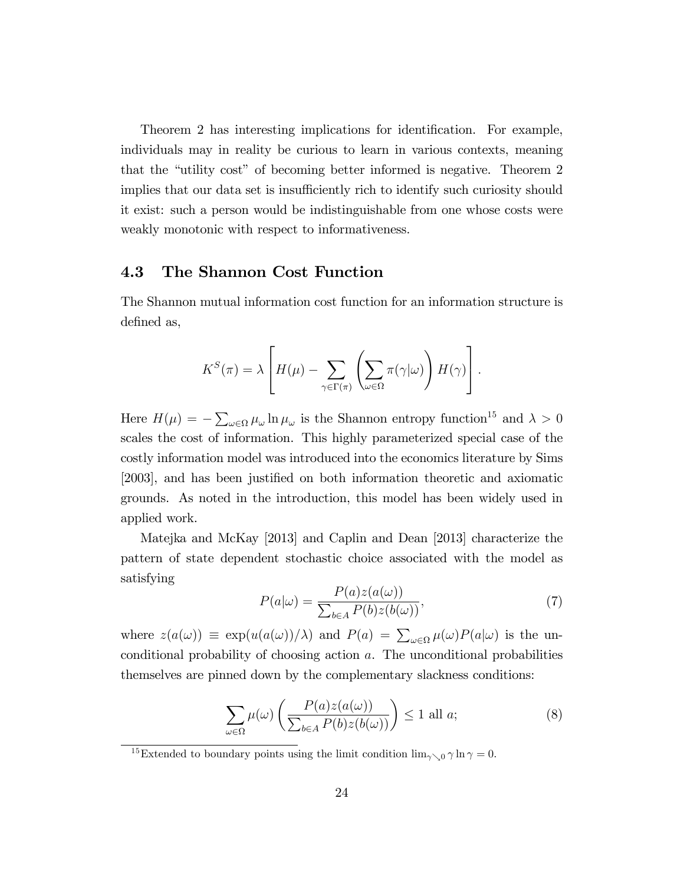Theorem 2 has interesting implications for identification. For example, individuals may in reality be curious to learn in various contexts, meaning that the "utility cost" of becoming better informed is negative. Theorem 2 implies that our data set is insufficiently rich to identify such curiosity should it exist: such a person would be indistinguishable from one whose costs were weakly monotonic with respect to informativeness.

## 4.3 The Shannon Cost Function

The Shannon mutual information cost function for an information structure is defined as,

$$K^S(\pi) = \lambda \left[ H(\mu) - \sum_{\gamma \in \Gamma(\pi)} \left( \sum_{\omega \in \Omega} \pi(\gamma|\omega) \right) H(\gamma) \right].$$

Here $H(\mu) = -\sum_{\omega \in \Omega} \mu_\omega \ln \mu_\omega$ is the Shannon entropy function[15] and $\lambda > 0$ scales the cost of information. This highly parameterized special case of the costly information model was introduced into the economics literature by Sims [2003], and has been justified on both information theoretic and axiomatic grounds. As noted in the introduction, this model has been widely used in applied work.

Matejka and McKay [2013] and Caplin and Dean [2013] characterize the pattern of state dependent stochastic choice associated with the model as satisfying

$$P(a|\omega) = \frac{P(a)z(a(\omega))}{\sum_{b \in A} P(b)z(b(\omega))}, \tag{7}$$

where $z(a(\omega)) \equiv \exp(u(a(\omega))/\lambda)$ and $P(a) = \sum_{\omega \in \Omega} \mu(\omega) P(a|\omega)$ is the unconditional probability of choosing action $a$. The unconditional probabilities themselves are pinned down by the complementary slackness conditions:

$$\sum_{\omega \in \Omega} \mu(\omega) \left( \frac{P(a)z(a(\omega))}{\sum_{b \in A} P(b)z(b(\omega))} \right) \leq 1 \text{ all } a; \tag{8}$$

[15] Extended to boundary points using the limit condition $\lim_{\gamma \searrow 0} \gamma \ln \gamma = 0$.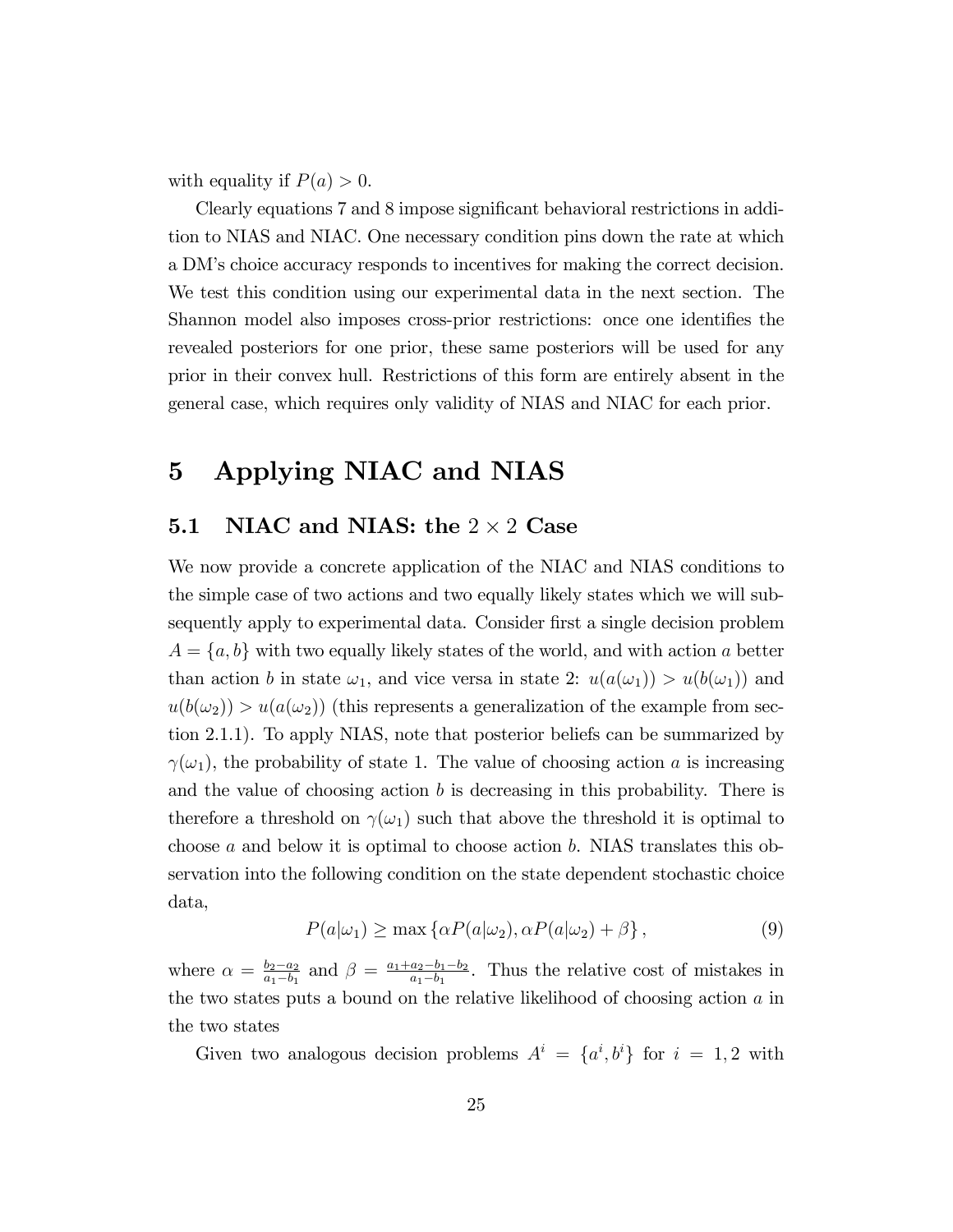with equality if $P(a) > 0$.

Clearly equations 7 and 8 impose significant behavioral restrictions in addition to NIAS and NIAC. One necessary condition pins down the rate at which a DM's choice accuracy responds to incentives for making the correct decision. We test this condition using our experimental data in the next section. The Shannon model also imposes cross-prior restrictions: once one identifies the revealed posteriors for one prior, these same posteriors will be used for any prior in their convex hull. Restrictions of this form are entirely absent in the general case, which requires only validity of NIAS and NIAC for each prior.

# 5 Applying NIAC and NIAS

## 5.1 NIAC and NIAS: the $2 \times 2$ Case

We now provide a concrete application of the NIAC and NIAS conditions to the simple case of two actions and two equally likely states which we will subsequently apply to experimental data. Consider first a single decision problem $A = \{a, b\}$ with two equally likely states of the world, and with action $a$ better than action $b$ in state $\omega_1$, and vice versa in state 2: $u(a(\omega_1)) > u(b(\omega_1))$ and $u(b(\omega_2)) > u(a(\omega_2))$ (this represents a generalization of the example from section 2.1.1). To apply NIAS, note that posterior beliefs can be summarized by $\gamma(\omega_1)$, the probability of state 1. The value of choosing action $a$ is increasing and the value of choosing action $b$ is decreasing in this probability. There is therefore a threshold on $\gamma(\omega_1)$ such that above the threshold it is optimal to choose $a$ and below it is optimal to choose action $b$. NIAS translates this observation into the following condition on the state dependent stochastic choice data,

$$P(a|\omega_1) \geq \max \{\alpha P(a|\omega_2), \alpha P(a|\omega_2) + \beta\}, \tag{9}$$

where $\alpha = \frac{b_2 - a_2}{a_1 - b_1}$ and $\beta = \frac{a_1 + a_2 - b_1 - b_2}{a_1 - b_1}$. Thus the relative cost of mistakes in the two states puts a bound on the relative likelihood of choosing action $a$ in the two states

Given two analogous decision problems $A^i = \{a^i, b^i\}$ for $i = 1, 2$ with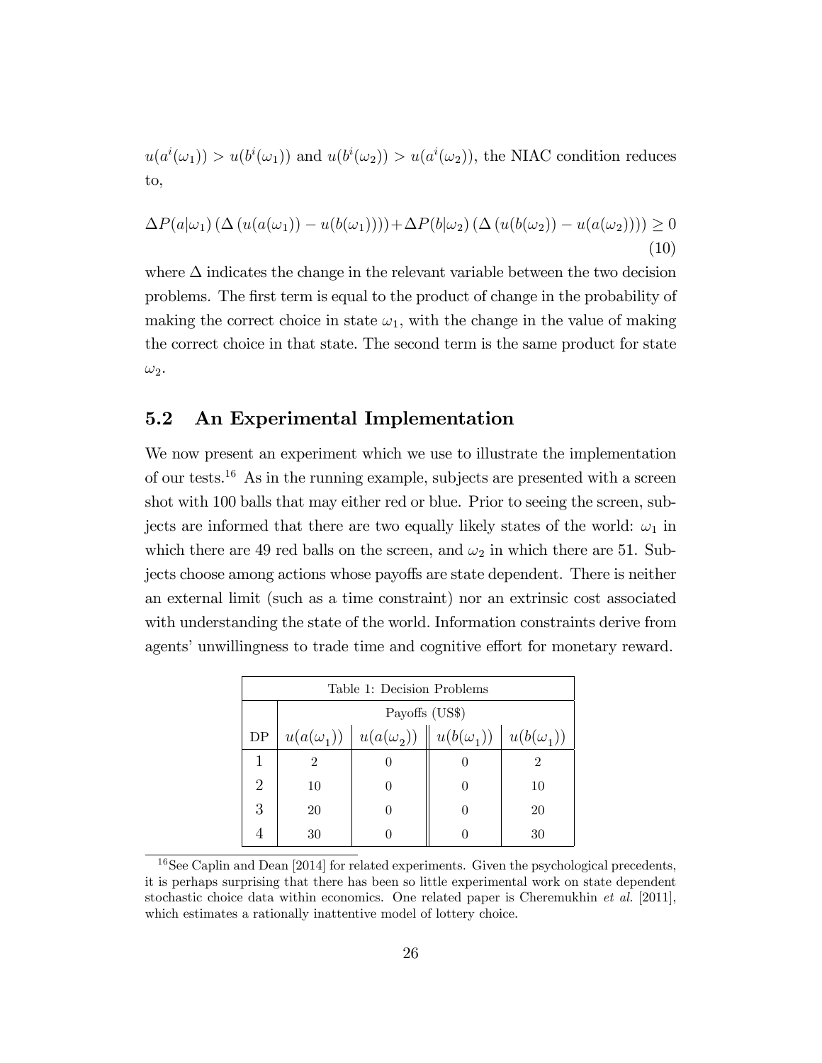$u(a^i(\omega_1)) > u(b^i(\omega_1))$ and $u(b^i(\omega_2)) > u(a^i(\omega_2))$, the NIAC condition reduces to,

$$\Delta P(a|\omega_1)\left(\Delta\left(u(a(\omega_1)) - u(b(\omega_1))\right)\right) + \Delta P(b|\omega_2)\left(\Delta\left(u(b(\omega_2)) - u(a(\omega_2))\right)\right) \geq 0 \tag{10}$$

where $\Delta$ indicates the change in the relevant variable between the two decision problems. The first term is equal to the product of change in the probability of making the correct choice in state $\omega_1$, with the change in the value of making the correct choice in that state. The second term is the same product for state $\omega_2$.

## 5.2 An Experimental Implementation

We now present an experiment which we use to illustrate the implementation of our tests.[16] As in the running example, subjects are presented with a screen shot with 100 balls that may either red or blue. Prior to seeing the screen, subjects are informed that there are two equally likely states of the world: $\omega_1$ in which there are 49 red balls on the screen, and $\omega_2$ in which there are 51. Subjects choose among actions whose payoffs are state dependent. There is neither an external limit (such as a time constraint) nor an extrinsic cost associated with understanding the state of the world. Information constraints derive from agents' unwillingness to trade time and cognitive effort for monetary reward.

Table 1: Decision Problems

| | Payoffs (US$) | | | |
|---|---|---|---|---|
| DP | $u(a(\omega_1))$ | $u(a(\omega_2))$ | $u(b(\omega_1))$ | $u(b(\omega_1))$ |
| 1 | 2 | 0 | 0 | 2 |
| 2 | 10 | 0 | 0 | 10 |
| 3 | 20 | 0 | 0 | 20 |
| 4 | 30 | 0 | 0 | 30 |

[16] See Caplin and Dean [2014] for related experiments. Given the psychological precedents, it is perhaps surprising that there has been so little experimental work on state dependent stochastic choice data within economics. One related paper is Cheremukhin *et al.* [2011], which estimates a rationally inattentive model of lottery choice.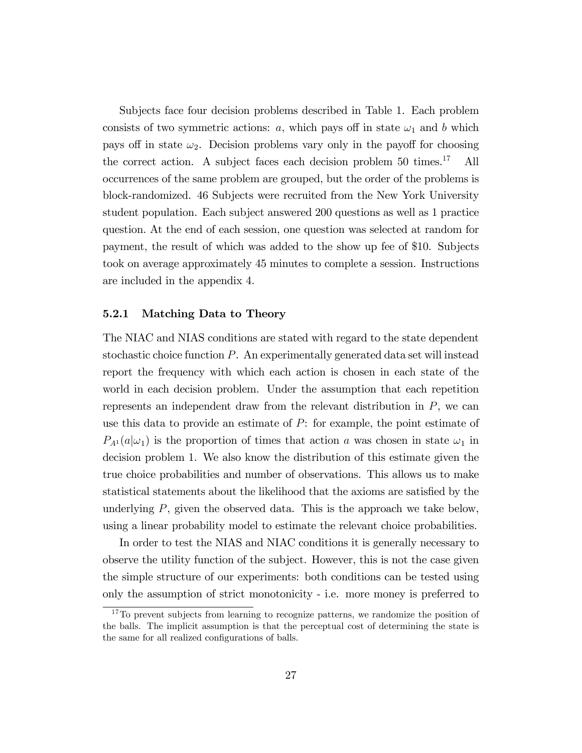Subjects face four decision problems described in Table 1. Each problem consists of two symmetric actions: $a$, which pays off in state $\omega_1$ and $b$ which pays off in state $\omega_2$. Decision problems vary only in the payoff for choosing the correct action. A subject faces each decision problem 50 times.[17] All occurrences of the same problem are grouped, but the order of the problems is block-randomized. 46 Subjects were recruited from the New York University student population. Each subject answered 200 questions as well as 1 practice question. At the end of each session, one question was selected at random for payment, the result of which was added to the show up fee of $10. Subjects took on average approximately 45 minutes to complete a session. Instructions are included in the appendix 4.

### 5.2.1 Matching Data to Theory

The NIAC and NIAS conditions are stated with regard to the state dependent stochastic choice function $P$. An experimentally generated data set will instead report the frequency with which each action is chosen in each state of the world in each decision problem. Under the assumption that each repetition represents an independent draw from the relevant distribution in $P$, we can use this data to provide an estimate of $P$: for example, the point estimate of $P_{A^1}(a|\omega_1)$ is the proportion of times that action $a$ was chosen in state $\omega_1$ in decision problem 1. We also know the distribution of this estimate given the true choice probabilities and number of observations. This allows us to make statistical statements about the likelihood that the axioms are satisfied by the underlying $P$, given the observed data. This is the approach we take below, using a linear probability model to estimate the relevant choice probabilities.

In order to test the NIAS and NIAC conditions it is generally necessary to observe the utility function of the subject. However, this is not the case given the simple structure of our experiments: both conditions can be tested using only the assumption of strict monotonicity - i.e. more money is preferred to

[17] To prevent subjects from learning to recognize patterns, we randomize the position of the balls. The implicit assumption is that the perceptual cost of determining the state is the same for all realized configurations of balls.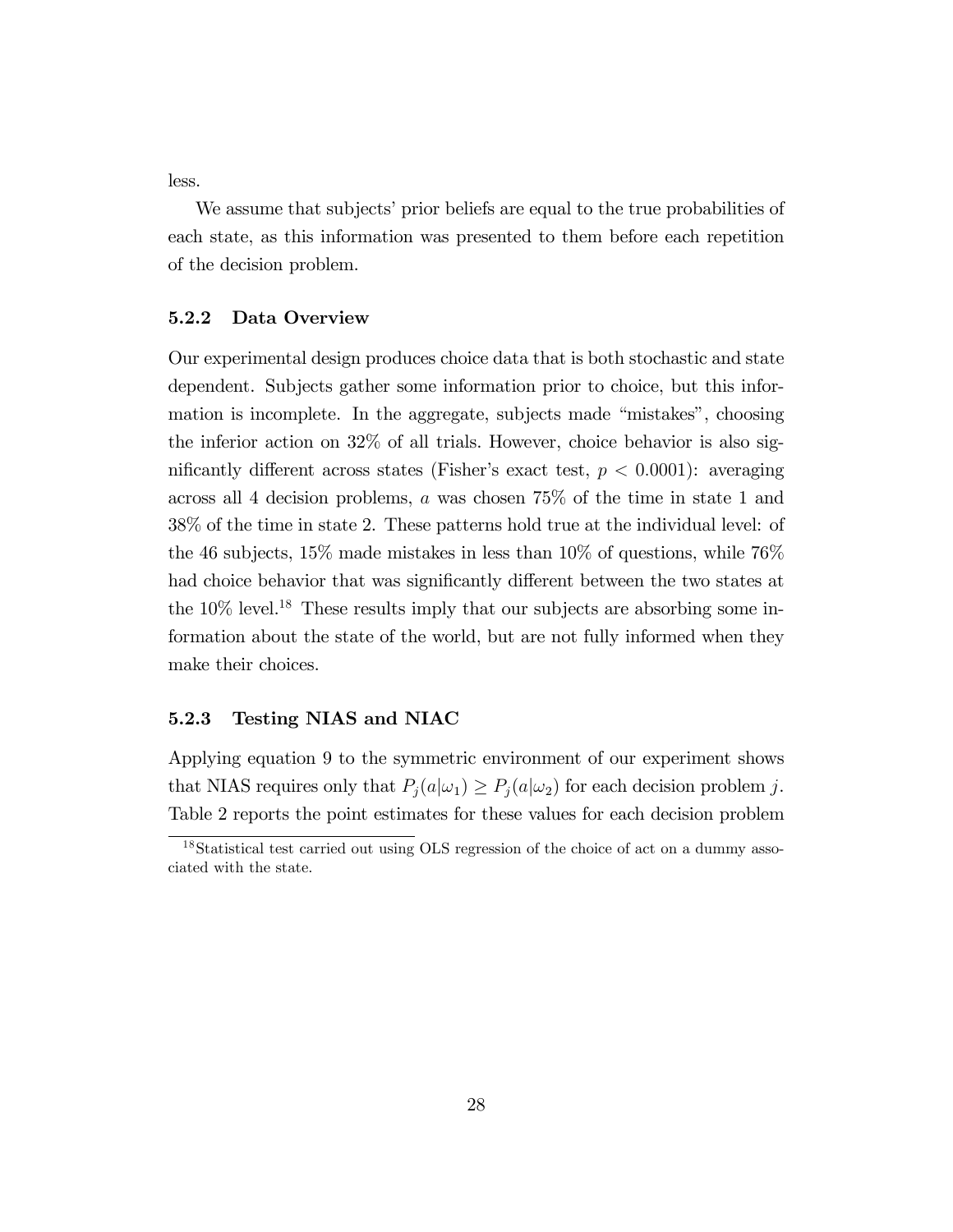less.

We assume that subjects' prior beliefs are equal to the true probabilities of each state, as this information was presented to them before each repetition of the decision problem.

### 5.2.2 Data Overview

Our experimental design produces choice data that is both stochastic and state dependent. Subjects gather some information prior to choice, but this information is incomplete. In the aggregate, subjects made "mistakes", choosing the inferior action on 32% of all trials. However, choice behavior is also significantly different across states (Fisher's exact test, $p < 0.0001$): averaging across all 4 decision problems, $a$ was chosen 75% of the time in state 1 and 38% of the time in state 2. These patterns hold true at the individual level: of the 46 subjects, 15% made mistakes in less than 10% of questions, while 76% had choice behavior that was significantly different between the two states at the 10% level.[18] These results imply that our subjects are absorbing some information about the state of the world, but are not fully informed when they make their choices.

### 5.2.3 Testing NIAS and NIAC

Applying equation 9 to the symmetric environment of our experiment shows that NIAS requires only that $P_j(a|\omega_1) \geq P_j(a|\omega_2)$ for each decision problem $j$. Table 2 reports the point estimates for these values for each decision problem

[18] Statistical test carried out using OLS regression of the choice of act on a dummy associated with the state.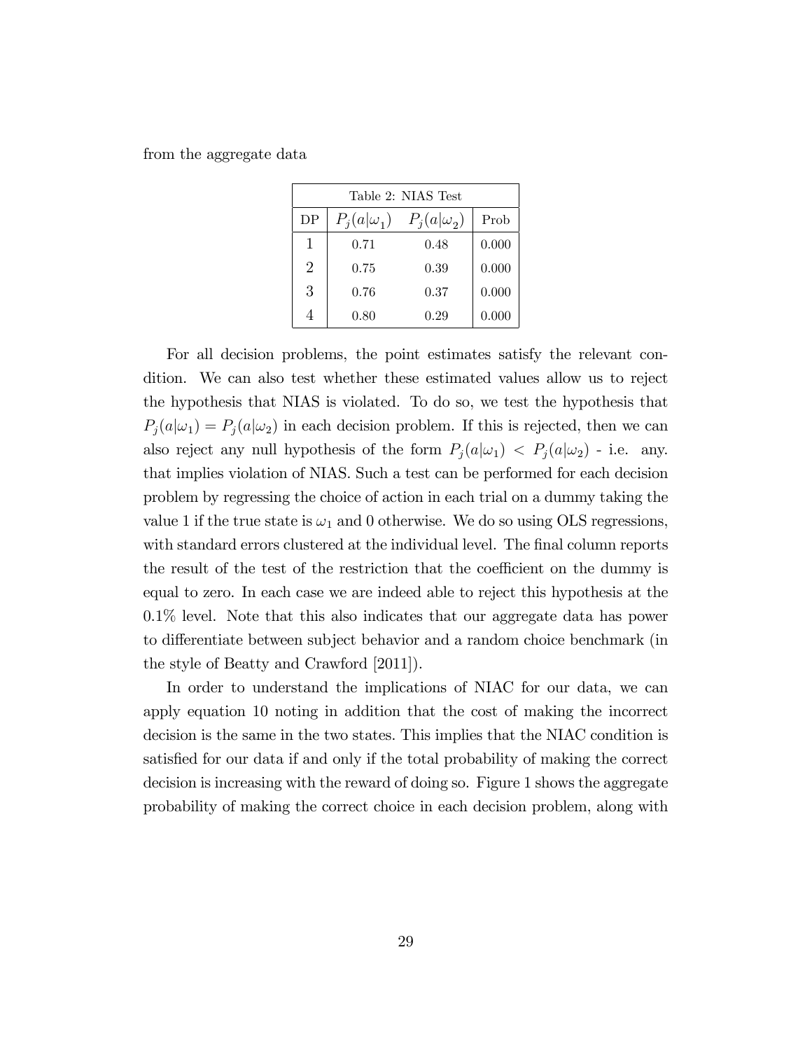from the aggregate data

| Table 2: NIAS Test | | | |
|---|---|---|---|
| DP | $P_j(a\|\omega_1)$ | $P_j(a\|\omega_2)$ | Prob |
| 1 | 0.71 | 0.48 | 0.000 |
| 2 | 0.75 | 0.39 | 0.000 |
| 3 | 0.76 | 0.37 | 0.000 |
| 4 | 0.80 | 0.29 | 0.000 |

For all decision problems, the point estimates satisfy the relevant condition. We can also test whether these estimated values allow us to reject the hypothesis that NIAS is violated. To do so, we test the hypothesis that $P_j(a|\omega_1) = P_j(a|\omega_2)$ in each decision problem. If this is rejected, then we can also reject any null hypothesis of the form $P_j(a|\omega_1) < P_j(a|\omega_2)$ - i.e. any. that implies violation of NIAS. Such a test can be performed for each decision problem by regressing the choice of action in each trial on a dummy taking the value 1 if the true state is $\omega_1$ and 0 otherwise. We do so using OLS regressions, with standard errors clustered at the individual level. The final column reports the result of the test of the restriction that the coefficient on the dummy is equal to zero. In each case we are indeed able to reject this hypothesis at the 0.1% level. Note that this also indicates that our aggregate data has power to differentiate between subject behavior and a random choice benchmark (in the style of Beatty and Crawford [2011]).

In order to understand the implications of NIAC for our data, we can apply equation 10 noting in addition that the cost of making the incorrect decision is the same in the two states. This implies that the NIAC condition is satisfied for our data if and only if the total probability of making the correct decision is increasing with the reward of doing so. Figure 1 shows the aggregate probability of making the correct choice in each decision problem, along with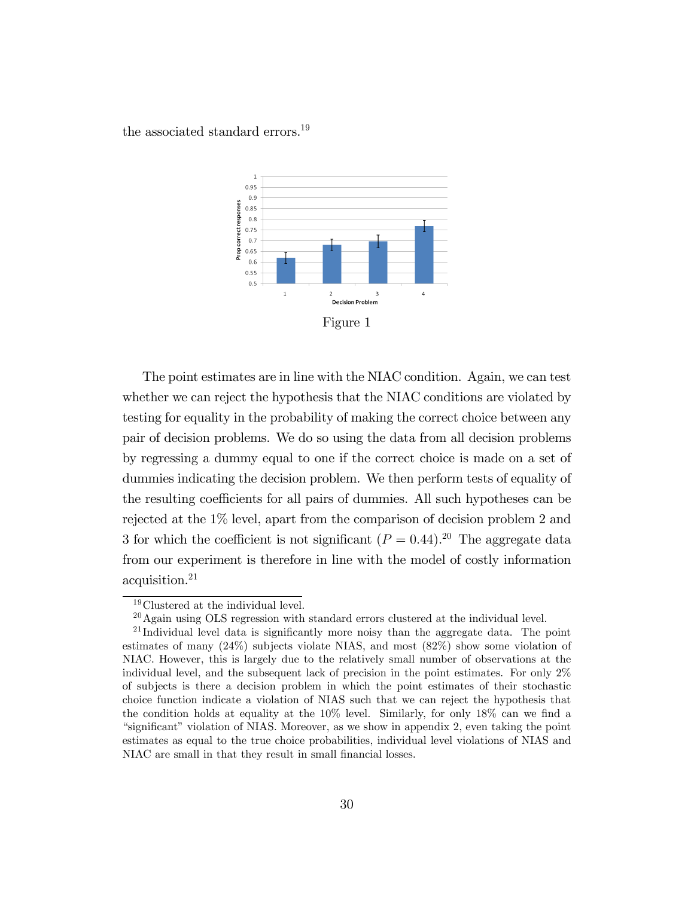the associated standard errors.[19]

Figure 1

The point estimates are in line with the NIAC condition. Again, we can test whether we can reject the hypothesis that the NIAC conditions are violated by testing for equality in the probability of making the correct choice between any pair of decision problems. We do so using the data from all decision problems by regressing a dummy equal to one if the correct choice is made on a set of dummies indicating the decision problem. We then perform tests of equality of the resulting coefficients for all pairs of dummies. All such hypotheses can be rejected at the 1% level, apart from the comparison of decision problem 2 and 3 for which the coefficient is not significant ($P = 0.44$).[20] The aggregate data from our experiment is therefore in line with the model of costly information acquisition.[21]

---

[19] Clustered at the individual level.

[20] Again using OLS regression with standard errors clustered at the individual level.

[21] Individual level data is significantly more noisy than the aggregate data. The point estimates of many (24%) subjects violate NIAS, and most (82%) show some violation of NIAC. However, this is largely due to the relatively small number of observations at the individual level, and the subsequent lack of precision in the point estimates. For only 2% of subjects is there a decision problem in which the point estimates of their stochastic choice function indicate a violation of NIAS such that we can reject the hypothesis that the condition holds at equality at the 10% level. Similarly, for only 18% can we find a "significant" violation of NIAS. Moreover, as we show in appendix 2, even taking the point estimates as equal to the true choice probabilities, individual level violations of NIAS and NIAC are small in that they result in small financial losses.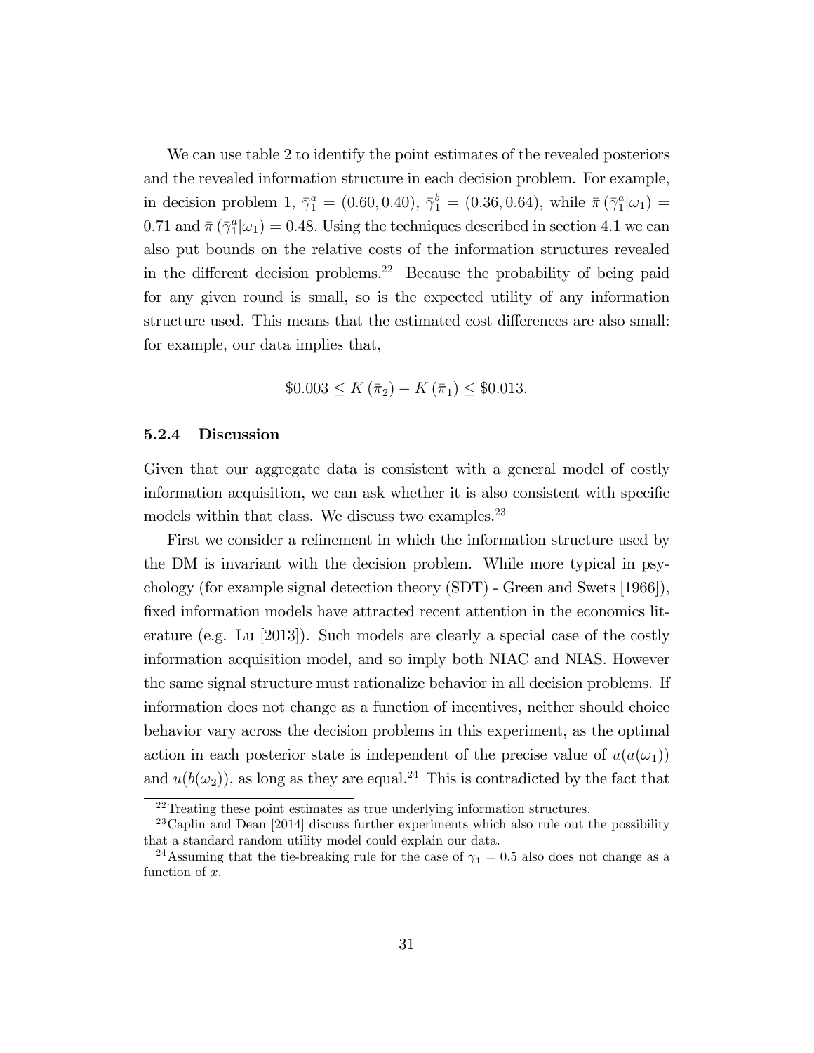We can use table 2 to identify the point estimates of the revealed posteriors and the revealed information structure in each decision problem. For example, in decision problem 1, $\bar{\gamma}_1^a = (0.60, 0.40)$, $\bar{\gamma}_1^b = (0.36, 0.64)$, while $\bar{\pi}(\bar{\gamma}_1^a|\omega_1) = 0.71$ and $\bar{\pi}(\bar{\gamma}_1^a|\omega_1) = 0.48$. Using the techniques described in section 4.1 we can also put bounds on the relative costs of the information structures revealed in the different decision problems.[22] Because the probability of being paid for any given round is small, so is the expected utility of any information structure used. This means that the estimated cost differences are also small: for example, our data implies that,

$$\$0.003 \leq K(\bar{\pi}_2) - K(\bar{\pi}_1) \leq \$0.013.$$

#### 5.2.4 Discussion

Given that our aggregate data is consistent with a general model of costly information acquisition, we can ask whether it is also consistent with specific models within that class. We discuss two examples.[23]

First we consider a refinement in which the information structure used by the DM is invariant with the decision problem. While more typical in psychology (for example signal detection theory (SDT) - Green and Swets [1966]), fixed information models have attracted recent attention in the economics literature (e.g. Lu [2013]). Such models are clearly a special case of the costly information acquisition model, and so imply both NIAC and NIAS. However the same signal structure must rationalize behavior in all decision problems. If information does not change as a function of incentives, neither should choice behavior vary across the decision problems in this experiment, as the optimal action in each posterior state is independent of the precise value of $u(a(\omega_1))$ and $u(b(\omega_2))$, as long as they are equal.[24] This is contradicted by the fact that

[22] Treating these point estimates as true underlying information structures.

[23] Caplin and Dean [2014] discuss further experiments which also rule out the possibility that a standard random utility model could explain our data.

[24] Assuming that the tie-breaking rule for the case of $\gamma_1 = 0.5$ also does not change as a function of $x$.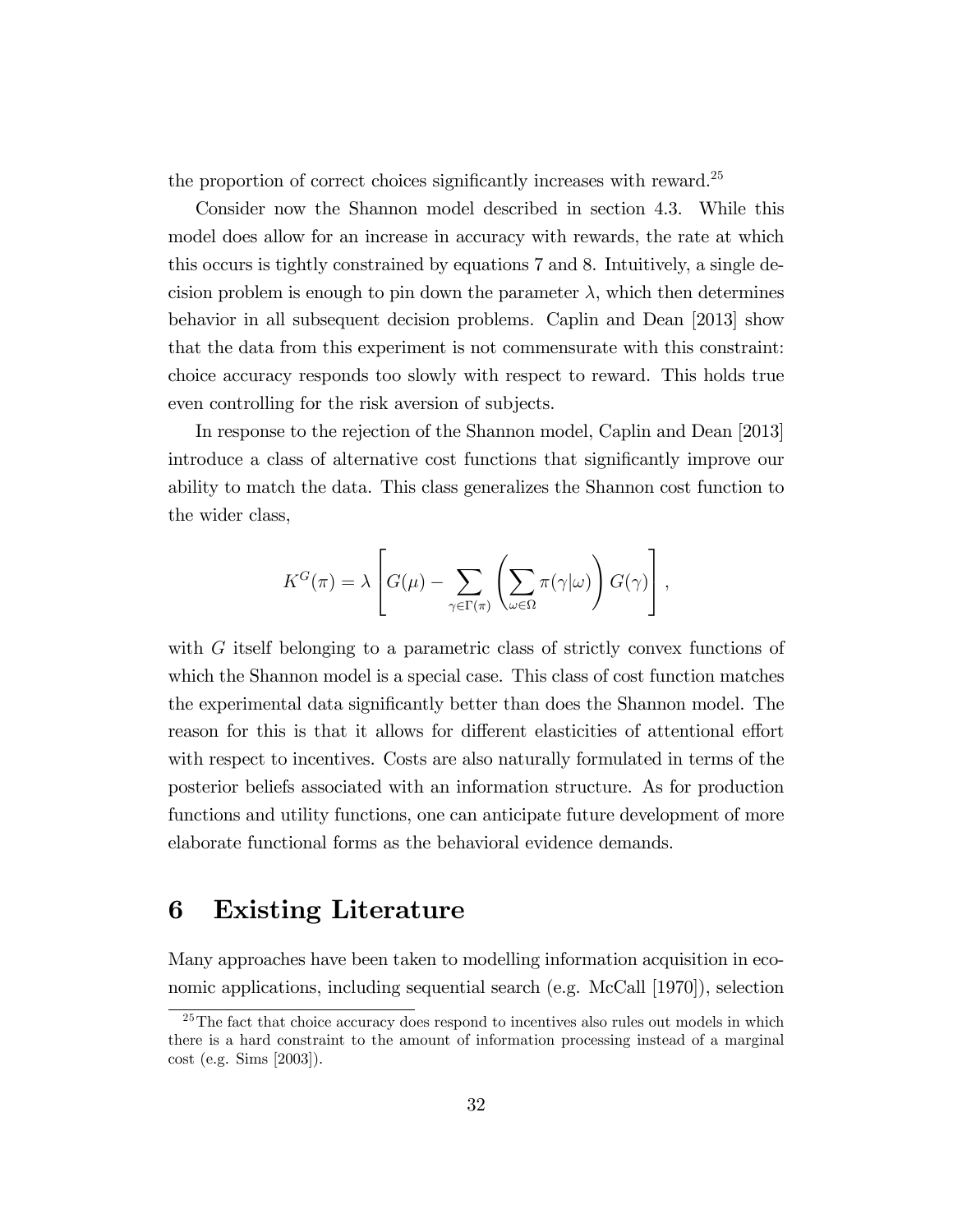the proportion of correct choices significantly increases with reward.[25]

Consider now the Shannon model described in section 4.3. While this model does allow for an increase in accuracy with rewards, the rate at which this occurs is tightly constrained by equations 7 and 8. Intuitively, a single decision problem is enough to pin down the parameter $\lambda$, which then determines behavior in all subsequent decision problems. Caplin and Dean [2013] show that the data from this experiment is not commensurate with this constraint: choice accuracy responds too slowly with respect to reward. This holds true even controlling for the risk aversion of subjects.

In response to the rejection of the Shannon model, Caplin and Dean [2013] introduce a class of alternative cost functions that significantly improve our ability to match the data. This class generalizes the Shannon cost function to the wider class,

$$K^G(\pi) = \lambda \left[ G(\mu) - \sum_{\gamma \in \Gamma(\pi)} \left( \sum_{\omega \in \Omega} \pi(\gamma|\omega) \right) G(\gamma) \right],$$

with $G$ itself belonging to a parametric class of strictly convex functions of which the Shannon model is a special case. This class of cost function matches the experimental data significantly better than does the Shannon model. The reason for this is that it allows for different elasticities of attentional effort with respect to incentives. Costs are also naturally formulated in terms of the posterior beliefs associated with an information structure. As for production functions and utility functions, one can anticipate future development of more elaborate functional forms as the behavioral evidence demands.

# 6 Existing Literature

Many approaches have been taken to modelling information acquisition in economic applications, including sequential search (e.g. McCall [1970]), selection

[25] The fact that choice accuracy does respond to incentives also rules out models in which there is a hard constraint to the amount of information processing instead of a marginal cost (e.g. Sims [2003]).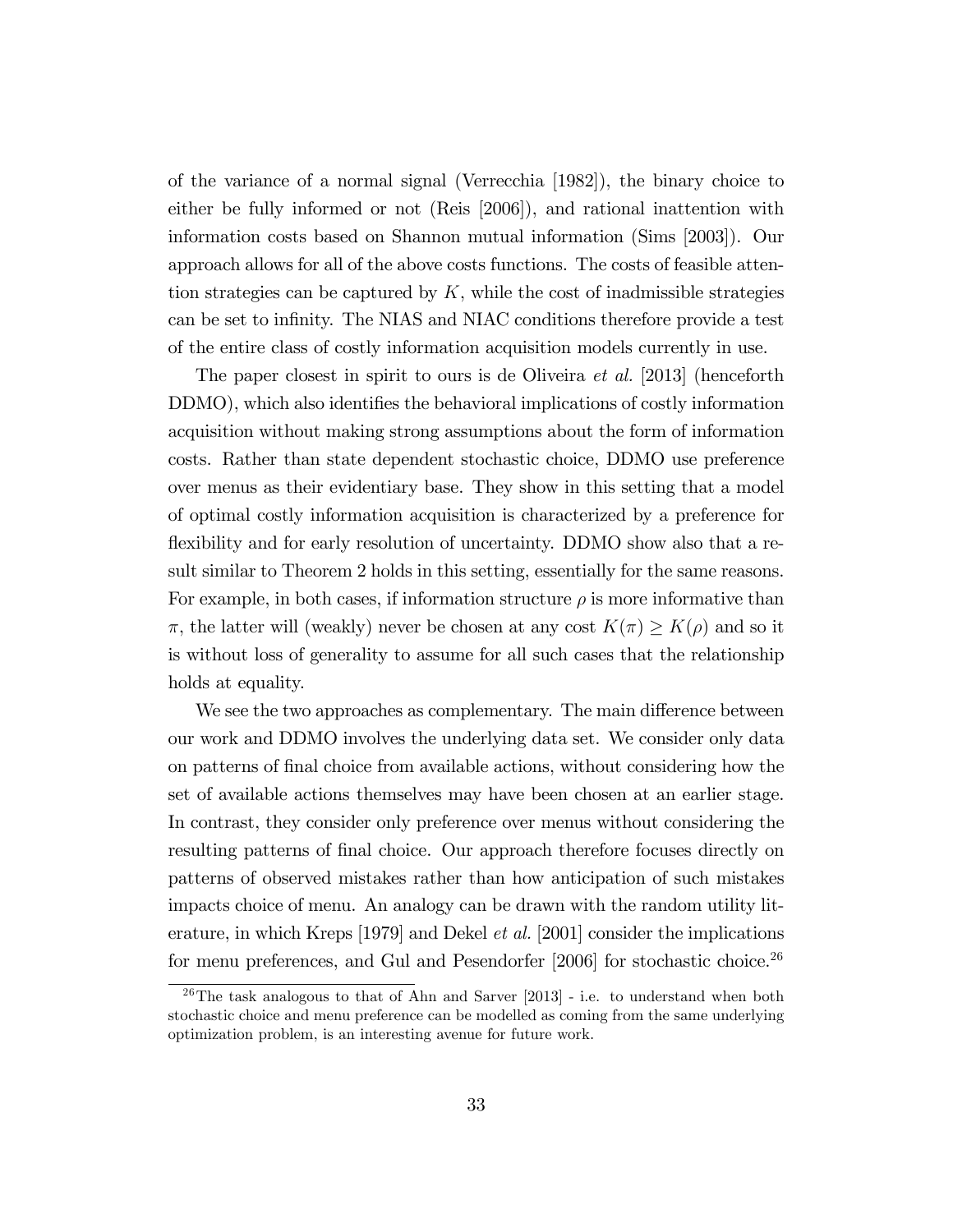of the variance of a normal signal (Verrecchia [1982]), the binary choice to either be fully informed or not (Reis [2006]), and rational inattention with information costs based on Shannon mutual information (Sims [2003]). Our approach allows for all of the above costs functions. The costs of feasible attention strategies can be captured by $K$, while the cost of inadmissible strategies can be set to infinity. The NIAS and NIAC conditions therefore provide a test of the entire class of costly information acquisition models currently in use.

The paper closest in spirit to ours is de Oliveira *et al.* [2013] (henceforth DDMO), which also identifies the behavioral implications of costly information acquisition without making strong assumptions about the form of information costs. Rather than state dependent stochastic choice, DDMO use preference over menus as their evidentiary base. They show in this setting that a model of optimal costly information acquisition is characterized by a preference for flexibility and for early resolution of uncertainty. DDMO show also that a result similar to Theorem 2 holds in this setting, essentially for the same reasons. For example, in both cases, if information structure $\rho$ is more informative than $\pi$, the latter will (weakly) never be chosen at any cost $K(\pi) \geq K(\rho)$ and so it is without loss of generality to assume for all such cases that the relationship holds at equality.

We see the two approaches as complementary. The main difference between our work and DDMO involves the underlying data set. We consider only data on patterns of final choice from available actions, without considering how the set of available actions themselves may have been chosen at an earlier stage. In contrast, they consider only preference over menus without considering the resulting patterns of final choice. Our approach therefore focuses directly on patterns of observed mistakes rather than how anticipation of such mistakes impacts choice of menu. An analogy can be drawn with the random utility literature, in which Kreps [1979] and Dekel *et al.* [2001] consider the implications for menu preferences, and Gul and Pesendorfer [2006] for stochastic choice.[26]

[26] The task analogous to that of Ahn and Sarver [2013] - i.e. to understand when both stochastic choice and menu preference can be modelled as coming from the same underlying optimization problem, is an interesting avenue for future work.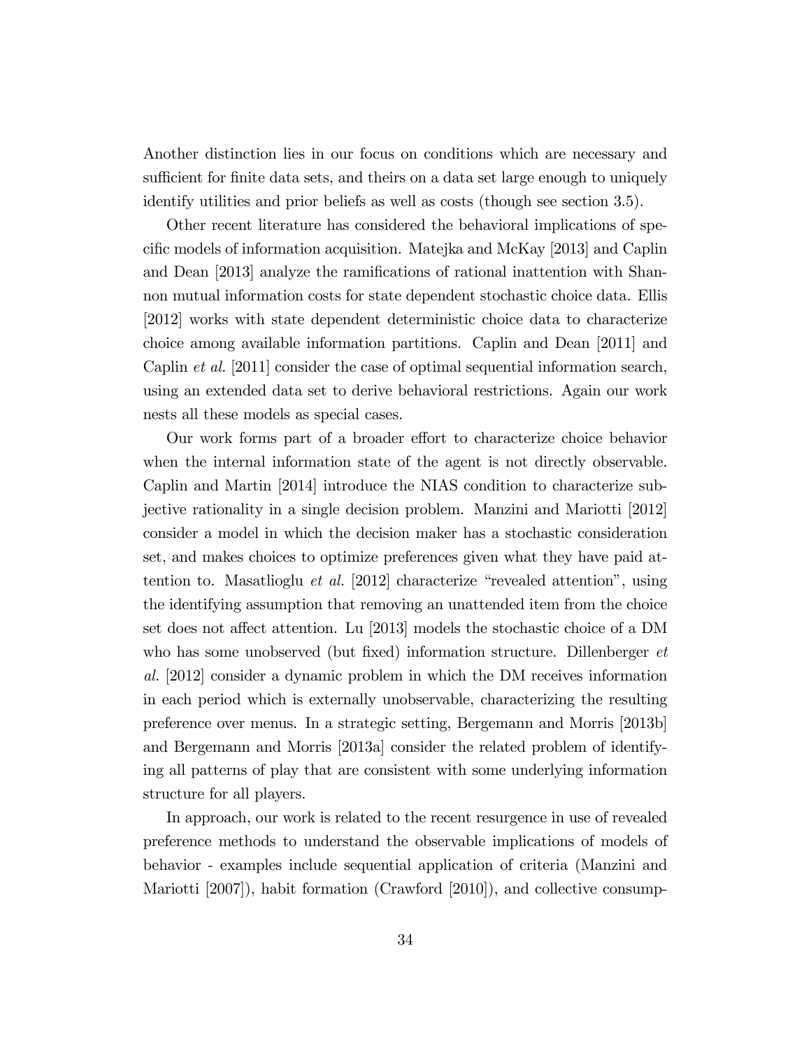Another distinction lies in our focus on conditions which are necessary and sufficient for finite data sets, and theirs on a data set large enough to uniquely identify utilities and prior beliefs as well as costs (though see section 3.5).

Other recent literature has considered the behavioral implications of specific models of information acquisition. Matejka and McKay [2013] and Caplin and Dean [2013] analyze the ramifications of rational inattention with Shannon mutual information costs for state dependent stochastic choice data. Ellis [2012] works with state dependent deterministic choice data to characterize choice among available information partitions. Caplin and Dean [2011] and Caplin *et al.* [2011] consider the case of optimal sequential information search, using an extended data set to derive behavioral restrictions. Again our work nests all these models as special cases.

Our work forms part of a broader effort to characterize choice behavior when the internal information state of the agent is not directly observable. Caplin and Martin [2014] introduce the NIAS condition to characterize subjective rationality in a single decision problem. Manzini and Mariotti [2012] consider a model in which the decision maker has a stochastic consideration set, and makes choices to optimize preferences given what they have paid attention to. Masatlioglu *et al.* [2012] characterize "revealed attention", using the identifying assumption that removing an unattended item from the choice set does not affect attention. Lu [2013] models the stochastic choice of a DM who has some unobserved (but fixed) information structure. Dillenberger *et al.* [2012] consider a dynamic problem in which the DM receives information in each period which is externally unobservable, characterizing the resulting preference over menus. In a strategic setting, Bergemann and Morris [2013b] and Bergemann and Morris [2013a] consider the related problem of identifying all patterns of play that are consistent with some underlying information structure for all players.

In approach, our work is related to the recent resurgence in use of revealed preference methods to understand the observable implications of models of behavior - examples include sequential application of criteria (Manzini and Mariotti [2007]), habit formation (Crawford [2010]), and collective consump-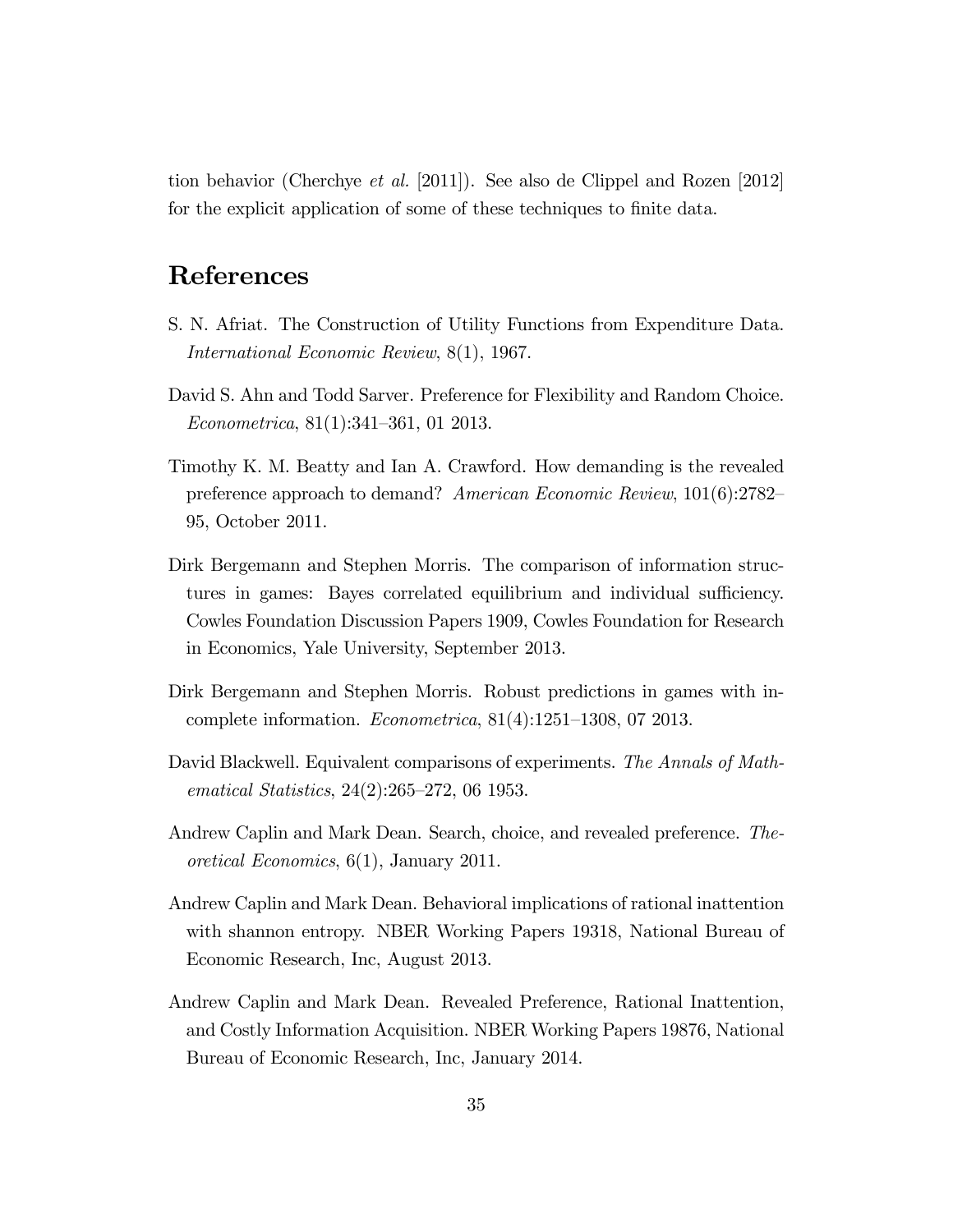tion behavior (Cherchye *et al.* [2011]). See also de Clippel and Rozen [2012] for the explicit application of some of these techniques to finite data.

# References

S. N. Afriat. The Construction of Utility Functions from Expenditure Data. *International Economic Review*, 8(1), 1967.

David S. Ahn and Todd Sarver. Preference for Flexibility and Random Choice. *Econometrica*, 81(1):341–361, 01 2013.

Timothy K. M. Beatty and Ian A. Crawford. How demanding is the revealed preference approach to demand? *American Economic Review*, 101(6):2782–95, October 2011.

Dirk Bergemann and Stephen Morris. The comparison of information structures in games: Bayes correlated equilibrium and individual sufficiency. Cowles Foundation Discussion Papers 1909, Cowles Foundation for Research in Economics, Yale University, September 2013.

Dirk Bergemann and Stephen Morris. Robust predictions in games with incomplete information. *Econometrica*, 81(4):1251–1308, 07 2013.

David Blackwell. Equivalent comparisons of experiments. *The Annals of Mathematical Statistics*, 24(2):265–272, 06 1953.

Andrew Caplin and Mark Dean. Search, choice, and revealed preference. *Theoretical Economics*, 6(1), January 2011.

Andrew Caplin and Mark Dean. Behavioral implications of rational inattention with shannon entropy. NBER Working Papers 19318, National Bureau of Economic Research, Inc, August 2013.

Andrew Caplin and Mark Dean. Revealed Preference, Rational Inattention, and Costly Information Acquisition. NBER Working Papers 19876, National Bureau of Economic Research, Inc, January 2014.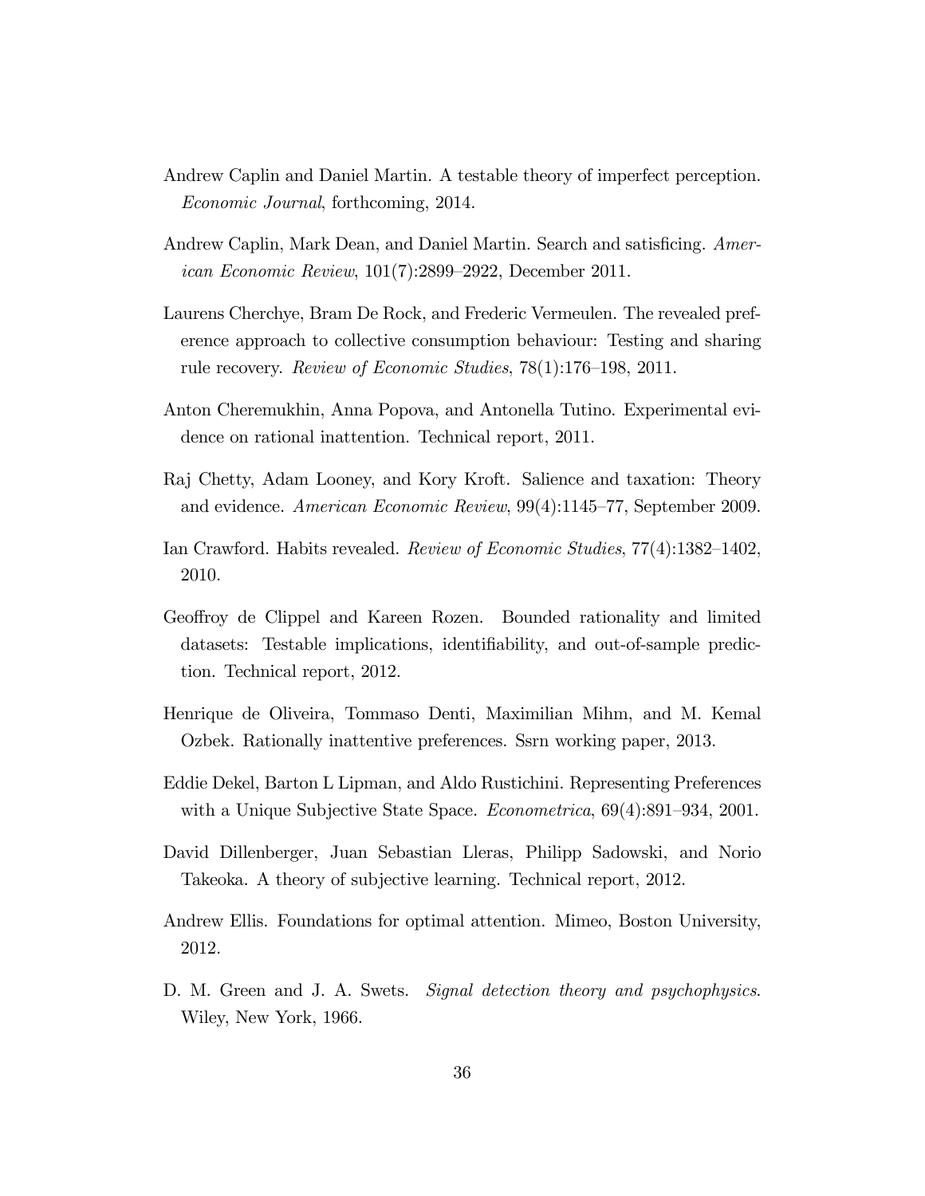Andrew Caplin and Daniel Martin. A testable theory of imperfect perception. *Economic Journal*, forthcoming, 2014.

Andrew Caplin, Mark Dean, and Daniel Martin. Search and satisficing. *American Economic Review*, 101(7):2899–2922, December 2011.

Laurens Cherchye, Bram De Rock, and Frederic Vermeulen. The revealed preference approach to collective consumption behaviour: Testing and sharing rule recovery. *Review of Economic Studies*, 78(1):176–198, 2011.

Anton Cheremukhin, Anna Popova, and Antonella Tutino. Experimental evidence on rational inattention. Technical report, 2011.

Raj Chetty, Adam Looney, and Kory Kroft. Salience and taxation: Theory and evidence. *American Economic Review*, 99(4):1145–77, September 2009.

Ian Crawford. Habits revealed. *Review of Economic Studies*, 77(4):1382–1402, 2010.

Geoffroy de Clippel and Kareen Rozen. Bounded rationality and limited datasets: Testable implications, identifiability, and out-of-sample prediction. Technical report, 2012.

Henrique de Oliveira, Tommaso Denti, Maximilian Mihm, and M. Kemal Ozbek. Rationally inattentive preferences. Ssrn working paper, 2013.

Eddie Dekel, Barton L Lipman, and Aldo Rustichini. Representing Preferences with a Unique Subjective State Space. *Econometrica*, 69(4):891–934, 2001.

David Dillenberger, Juan Sebastian Lleras, Philipp Sadowski, and Norio Takeoka. A theory of subjective learning. Technical report, 2012.

Andrew Ellis. Foundations for optimal attention. Mimeo, Boston University, 2012.

D. M. Green and J. A. Swets. *Signal detection theory and psychophysics*. Wiley, New York, 1966.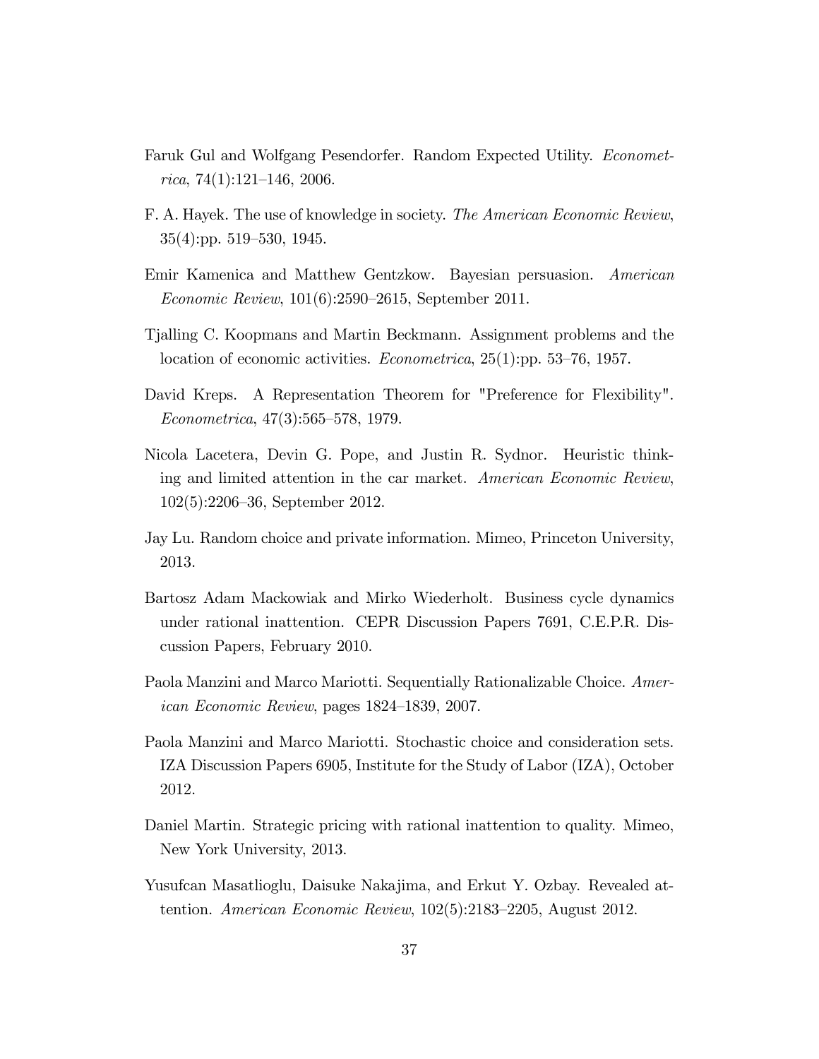Faruk Gul and Wolfgang Pesendorfer. Random Expected Utility. *Econometrica*, 74(1):121–146, 2006.

F. A. Hayek. The use of knowledge in society. *The American Economic Review*, 35(4):pp. 519–530, 1945.

Emir Kamenica and Matthew Gentzkow. Bayesian persuasion. *American Economic Review*, 101(6):2590–2615, September 2011.

Tjalling C. Koopmans and Martin Beckmann. Assignment problems and the location of economic activities. *Econometrica*, 25(1):pp. 53–76, 1957.

David Kreps. A Representation Theorem for "Preference for Flexibility". *Econometrica*, 47(3):565–578, 1979.

Nicola Lacetera, Devin G. Pope, and Justin R. Sydnor. Heuristic thinking and limited attention in the car market. *American Economic Review*, 102(5):2206–36, September 2012.

Jay Lu. Random choice and private information. Mimeo, Princeton University, 2013.

Bartosz Adam Mackowiak and Mirko Wiederholt. Business cycle dynamics under rational inattention. CEPR Discussion Papers 7691, C.E.P.R. Discussion Papers, February 2010.

Paola Manzini and Marco Mariotti. Sequentially Rationalizable Choice. *American Economic Review*, pages 1824–1839, 2007.

Paola Manzini and Marco Mariotti. Stochastic choice and consideration sets. IZA Discussion Papers 6905, Institute for the Study of Labor (IZA), October 2012.

Daniel Martin. Strategic pricing with rational inattention to quality. Mimeo, New York University, 2013.

Yusufcan Masatlioglu, Daisuke Nakajima, and Erkut Y. Ozbay. Revealed attention. *American Economic Review*, 102(5):2183–2205, August 2012.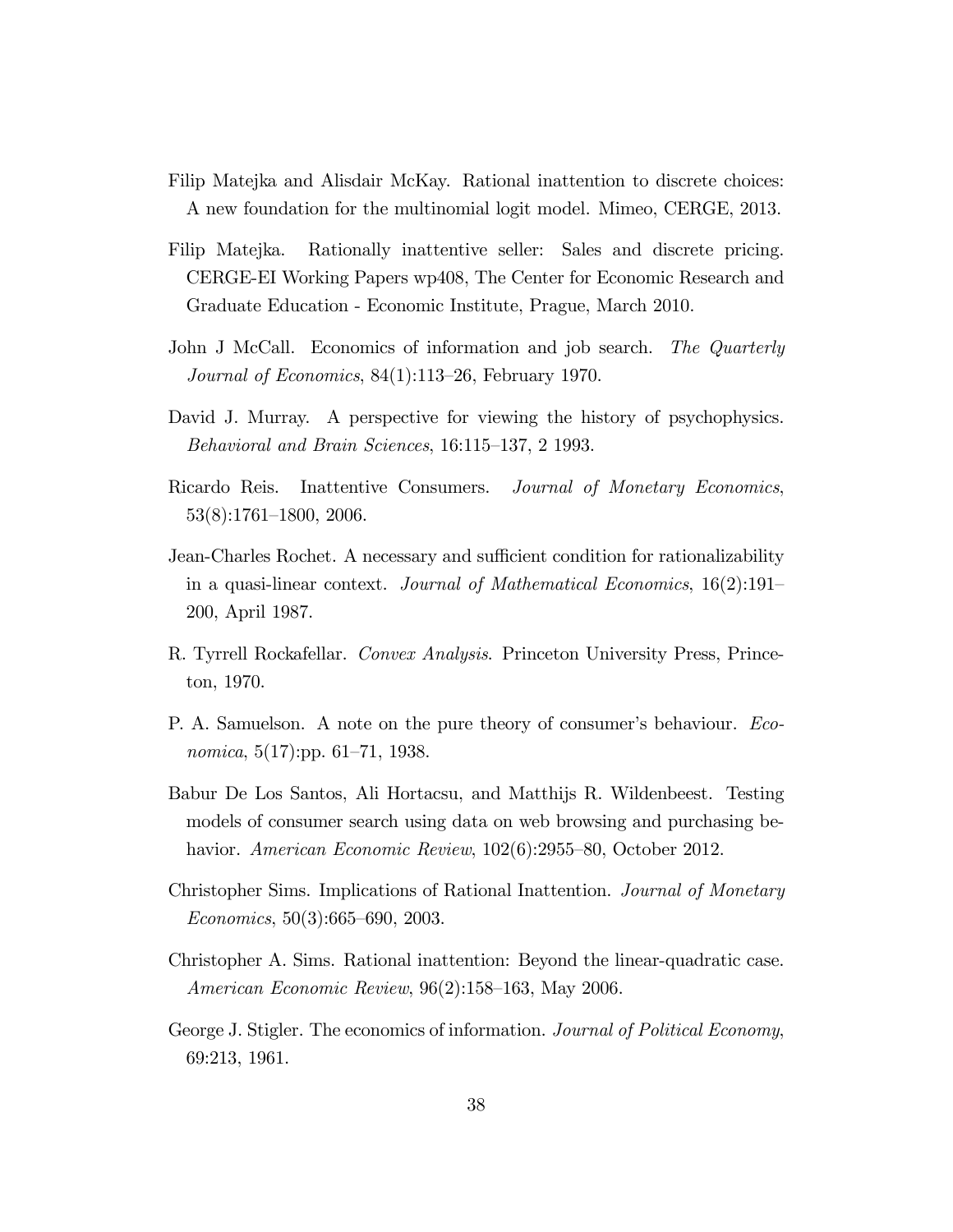Filip Matejka and Alisdair McKay. Rational inattention to discrete choices: A new foundation for the multinomial logit model. Mimeo, CERGE, 2013.

Filip Matejka. Rationally inattentive seller: Sales and discrete pricing. CERGE-EI Working Papers wp408, The Center for Economic Research and Graduate Education - Economic Institute, Prague, March 2010.

John J McCall. Economics of information and job search. *The Quarterly Journal of Economics*, 84(1):113–26, February 1970.

David J. Murray. A perspective for viewing the history of psychophysics. *Behavioral and Brain Sciences*, 16:115–137, 2 1993.

Ricardo Reis. Inattentive Consumers. *Journal of Monetary Economics*, 53(8):1761–1800, 2006.

Jean-Charles Rochet. A necessary and sufficient condition for rationalizability in a quasi-linear context. *Journal of Mathematical Economics*, 16(2):191–200, April 1987.

R. Tyrrell Rockafellar. *Convex Analysis*. Princeton University Press, Princeton, 1970.

P. A. Samuelson. A note on the pure theory of consumer's behaviour. *Economica*, 5(17):pp. 61–71, 1938.

Babur De Los Santos, Ali Hortacsu, and Matthijs R. Wildenbeest. Testing models of consumer search using data on web browsing and purchasing behavior. *American Economic Review*, 102(6):2955–80, October 2012.

Christopher Sims. Implications of Rational Inattention. *Journal of Monetary Economics*, 50(3):665–690, 2003.

Christopher A. Sims. Rational inattention: Beyond the linear-quadratic case. *American Economic Review*, 96(2):158–163, May 2006.

George J. Stigler. The economics of information. *Journal of Political Economy*, 69:213, 1961.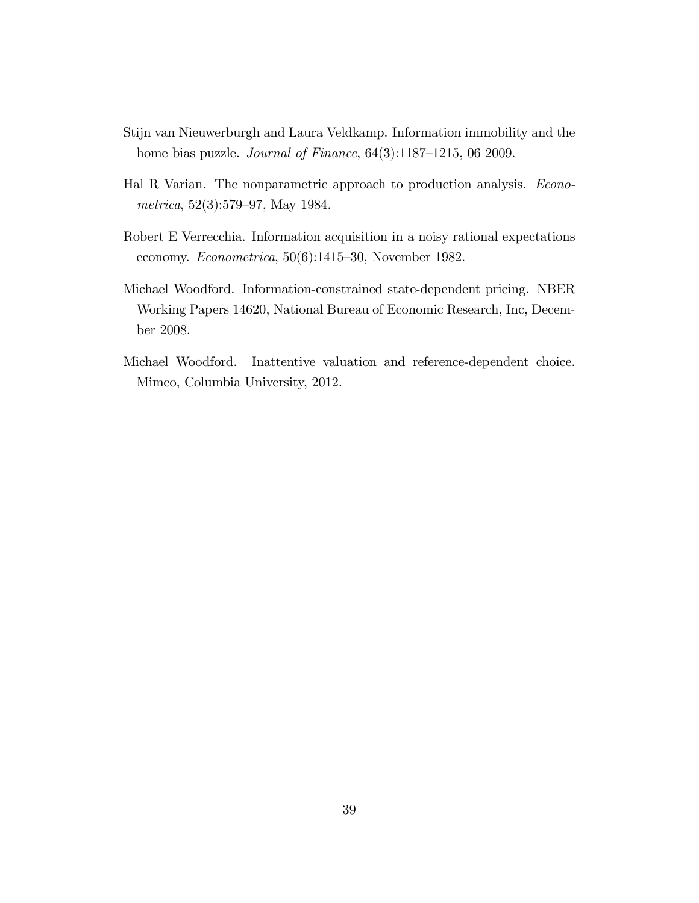Stijn van Nieuwerburgh and Laura Veldkamp. Information immobility and the home bias puzzle. *Journal of Finance*, 64(3):1187–1215, 06 2009.

Hal R Varian. The nonparametric approach to production analysis. *Econometrica*, 52(3):579–97, May 1984.

Robert E Verrecchia. Information acquisition in a noisy rational expectations economy. *Econometrica*, 50(6):1415–30, November 1982.

Michael Woodford. Information-constrained state-dependent pricing. NBER Working Papers 14620, National Bureau of Economic Research, Inc, December 2008.

Michael Woodford. Inattentive valuation and reference-dependent choice. Mimeo, Columbia University, 2012.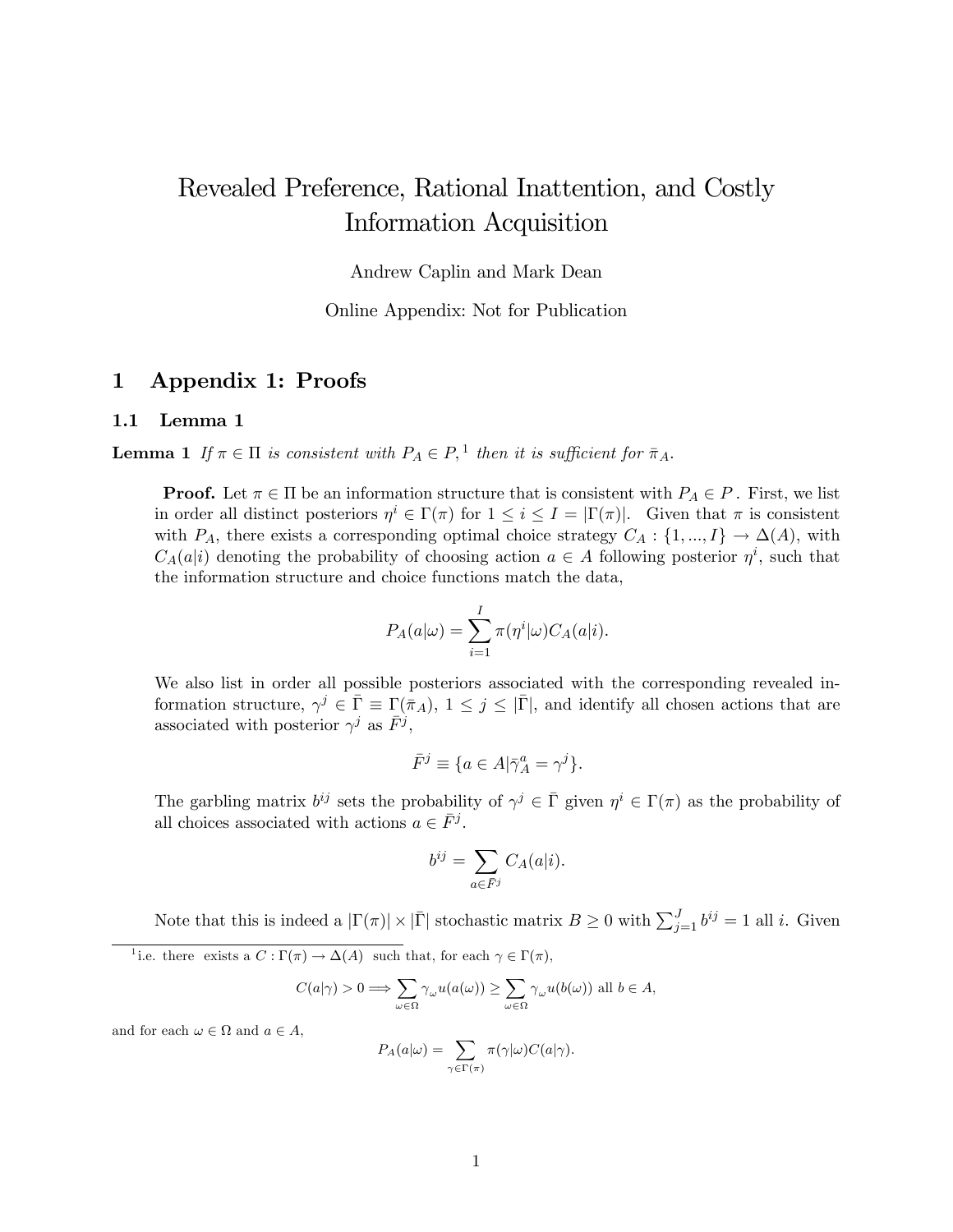# Revealed Preference, Rational Inattention, and Costly Information Acquisition

Andrew Caplin and Mark Dean

Online Appendix: Not for Publication

## 1 Appendix 1: Proofs

### 1.1 Lemma 1

**Lemma 1** *If $\pi \in \Pi$ is consistent with $P_A \in P$,*[1] *then it is sufficient for $\bar{\pi}_A$.*

**Proof.** Let $\pi \in \Pi$ be an information structure that is consistent with $P_A \in P$ . First, we list in order all distinct posteriors $\eta^i \in \Gamma(\pi)$ for $1 \leq i \leq I = |\Gamma(\pi)|$. Given that $\pi$ is consistent with $P_A$, there exists a corresponding optimal choice strategy $C_A : \{1, ..., I\} \to \Delta(A)$, with $C_A(a|i)$ denoting the probability of choosing action $a \in A$ following posterior $\eta^i$, such that the information structure and choice functions match the data,

$$P_A(a|\omega) = \sum_{i=1}^{I} \pi(\eta^i|\omega) C_A(a|i).$$

We also list in order all possible posteriors associated with the corresponding revealed information structure, $\gamma^j \in \bar{\Gamma} \equiv \Gamma(\bar{\pi}_A)$, $1 \leq j \leq |\bar{\Gamma}|$, and identify all chosen actions that are associated with posterior $\gamma^j$ as $\bar{F}^j$,

$$\bar{F}^j \equiv \{a \in A | \bar{\gamma}^a_A = \gamma^j\}.$$

The garbling matrix $b^{ij}$ sets the probability of $\gamma^j \in \bar{\Gamma}$ given $\eta^i \in \Gamma(\pi)$ as the probability of all choices associated with actions $a \in \bar{F}^j$.

$$b^{ij} = \sum_{a \in \bar{F}^j} C_A(a|i).$$

Note that this is indeed a $|\Gamma(\pi)| \times |\bar{\Gamma}|$ stochastic matrix $B \geq 0$ with $\sum_{j=1}^{J} b^{ij} = 1$ all $i$. Given

[1] i.e. there exists a $C : \Gamma(\pi) \to \Delta(A)$ such that, for each $\gamma \in \Gamma(\pi)$,

$$C(a|\gamma) > 0 \Longrightarrow \sum_{\omega \in \Omega} \gamma_\omega u(a(\omega)) \geq \sum_{\omega \in \Omega} \gamma_\omega u(b(\omega)) \text{ all } b \in A,$$

and for each $\omega \in \Omega$ and $a \in A$,

$$P_A(a|\omega) = \sum_{\gamma \in \Gamma(\pi)} \pi(\gamma|\omega) C(a|\gamma).$$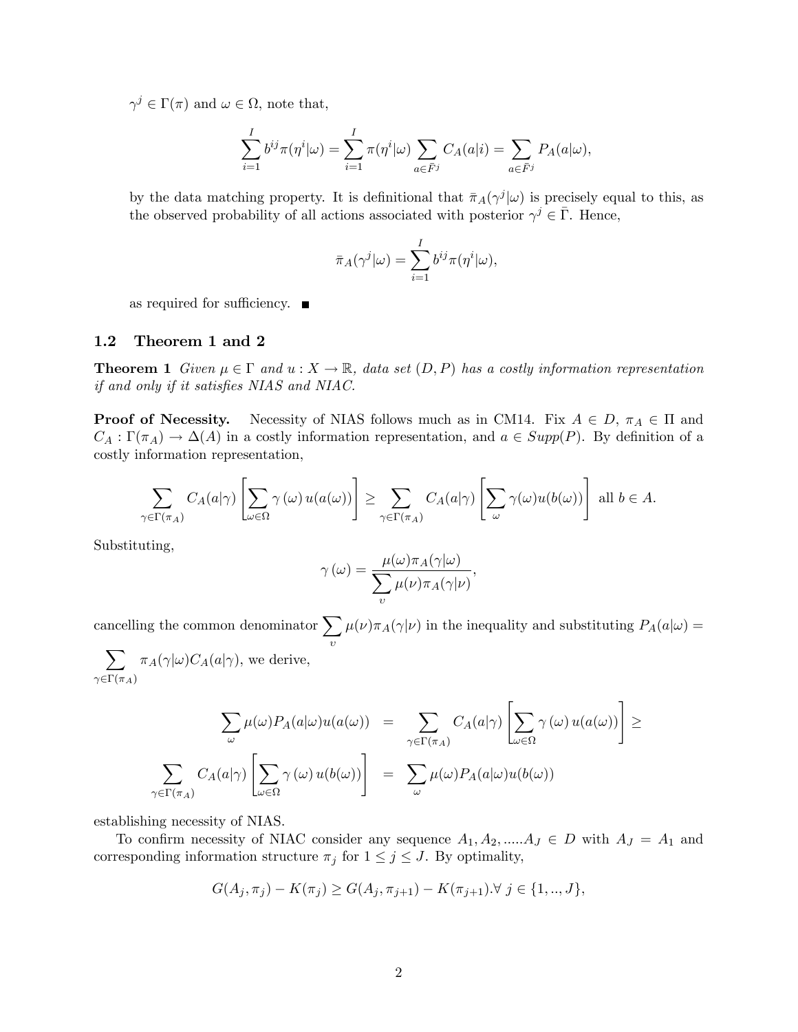$\gamma^j \in \Gamma(\pi)$ and $\omega \in \Omega$, note that,

$$\sum_{i=1}^{I} b^{ij}\pi(\eta^i|\omega) = \sum_{i=1}^{I} \pi(\eta^i|\omega) \sum_{a\in \bar{F}^j} C_A(a|i) = \sum_{a\in \bar{F}^j} P_A(a|\omega),$$

by the data matching property. It is definitional that $\bar{\pi}_A(\gamma^j|\omega)$ is precisely equal to this, as the observed probability of all actions associated with posterior $\gamma^j \in \bar{\Gamma}$. Hence,

$$\bar{\pi}_A(\gamma^j|\omega) = \sum_{i=1}^{I} b^{ij}\pi(\eta^i|\omega),$$

as required for sufficiency. ■

## 1.2 Theorem 1 and 2

**Theorem 1** *Given $\mu \in \Gamma$ and $u : X \to \mathbb{R}$, data set $(D, P)$ has a costly information representation if and only if it satisfies NIAS and NIAC.*

**Proof of Necessity.** Necessity of NIAS follows much as in CM14. Fix $A \in D$, $\pi_A \in \Pi$ and $C_A : \Gamma(\pi_A) \to \Delta(A)$ in a costly information representation, and $a \in Supp(P)$. By definition of a costly information representation,

$$\sum_{\gamma\in\Gamma(\pi_A)} C_A(a|\gamma)\left[\sum_{\omega\in\Omega} \gamma(\omega)\, u(a(\omega))\right] \geq \sum_{\gamma\in\Gamma(\pi_A)} C_A(a|\gamma)\left[\sum_{\omega} \gamma(\omega) u(b(\omega))\right] \text{ all } b \in A.$$

Substituting,

$$\gamma(\omega) = \frac{\mu(\omega)\pi_A(\gamma|\omega)}{\sum_{\upsilon} \mu(\nu)\pi_A(\gamma|\nu)},$$

cancelling the common denominator $\sum_{\upsilon} \mu(\nu)\pi_A(\gamma|\nu)$ in the inequality and substituting $P_A(a|\omega) = \sum_{\gamma\in\Gamma(\pi_A)} \pi_A(\gamma|\omega)C_A(a|\gamma)$, we derive,

$$\begin{aligned}
\sum_{\omega} \mu(\omega)P_A(a|\omega)u(a(\omega)) &= \sum_{\gamma\in\Gamma(\pi_A)} C_A(a|\gamma)\left[\sum_{\omega\in\Omega} \gamma(\omega)\, u(a(\omega))\right] \geq \\
\sum_{\gamma\in\Gamma(\pi_A)} C_A(a|\gamma)\left[\sum_{\omega\in\Omega} \gamma(\omega)\, u(b(\omega))\right] &= \sum_{\omega} \mu(\omega)P_A(a|\omega)u(b(\omega))
\end{aligned}$$

establishing necessity of NIAS.

To confirm necessity of NIAC consider any sequence $A_1, A_2, .....A_J \in D$ with $A_J = A_1$ and corresponding information structure $\pi_j$ for $1 \leq j \leq J$. By optimality,

$$G(A_j, \pi_j) - K(\pi_j) \geq G(A_j, \pi_{j+1}) - K(\pi_{j+1}).\forall\ j \in \{1, .., J\},$$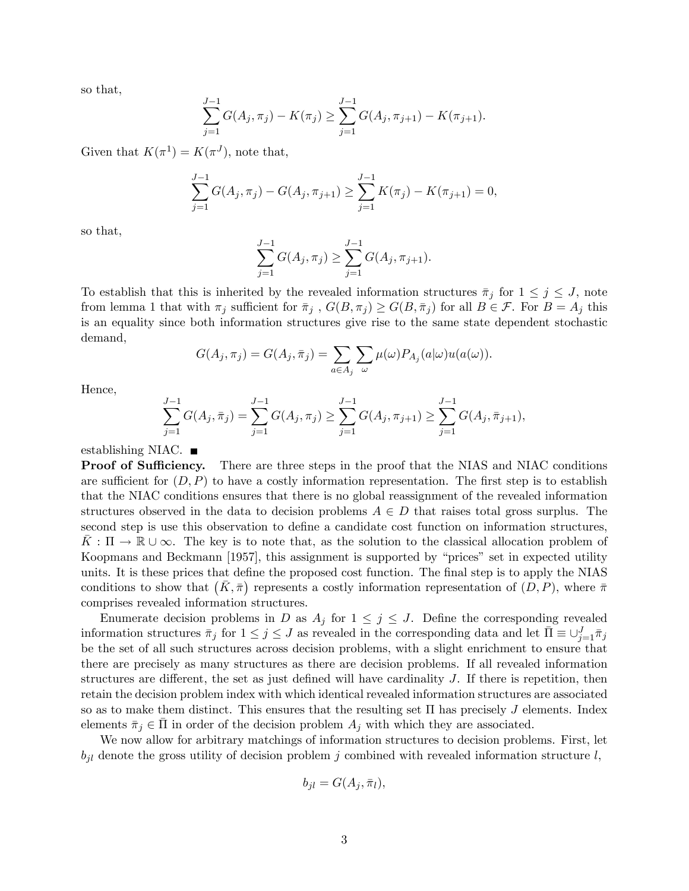so that,

$$\sum_{j=1}^{J-1} G(A_j, \pi_j) - K(\pi_j) \geq \sum_{j=1}^{J-1} G(A_j, \pi_{j+1}) - K(\pi_{j+1}).$$

Given that $K(\pi^1) = K(\pi^J)$, note that,

$$\sum_{j=1}^{J-1} G(A_j, \pi_j) - G(A_j, \pi_{j+1}) \geq \sum_{j=1}^{J-1} K(\pi_j) - K(\pi_{j+1}) = 0,$$

so that,

$$\sum_{j=1}^{J-1} G(A_j, \pi_j) \geq \sum_{j=1}^{J-1} G(A_j, \pi_{j+1}).$$

To establish that this is inherited by the revealed information structures $\bar{\pi}_j$ for $1 \leq j \leq J$, note from lemma 1 that with $\pi_j$ sufficient for $\bar{\pi}_j$ , $G(B, \pi_j) \geq G(B, \bar{\pi}_j)$ for all $B \in \mathcal{F}$. For $B = A_j$ this is an equality since both information structures give rise to the same state dependent stochastic demand,

$$G(A_j, \pi_j) = G(A_j, \bar{\pi}_j) = \sum_{a \in A_j} \sum_{\omega} \mu(\omega) P_{A_j}(a|\omega) u(a(\omega)).$$

Hence,

$$\sum_{j=1}^{J-1} G(A_j, \bar{\pi}_j) = \sum_{j=1}^{J-1} G(A_j, \pi_j) \geq \sum_{j=1}^{J-1} G(A_j, \pi_{j+1}) \geq \sum_{j=1}^{J-1} G(A_j, \bar{\pi}_{j+1}),$$

establishing NIAC. ■

**Proof of Sufficiency.** There are three steps in the proof that the NIAS and NIAC conditions are sufficient for $(D, P)$ to have a costly information representation. The first step is to establish that the NIAC conditions ensures that there is no global reassignment of the revealed information structures observed in the data to decision problems $A \in D$ that raises total gross surplus. The second step is use this observation to define a candidate cost function on information structures, $\bar{K} : \Pi \to \mathbb{R} \cup \infty$. The key is to note that, as the solution to the classical allocation problem of Koopmans and Beckmann [1957], this assignment is supported by "prices" set in expected utility units. It is these prices that define the proposed cost function. The final step is to apply the NIAS conditions to show that $(\bar{K}, \bar{\pi})$ represents a costly information representation of $(D, P)$, where $\bar{\pi}$ comprises revealed information structures.

Enumerate decision problems in $D$ as $A_j$ for $1 \leq j \leq J$. Define the corresponding revealed information structures $\bar{\pi}_j$ for $1 \leq j \leq J$ as revealed in the corresponding data and let $\bar{\Pi} \equiv \cup_{j=1}^{J} \bar{\pi}_j$ be the set of all such structures across decision problems, with a slight enrichment to ensure that there are precisely as many structures as there are decision problems. If all revealed information structures are different, the set as just defined will have cardinality $J$. If there is repetition, then retain the decision problem index with which identical revealed information structures are associated so as to make them distinct. This ensures that the resulting set $\Pi$ has precisely $J$ elements. Index elements $\bar{\pi}_j \in \bar{\Pi}$ in order of the decision problem $A_j$ with which they are associated.

We now allow for arbitrary matchings of information structures to decision problems. First, let $b_{jl}$ denote the gross utility of decision problem $j$ combined with revealed information structure $l$,

$$b_{jl} = G(A_j, \bar{\pi}_l),$$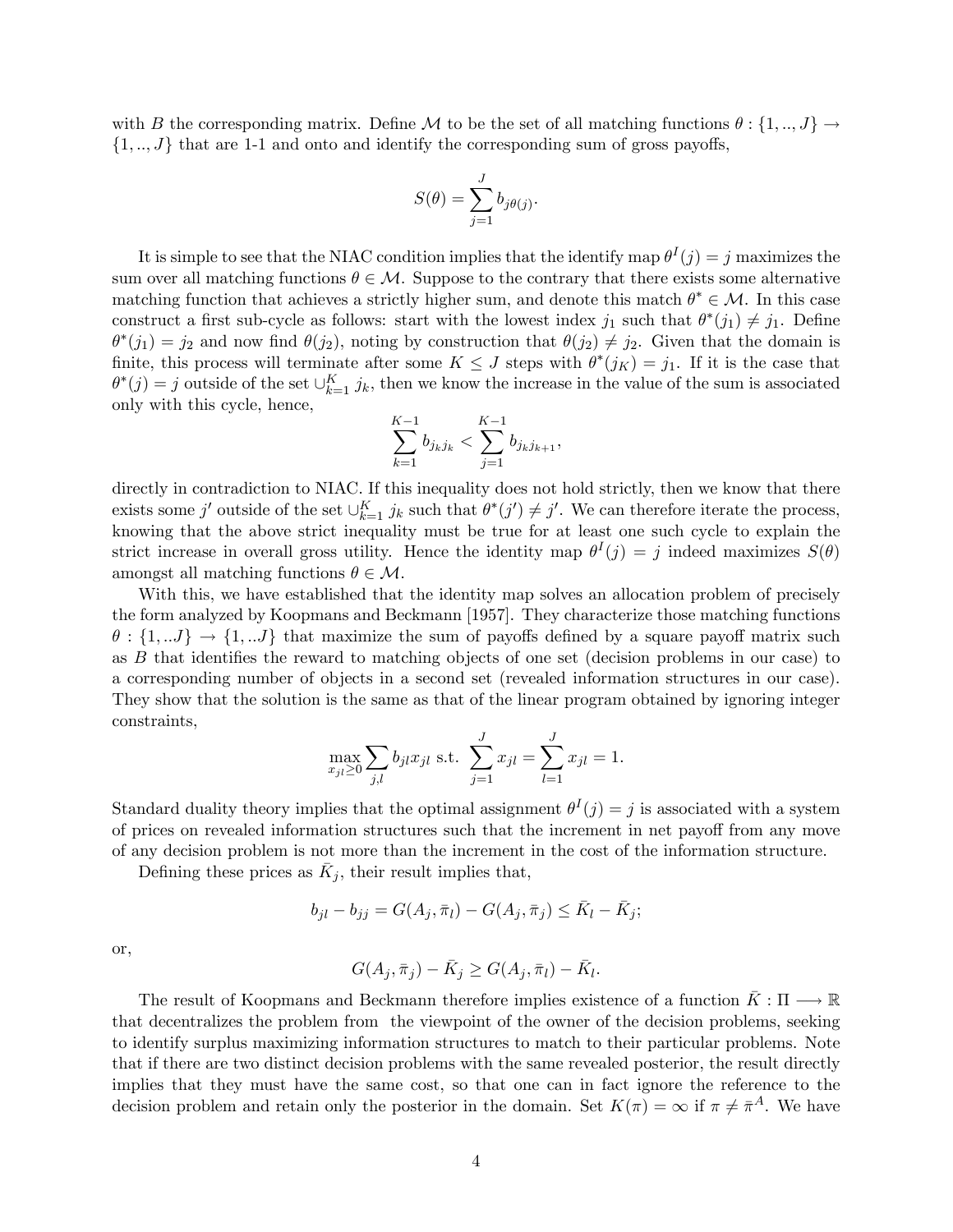with $B$ the corresponding matrix. Define $\mathcal{M}$ to be the set of all matching functions $\theta : \{1, .., J\} \rightarrow \{1, .., J\}$ that are 1-1 and onto and identify the corresponding sum of gross payoffs,

$$S(\theta) = \sum_{j=1}^{J} b_{j\theta(j)}.$$

It is simple to see that the NIAC condition implies that the identify map $\theta^I(j) = j$ maximizes the sum over all matching functions $\theta \in \mathcal{M}$. Suppose to the contrary that there exists some alternative matching function that achieves a strictly higher sum, and denote this match $\theta^* \in \mathcal{M}$. In this case construct a first sub-cycle as follows: start with the lowest index $j_1$ such that $\theta^*(j_1) \neq j_1$. Define $\theta^*(j_1) = j_2$ and now find $\theta(j_2)$, noting by construction that $\theta(j_2) \neq j_2$. Given that the domain is finite, this process will terminate after some $K \leq J$ steps with $\theta^*(j_K) = j_1$. If it is the case that $\theta^*(j) = j$ outside of the set $\cup_{k=1}^{K} j_k$, then we know the increase in the value of the sum is associated only with this cycle, hence,

$$\sum_{k=1}^{K-1} b_{j_k j_k} < \sum_{j=1}^{K-1} b_{j_k j_{k+1}},$$

directly in contradiction to NIAC. If this inequality does not hold strictly, then we know that there exists some $j'$ outside of the set $\cup_{k=1}^{K} j_k$ such that $\theta^*(j') \neq j'$. We can therefore iterate the process, knowing that the above strict inequality must be true for at least one such cycle to explain the strict increase in overall gross utility. Hence the identity map $\theta^I(j) = j$ indeed maximizes $S(\theta)$ amongst all matching functions $\theta \in \mathcal{M}$.

With this, we have established that the identity map solves an allocation problem of precisely the form analyzed by Koopmans and Beckmann [1957]. They characterize those matching functions $\theta : \{1, ..J\} \rightarrow \{1, ..J\}$ that maximize the sum of payoffs defined by a square payoff matrix such as $B$ that identifies the reward to matching objects of one set (decision problems in our case) to a corresponding number of objects in a second set (revealed information structures in our case). They show that the solution is the same as that of the linear program obtained by ignoring integer constraints,

$$\max_{x_{jl} \geq 0} \sum_{j,l} b_{jl} x_{jl} \text{ s.t. } \sum_{j=1}^{J} x_{jl} = \sum_{l=1}^{J} x_{jl} = 1.$$

Standard duality theory implies that the optimal assignment $\theta^I(j) = j$ is associated with a system of prices on revealed information structures such that the increment in net payoff from any move of any decision problem is not more than the increment in the cost of the information structure.

Defining these prices as $\bar{K}_j$, their result implies that,

$$b_{jl} - b_{jj} = G(A_j, \bar{\pi}_l) - G(A_j, \bar{\pi}_j) \leq \bar{K}_l - \bar{K}_j;$$

or,

$$G(A_j, \bar{\pi}_j) - \bar{K}_j \geq G(A_j, \bar{\pi}_l) - \bar{K}_l.$$

The result of Koopmans and Beckmann therefore implies existence of a function $\bar{K} : \Pi \longrightarrow \mathbb{R}$ that decentralizes the problem from the viewpoint of the owner of the decision problems, seeking to identify surplus maximizing information structures to match to their particular problems. Note that if there are two distinct decision problems with the same revealed posterior, the result directly implies that they must have the same cost, so that one can in fact ignore the reference to the decision problem and retain only the posterior in the domain. Set $K(\pi) = \infty$ if $\pi \neq \bar{\pi}^A$. We have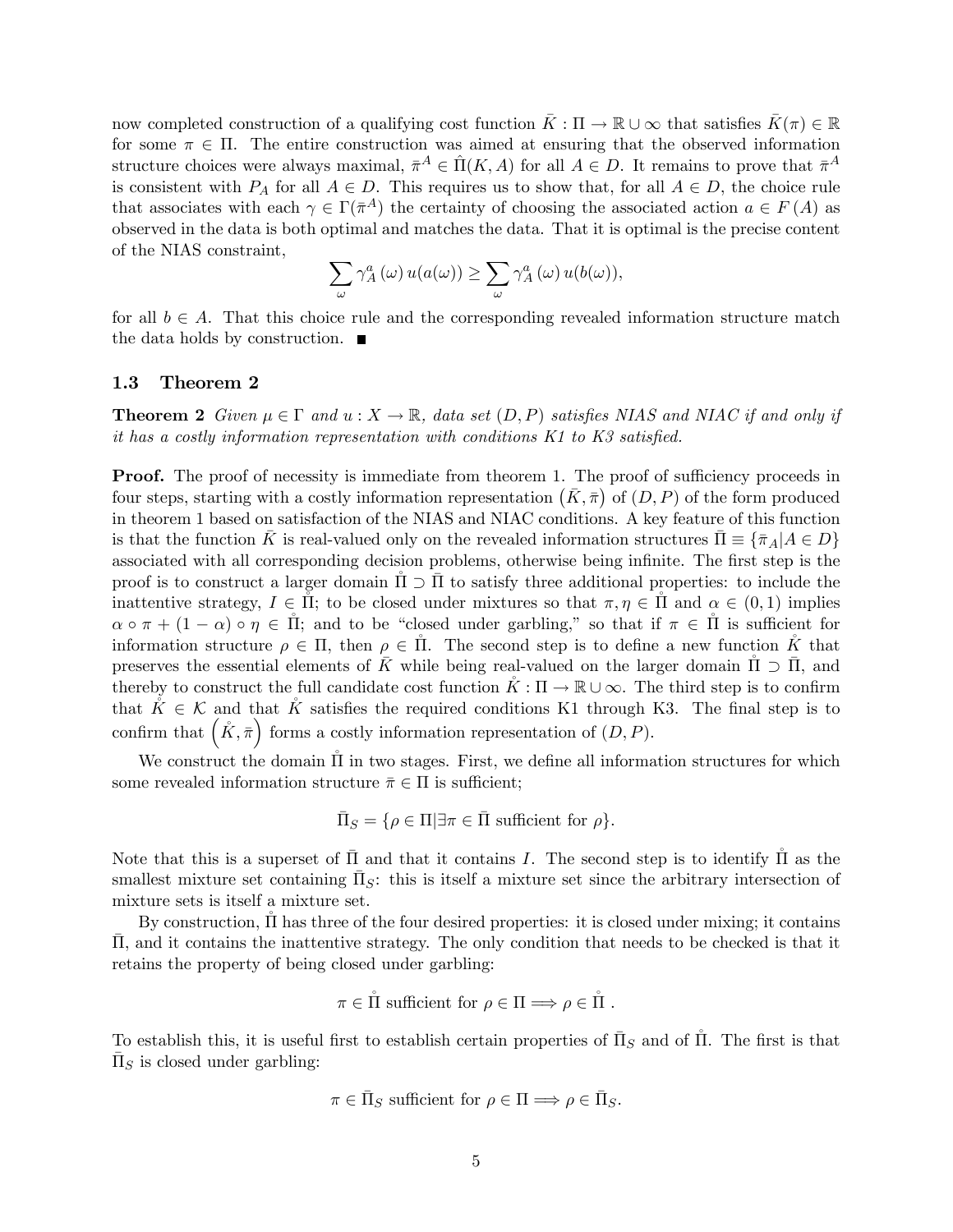now completed construction of a qualifying cost function $\bar{K} : \Pi \to \mathbb{R} \cup \infty$ that satisfies $\bar{K}(\pi) \in \mathbb{R}$ for some $\pi \in \Pi$. The entire construction was aimed at ensuring that the observed information structure choices were always maximal, $\bar{\pi}^A \in \hat{\Pi}(K, A)$ for all $A \in D$. It remains to prove that $\bar{\pi}^A$ is consistent with $P_A$ for all $A \in D$. This requires us to show that, for all $A \in D$, the choice rule that associates with each $\gamma \in \Gamma(\bar{\pi}^A)$ the certainty of choosing the associated action $a \in F(A)$ as observed in the data is both optimal and matches the data. That it is optimal is the precise content of the NIAS constraint,

$$\sum_{\omega} \gamma_A^a(\omega) u(a(\omega)) \geq \sum_{\omega} \gamma_A^a(\omega) u(b(\omega)),$$

for all $b \in A$. That this choice rule and the corresponding revealed information structure match the data holds by construction. ■

### 1.3 Theorem 2

**Theorem 2** *Given $\mu \in \Gamma$ and $u : X \to \mathbb{R}$, data set $(D, P)$ satisfies NIAS and NIAC if and only if it has a costly information representation with conditions K1 to K3 satisfied.*

**Proof.** The proof of necessity is immediate from theorem 1. The proof of sufficiency proceeds in four steps, starting with a costly information representation $(\bar{K}, \bar{\pi})$ of $(D, P)$ of the form produced in theorem 1 based on satisfaction of the NIAS and NIAC conditions. A key feature of this function is that the function $\bar{K}$ is real-valued only on the revealed information structures $\bar{\Pi} \equiv \{\bar{\pi}_A | A \in D\}$ associated with all corresponding decision problems, otherwise being infinite. The first step is the proof is to construct a larger domain $\mathring{\Pi} \supset \bar{\Pi}$ to satisfy three additional properties: to include the inattentive strategy, $I \in \mathring{\Pi}$; to be closed under mixtures so that $\pi, \eta \in \mathring{\Pi}$ and $\alpha \in (0, 1)$ implies $\alpha \circ \pi + (1 - \alpha) \circ \eta \in \mathring{\Pi}$; and to be "closed under garbling," so that if $\pi \in \mathring{\Pi}$ is sufficient for information structure $\rho \in \Pi$, then $\rho \in \mathring{\Pi}$. The second step is to define a new function $\mathring{K}$ that preserves the essential elements of $\bar{K}$ while being real-valued on the larger domain $\mathring{\Pi} \supset \bar{\Pi}$, and thereby to construct the full candidate cost function $\mathring{K} : \Pi \to \mathbb{R} \cup \infty$. The third step is to confirm that $\mathring{K} \in \mathcal{K}$ and that $\mathring{K}$ satisfies the required conditions K1 through K3. The final step is to confirm that $\left(\mathring{K}, \bar{\pi}\right)$ forms a costly information representation of $(D, P)$.

We construct the domain $\mathring{\Pi}$ in two stages. First, we define all information structures for which some revealed information structure $\bar{\pi} \in \Pi$ is sufficient;

$$\bar{\Pi}_S = \{\rho \in \Pi | \exists \pi \in \bar{\Pi} \text{ sufficient for } \rho\}.$$

Note that this is a superset of $\bar{\Pi}$ and that it contains $I$. The second step is to identify $\mathring{\Pi}$ as the smallest mixture set containing $\bar{\Pi}_S$: this is itself a mixture set since the arbitrary intersection of mixture sets is itself a mixture set.

By construction, $\mathring{\Pi}$ has three of the four desired properties: it is closed under mixing; it contains $\bar{\Pi}$, and it contains the inattentive strategy. The only condition that needs to be checked is that it retains the property of being closed under garbling:

$$\pi \in \mathring{\Pi} \text{ sufficient for } \rho \in \Pi \Longrightarrow \rho \in \mathring{\Pi} \; .$$

To establish this, it is useful first to establish certain properties of $\bar{\Pi}_S$ and of $\mathring{\Pi}$. The first is that $\bar{\Pi}_S$ is closed under garbling:

$$\pi \in \bar{\Pi}_S \text{ sufficient for } \rho \in \Pi \Longrightarrow \rho \in \bar{\Pi}_S.$$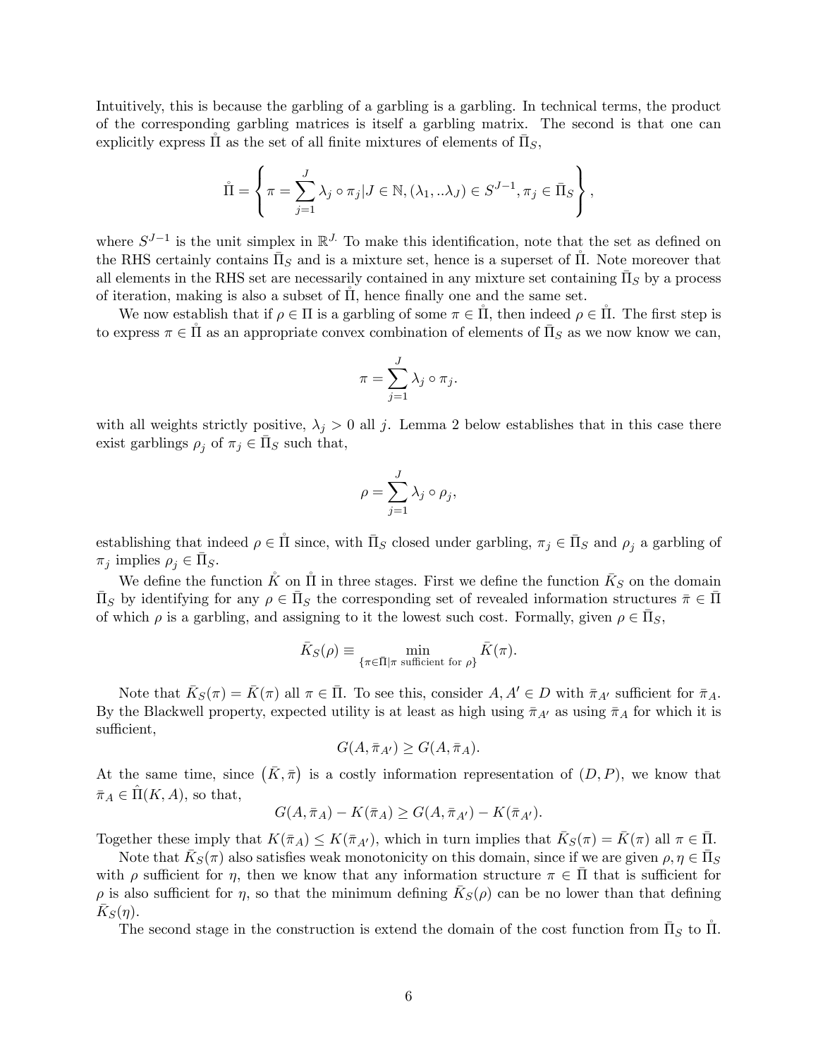Intuitively, this is because the garbling of a garbling is a garbling. In technical terms, the product of the corresponding garbling matrices is itself a garbling matrix. The second is that one can explicitly express $\mathring{\Pi}$ as the set of all finite mixtures of elements of $\bar{\Pi}_S$,

$$\mathring{\Pi} = \left\{ \pi = \sum_{j=1}^{J} \lambda_j \circ \pi_j | J \in \mathbb{N}, (\lambda_1, ..\lambda_J) \in S^{J-1}, \pi_j \in \bar{\Pi}_S \right\},$$

where $S^{J-1}$ is the unit simplex in $\mathbb{R}^{J}$. To make this identification, note that the set as defined on the RHS certainly contains $\bar{\Pi}_S$ and is a mixture set, hence is a superset of $\mathring{\Pi}$. Note moreover that all elements in the RHS set are necessarily contained in any mixture set containing $\bar{\Pi}_S$ by a process of iteration, making is also a subset of $\mathring{\Pi}$, hence finally one and the same set.

We now establish that if $\rho \in \Pi$ is a garbling of some $\pi \in \mathring{\Pi}$, then indeed $\rho \in \mathring{\Pi}$. The first step is to express $\pi \in \mathring{\Pi}$ as an appropriate convex combination of elements of $\bar{\Pi}_S$ as we now know we can,

$$\pi = \sum_{j=1}^{J} \lambda_j \circ \pi_j.$$

with all weights strictly positive, $\lambda_j > 0$ all $j$. Lemma 2 below establishes that in this case there exist garblings $\rho_j$ of $\pi_j \in \bar{\Pi}_S$ such that,

$$\rho = \sum_{j=1}^{J} \lambda_j \circ \rho_j,$$

establishing that indeed $\rho \in \mathring{\Pi}$ since, with $\bar{\Pi}_S$ closed under garbling, $\pi_j \in \bar{\Pi}_S$ and $\rho_j$ a garbling of $\pi_j$ implies $\rho_j \in \bar{\Pi}_S$.

We define the function $\mathring{K}$ on $\mathring{\Pi}$ in three stages. First we define the function $\bar{K}_S$ on the domain $\bar{\Pi}_S$ by identifying for any $\rho \in \bar{\Pi}_S$ the corresponding set of revealed information structures $\bar{\pi} \in \bar{\Pi}$ of which $\rho$ is a garbling, and assigning to it the lowest such cost. Formally, given $\rho \in \bar{\Pi}_S$,

$$\bar{K}_S(\rho) \equiv \min_{\{\pi \in \bar{\Pi} | \pi \text{ sufficient for } \rho\}} \bar{K}(\pi).$$

Note that $\bar{K}_S(\pi) = \bar{K}(\pi)$ all $\pi \in \bar{\Pi}$. To see this, consider $A, A' \in D$ with $\bar{\pi}_{A'}$ sufficient for $\bar{\pi}_A$. By the Blackwell property, expected utility is at least as high using $\bar{\pi}_{A'}$ as using $\bar{\pi}_A$ for which it is sufficient,

$$G(A, \bar{\pi}_{A'}) \geq G(A, \bar{\pi}_A).$$

At the same time, since $(\bar{K}, \bar{\pi})$ is a costly information representation of $(D, P)$, we know that $\bar{\pi}_A \in \hat{\Pi}(K, A)$, so that,

$$G(A, \bar{\pi}_A) - K(\bar{\pi}_A) \geq G(A, \bar{\pi}_{A'}) - K(\bar{\pi}_{A'}).$$

Together these imply that $K(\bar{\pi}_A) \leq K(\bar{\pi}_{A'})$, which in turn implies that $\bar{K}_S(\pi) = \bar{K}(\pi)$ all $\pi \in \bar{\Pi}$.

Note that $\bar{K}_S(\pi)$ also satisfies weak monotonicity on this domain, since if we are given $\rho, \eta \in \bar{\Pi}_S$ with $\rho$ sufficient for $\eta$, then we know that any information structure $\pi \in \bar{\Pi}$ that is sufficient for $\rho$ is also sufficient for $\eta$, so that the minimum defining $\bar{K}_S(\rho)$ can be no lower than that defining $\bar{K}_S(\eta)$.

The second stage in the construction is extend the domain of the cost function from $\bar{\Pi}_S$ to $\mathring{\Pi}$.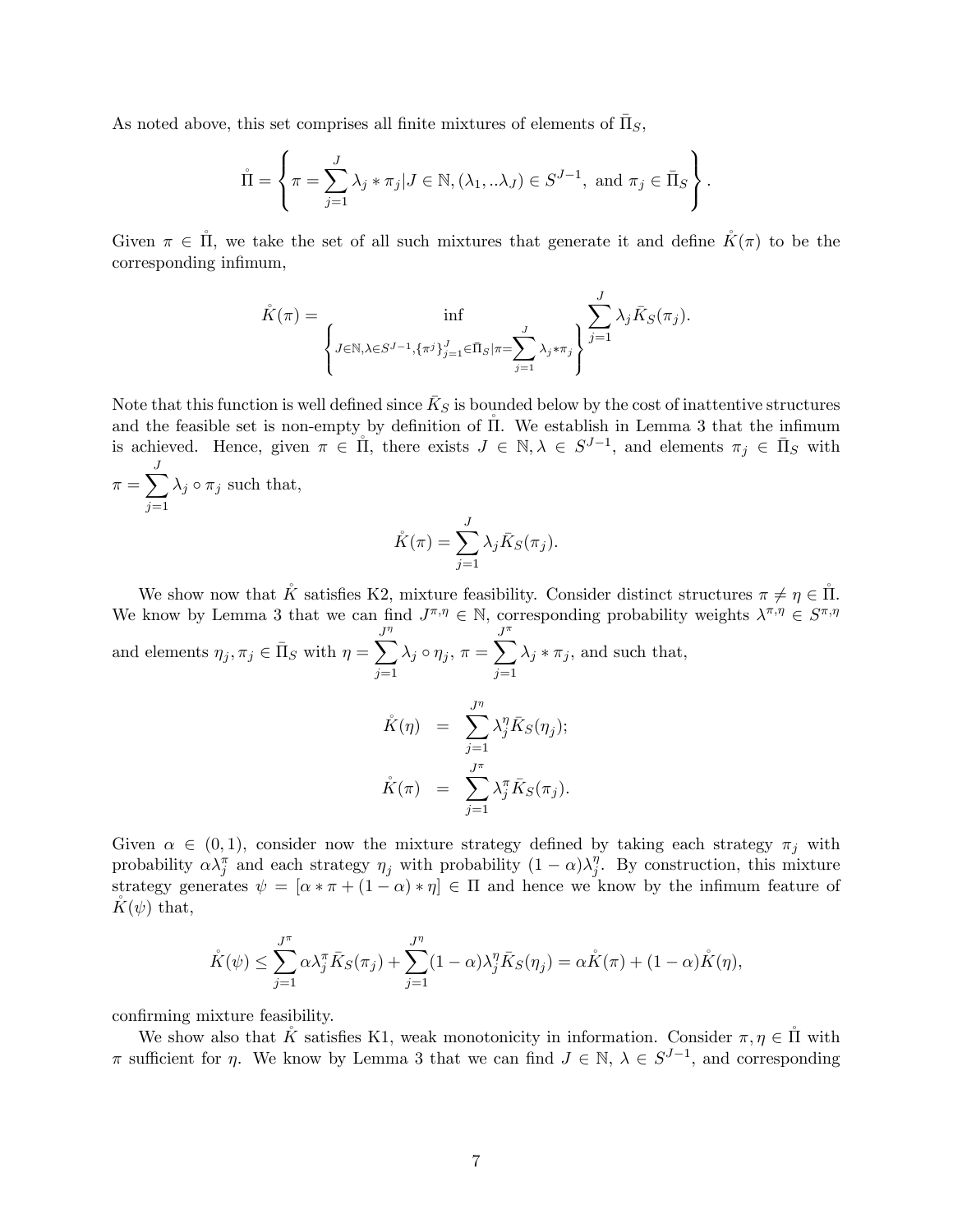As noted above, this set comprises all finite mixtures of elements of $\bar{\Pi}_S$,

$$\mathring{\Pi} = \left\{ \pi = \sum_{j=1}^{J} \lambda_j * \pi_j | J \in \mathbb{N}, (\lambda_1, ..\lambda_J) \in S^{J-1}, \text{ and } \pi_j \in \bar{\Pi}_S \right\}.$$

Given $\pi \in \mathring{\Pi}$, we take the set of all such mixtures that generate it and define $\mathring{K}(\pi)$ to be the corresponding infimum,

$$\mathring{K}(\pi) = \inf_{\left\{ J \in \mathbb{N}, \lambda \in S^{J-1}, \{\pi^j\}_{j=1}^J \in \bar{\Pi}_S | \pi = \sum_{j=1}^{J} \lambda_j * \pi_j \right\}} \sum_{j=1}^{J} \lambda_j \bar{K}_S(\pi_j).$$

Note that this function is well defined since $\bar{K}_S$ is bounded below by the cost of inattentive structures and the feasible set is non-empty by definition of $\mathring{\Pi}$. We establish in Lemma 3 that the infimum is achieved. Hence, given $\pi \in \mathring{\Pi}$, there exists $J \in \mathbb{N}, \lambda \in S^{J-1}$, and elements $\pi_j \in \bar{\Pi}_S$ with $\pi = \sum_{j=1}^{J} \lambda_j \circ \pi_j$ such that,

$$\mathring{K}(\pi) = \sum_{j=1}^{J} \lambda_j \bar{K}_S(\pi_j).$$

We show now that $\mathring{K}$ satisfies K2, mixture feasibility. Consider distinct structures $\pi \neq \eta \in \mathring{\Pi}$. We know by Lemma 3 that we can find $J^{\pi,\eta} \in \mathbb{N}$, corresponding probability weights $\lambda^{\pi,\eta} \in S^{\pi,\eta}$ and elements $\eta_j, \pi_j \in \bar{\Pi}_S$ with $\eta = \sum_{j=1}^{J^\eta} \lambda_j \circ \eta_j$, $\pi = \sum_{j=1}^{J^\pi} \lambda_j * \pi_j$, and such that,

$$\begin{aligned}
\mathring{K}(\eta) &= \sum_{j=1}^{J^\eta} \lambda_j^\eta \bar{K}_S(\eta_j); \\
\mathring{K}(\pi) &= \sum_{j=1}^{J^\pi} \lambda_j^\pi \bar{K}_S(\pi_j).
\end{aligned}$$

Given $\alpha \in (0, 1)$, consider now the mixture strategy defined by taking each strategy $\pi_j$ with probability $\alpha\lambda_j^\pi$ and each strategy $\eta_j$ with probability $(1 - \alpha)\lambda_j^\eta$. By construction, this mixture strategy generates $\psi = [\alpha * \pi + (1 - \alpha) * \eta] \in \Pi$ and hence we know by the infimum feature of $\mathring{K}(\psi)$ that,

$$\mathring{K}(\psi) \leq \sum_{j=1}^{J^\pi} \alpha\lambda_j^\pi \bar{K}_S(\pi_j) + \sum_{j=1}^{J^\eta} (1 - \alpha)\lambda_j^\eta \bar{K}_S(\eta_j) = \alpha\mathring{K}(\pi) + (1 - \alpha)\mathring{K}(\eta),$$

confirming mixture feasibility.

We show also that $\mathring{K}$ satisfies K1, weak monotonicity in information. Consider $\pi, \eta \in \mathring{\Pi}$ with $\pi$ sufficient for $\eta$. We know by Lemma 3 that we can find $J \in \mathbb{N}$, $\lambda \in S^{J-1}$, and corresponding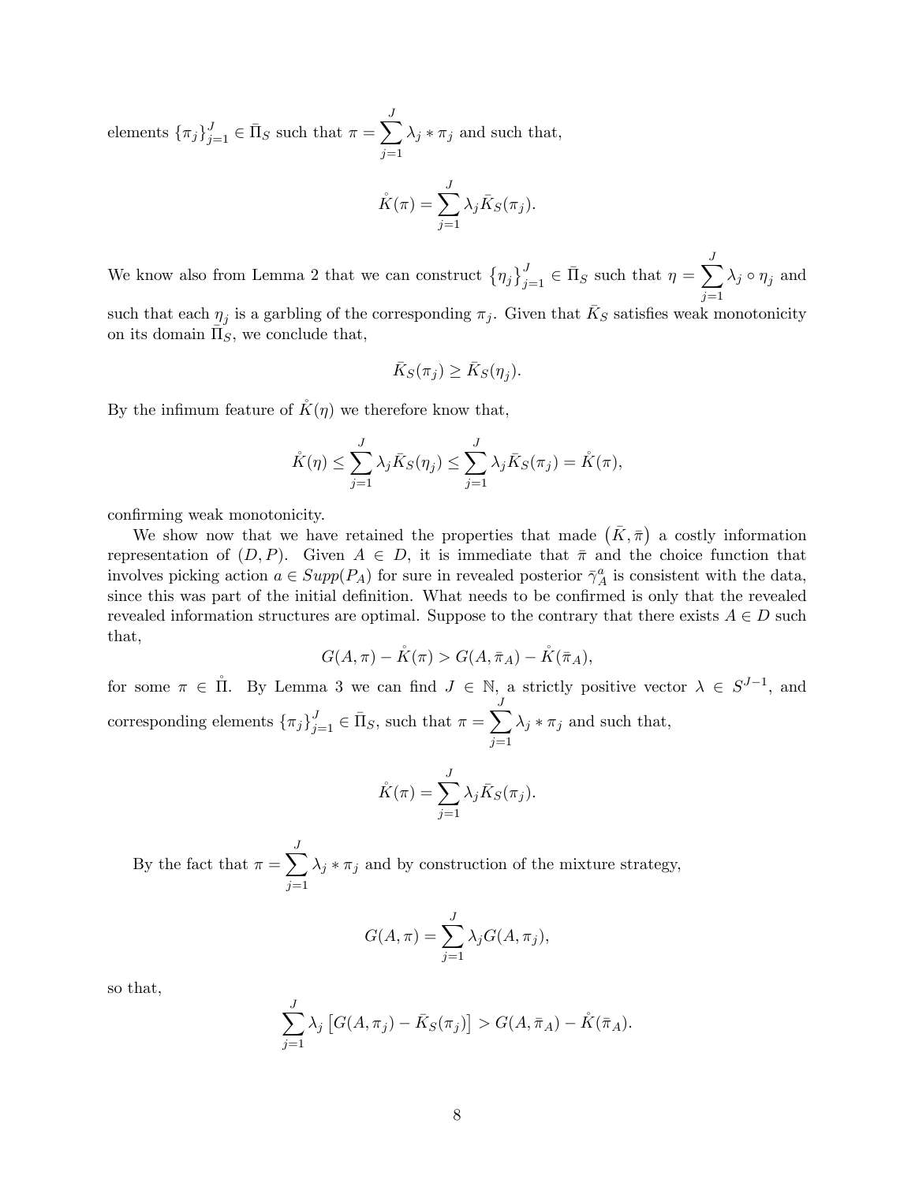elements $\{\pi_j\}_{j=1}^J \in \bar{\Pi}_S$ such that $\pi = \sum_{j=1}^J \lambda_j * \pi_j$ and such that,

$$\mathring{K}(\pi) = \sum_{j=1}^J \lambda_j \bar{K}_S(\pi_j).$$

We know also from Lemma 2 that we can construct $\{\eta_j\}_{j=1}^J \in \bar{\Pi}_S$ such that $\eta = \sum_{j=1}^J \lambda_j \circ \eta_j$ and such that each $\eta_j$ is a garbling of the corresponding $\pi_j$. Given that $\bar{K}_S$ satisfies weak monotonicity on its domain $\bar{\Pi}_S$, we conclude that,

$$\bar{K}_S(\pi_j) \geq \bar{K}_S(\eta_j).$$

By the infimum feature of $\mathring{K}(\eta)$ we therefore know that,

$$\mathring{K}(\eta) \leq \sum_{j=1}^J \lambda_j \bar{K}_S(\eta_j) \leq \sum_{j=1}^J \lambda_j \bar{K}_S(\pi_j) = \mathring{K}(\pi),$$

confirming weak monotonicity.

We show now that we have retained the properties that made $(\bar{K}, \bar{\pi})$ a costly information representation of $(D, P)$. Given $A \in D$, it is immediate that $\bar{\pi}$ and the choice function that involves picking action $a \in Supp(P_A)$ for sure in revealed posterior $\bar{\gamma}_A^a$ is consistent with the data, since this was part of the initial definition. What needs to be confirmed is only that the revealed revealed information structures are optimal. Suppose to the contrary that there exists $A \in D$ such that,

$$G(A, \pi) - \mathring{K}(\pi) > G(A, \bar{\pi}_A) - \mathring{K}(\bar{\pi}_A),$$

for some $\pi \in \mathring{\Pi}$. By Lemma 3 we can find $J \in \mathbb{N}$, a strictly positive vector $\lambda \in S^{J-1}$, and corresponding elements $\{\pi_j\}_{j=1}^J \in \bar{\Pi}_S$, such that $\pi = \sum_{j=1}^J \lambda_j * \pi_j$ and such that,

$$\mathring{K}(\pi) = \sum_{j=1}^J \lambda_j \bar{K}_S(\pi_j).$$

By the fact that $\pi = \sum_{j=1}^J \lambda_j * \pi_j$ and by construction of the mixture strategy,

$$G(A, \pi) = \sum_{j=1}^J \lambda_j G(A, \pi_j),$$

so that,

$$\sum_{j=1}^J \lambda_j \left[ G(A, \pi_j) - \bar{K}_S(\pi_j) \right] > G(A, \bar{\pi}_A) - \mathring{K}(\bar{\pi}_A).$$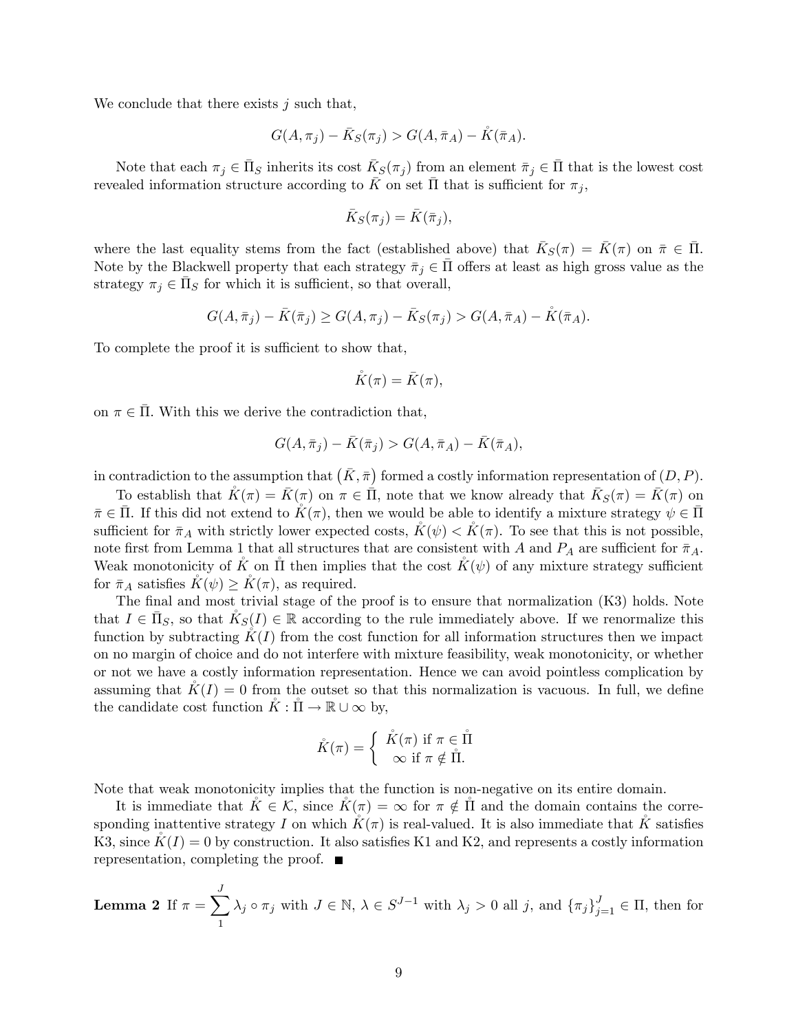We conclude that there exists $j$ such that,

$$G(A, \pi_j) - \bar{K}_S(\pi_j) > G(A, \bar{\pi}_A) - \mathring{K}(\bar{\pi}_A).$$

Note that each $\pi_j \in \bar{\Pi}_S$ inherits its cost $\bar{K}_S(\pi_j)$ from an element $\bar{\pi}_j \in \bar{\Pi}$ that is the lowest cost revealed information structure according to $\bar{K}$ on set $\bar{\Pi}$ that is sufficient for $\pi_j$,

$$\bar{K}_S(\pi_j) = \bar{K}(\bar{\pi}_j),$$

where the last equality stems from the fact (established above) that $\bar{K}_S(\pi) = \bar{K}(\pi)$ on $\bar{\pi} \in \bar{\Pi}$. Note by the Blackwell property that each strategy $\bar{\pi}_j \in \bar{\Pi}$ offers at least as high gross value as the strategy $\pi_j \in \bar{\Pi}_S$ for which it is sufficient, so that overall,

$$G(A, \bar{\pi}_j) - \bar{K}(\bar{\pi}_j) \geq G(A, \pi_j) - \bar{K}_S(\pi_j) > G(A, \bar{\pi}_A) - \mathring{K}(\bar{\pi}_A).$$

To complete the proof it is sufficient to show that,

$$\mathring{K}(\pi) = \bar{K}(\pi),$$

on $\pi \in \bar{\Pi}$. With this we derive the contradiction that,

$$G(A, \bar{\pi}_j) - \bar{K}(\bar{\pi}_j) > G(A, \bar{\pi}_A) - \bar{K}(\bar{\pi}_A),$$

in contradiction to the assumption that $(\bar{K}, \bar{\pi})$ formed a costly information representation of $(D, P)$.

To establish that $\mathring{K}(\pi) = \bar{K}(\pi)$ on $\pi \in \bar{\Pi}$, note that we know already that $\bar{K}_S(\pi) = \bar{K}(\pi)$ on $\bar{\pi} \in \bar{\Pi}$. If this did not extend to $\mathring{K}(\pi)$, then we would be able to identify a mixture strategy $\psi \in \bar{\Pi}$ sufficient for $\bar{\pi}_A$ with strictly lower expected costs, $\mathring{K}(\psi) < \mathring{K}(\pi)$. To see that this is not possible, note first from Lemma 1 that all structures that are consistent with $A$ and $P_A$ are sufficient for $\bar{\pi}_A$. Weak monotonicity of $\mathring{K}$ on $\mathring{\Pi}$ then implies that the cost $\mathring{K}(\psi)$ of any mixture strategy sufficient for $\bar{\pi}_A$ satisfies $\mathring{K}(\psi) \geq \mathring{K}(\pi)$, as required.

The final and most trivial stage of the proof is to ensure that normalization (K3) holds. Note that $I \in \bar{\Pi}_S$, so that $\mathring{K}_S(I) \in \mathbb{R}$ according to the rule immediately above. If we renormalize this function by subtracting $\mathring{K}(I)$ from the cost function for all information structures then we impact on no margin of choice and do not interfere with mixture feasibility, weak monotonicity, or whether or not we have a costly information representation. Hence we can avoid pointless complication by assuming that $\mathring{K}(I) = 0$ from the outset so that this normalization is vacuous. In full, we define the candidate cost function $\mathring{K} : \mathring{\Pi} \to \mathbb{R} \cup \infty$ by,

$$\mathring{K}(\pi) = \begin{cases} \mathring{K}(\pi) \text{ if } \pi \in \mathring{\Pi} \\ \infty \text{ if } \pi \notin \mathring{\Pi}. \end{cases}$$

Note that weak monotonicity implies that the function is non-negative on its entire domain.

It is immediate that $\mathring{K} \in \mathcal{K}$, since $\mathring{K}(\pi) = \infty$ for $\pi \notin \mathring{\Pi}$ and the domain contains the corresponding inattentive strategy $I$ on which $\mathring{K}(\pi)$ is real-valued. It is also immediate that $\mathring{K}$ satisfies K3, since $\mathring{K}(I) = 0$ by construction. It also satisfies K1 and K2, and represents a costly information representation, completing the proof. ∎

**Lemma 2** If $\pi = \sum_{1}^{J} \lambda_j \circ \pi_j$ with $J \in \mathbb{N}$, $\lambda \in S^{J-1}$ with $\lambda_j > 0$ all $j$, and $\{\pi_j\}_{j=1}^{J} \in \Pi$, then for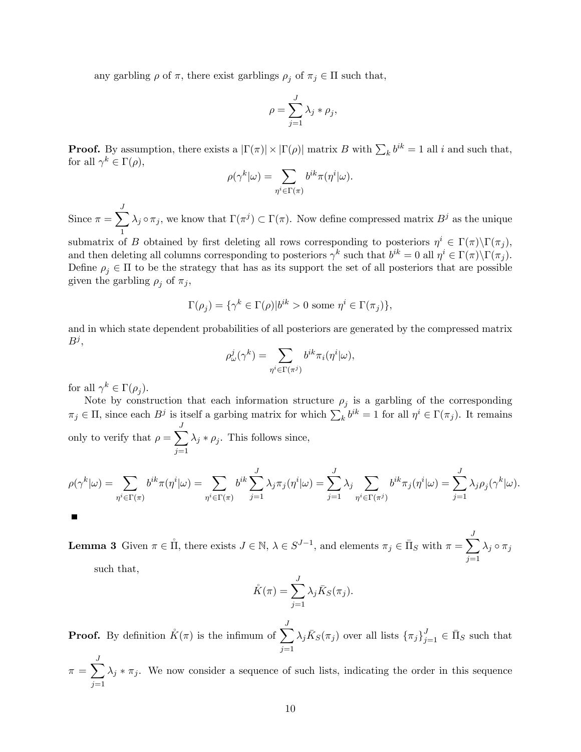any garbling $\rho$ of $\pi$, there exist garblings $\rho_j$ of $\pi_j \in \Pi$ such that,

$$\rho = \sum_{j=1}^{J} \lambda_j * \rho_j,$$

**Proof.** By assumption, there exists a $|\Gamma(\pi)| \times |\Gamma(\rho)|$ matrix $B$ with $\sum_k b^{ik} = 1$ all $i$ and such that, for all $\gamma^k \in \Gamma(\rho)$,

$$\rho(\gamma^k|\omega) = \sum_{\eta^i \in \Gamma(\pi)} b^{ik} \pi(\eta^i|\omega).$$

Since $\pi = \sum_{1}^{J} \lambda_j \circ \pi_j$, we know that $\Gamma(\pi^j) \subset \Gamma(\pi)$. Now define compressed matrix $B^j$ as the unique submatrix of $B$ obtained by first deleting all rows corresponding to posteriors $\eta^i \in \Gamma(\pi) \backslash \Gamma(\pi_j)$, and then deleting all columns corresponding to posteriors $\gamma^k$ such that $b^{ik} = 0$ all $\eta^i \in \Gamma(\pi) \backslash \Gamma(\pi_j)$. Define $\rho_j \in \Pi$ to be the strategy that has as its support the set of all posteriors that are possible given the garbling $\rho_j$ of $\pi_j$,

$$\Gamma(\rho_j) = \{\gamma^k \in \Gamma(\rho) | b^{ik} > 0 \text{ some } \eta^i \in \Gamma(\pi_j)\},$$

and in which state dependent probabilities of all posteriors are generated by the compressed matrix $B^j$,

$$\rho^j_\omega(\gamma^k) = \sum_{\eta^i \in \Gamma(\pi^j)} b^{ik} \pi_i(\eta^i|\omega),$$

for all $\gamma^k \in \Gamma(\rho_j)$.

Note by construction that each information structure $\rho_j$ is a garbling of the corresponding $\pi_j \in \Pi$, since each $B^j$ is itself a garbing matrix for which $\sum_k b^{ik} = 1$ for all $\eta^i \in \Gamma(\pi_j)$. It remains only to verify that $\rho = \sum_{j=1}^{J} \lambda_j * \rho_j$. This follows since,

$$\rho(\gamma^k|\omega) = \sum_{\eta^i \in \Gamma(\pi)} b^{ik} \pi(\eta^i|\omega) = \sum_{\eta^i \in \Gamma(\pi)} b^{ik} \sum_{j=1}^{J} \lambda_j \pi_j(\eta^i|\omega) = \sum_{j=1}^{J} \lambda_j \sum_{\eta^i \in \Gamma(\pi^j)} b^{ik} \pi_j(\eta^i|\omega) = \sum_{j=1}^{J} \lambda_j \rho_j(\gamma^k|\omega).$$

■

**Lemma 3** Given $\pi \in \mathring{\Pi}$, there exists $J \in \mathbb{N}$, $\lambda \in S^{J-1}$, and elements $\pi_j \in \bar{\Pi}_S$ with $\pi = \sum_{j=1}^{J} \lambda_j \circ \pi_j$ such that,

$$\mathring{K}(\pi) = \sum_{j=1}^{J} \lambda_j \bar{K}_S(\pi_j).$$

**Proof.** By definition $\mathring{K}(\pi)$ is the infimum of $\sum_{j=1}^{J} \lambda_j \bar{K}_S(\pi_j)$ over all lists $\{\pi_j\}_{j=1}^{J} \in \bar{\Pi}_S$ such that $\pi = \sum_{j=1}^{J} \lambda_j * \pi_j$. We now consider a sequence of such lists, indicating the order in this sequence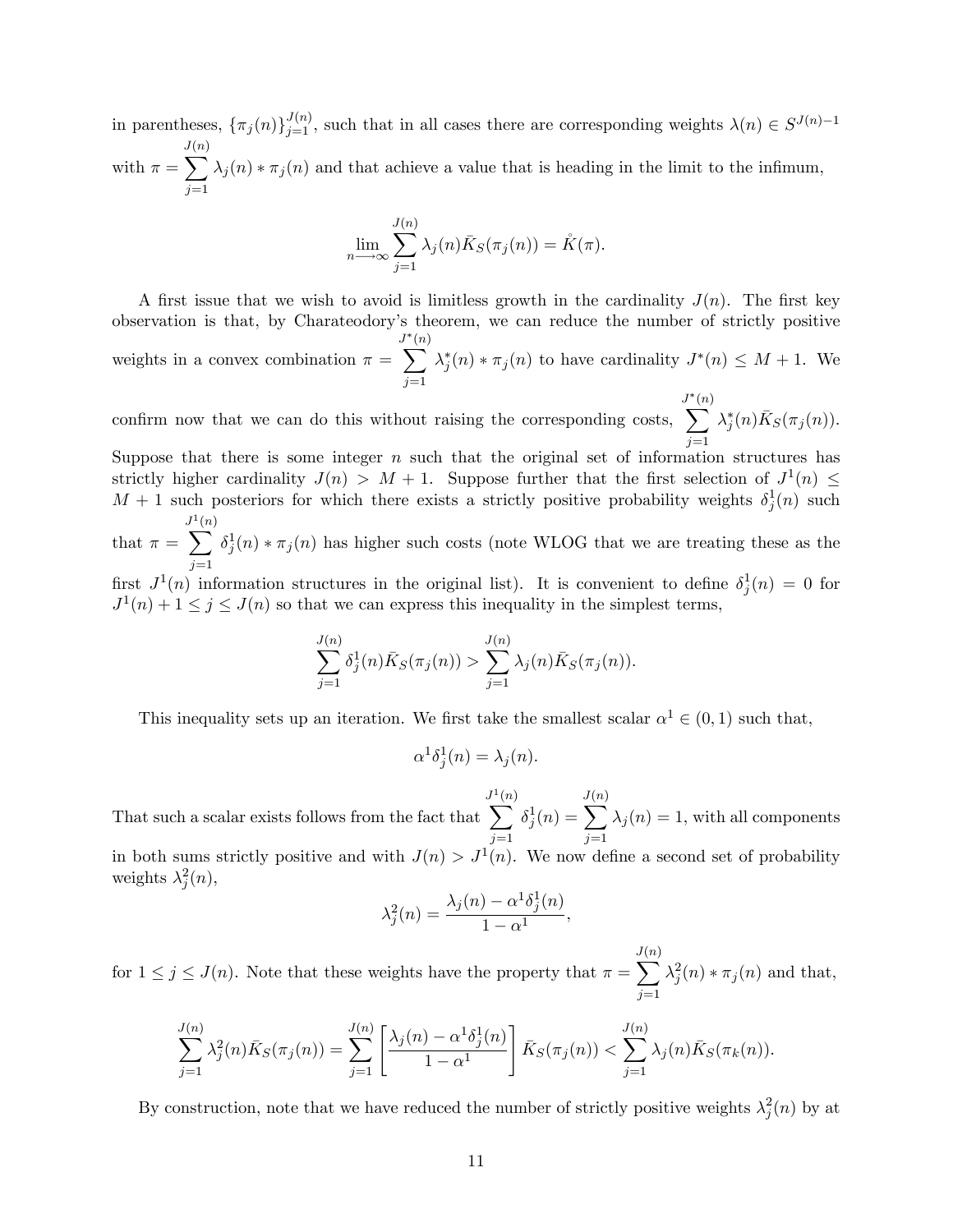in parentheses, $\{\pi_j(n)\}_{j=1}^{J(n)}$, such that in all cases there are corresponding weights $\lambda(n) \in S^{J(n)-1}$ with $\pi = \sum_{j=1}^{J(n)} \lambda_j(n) * \pi_j(n)$ and that achieve a value that is heading in the limit to the infimum,

$$\lim_{n \longrightarrow \infty} \sum_{j=1}^{J(n)} \lambda_j(n) \bar{K}_S(\pi_j(n)) = \mathring{K}(\pi).$$

A first issue that we wish to avoid is limitless growth in the cardinality $J(n)$. The first key observation is that, by Charateodory's theorem, we can reduce the number of strictly positive weights in a convex combination $\pi = \sum_{j=1}^{J^*(n)} \lambda_j^*(n) * \pi_j(n)$ to have cardinality $J^*(n) \leq M+1$. We confirm now that we can do this without raising the corresponding costs, $\sum_{j=1}^{J^*(n)} \lambda_j^*(n) \bar{K}_S(\pi_j(n))$. Suppose that there is some integer $n$ such that the original set of information structures has strictly higher cardinality $J(n) > M+1$. Suppose further that the first selection of $J^1(n) \leq M+1$ such posteriors for which there exists a strictly positive probability weights $\delta_j^1(n)$ such that $\pi = \sum_{j=1}^{J^1(n)} \delta_j^1(n) * \pi_j(n)$ has higher such costs (note WLOG that we are treating these as the first $J^1(n)$ information structures in the original list). It is convenient to define $\delta_j^1(n) = 0$ for $J^1(n)+1 \leq j \leq J(n)$ so that we can express this inequality in the simplest terms,

$$\sum_{j=1}^{J(n)} \delta_j^1(n) \bar{K}_S(\pi_j(n)) > \sum_{j=1}^{J(n)} \lambda_j(n) \bar{K}_S(\pi_j(n)).$$

This inequality sets up an iteration. We first take the smallest scalar $\alpha^1 \in (0,1)$ such that,

$$\alpha^1 \delta_j^1(n) = \lambda_j(n).$$

That such a scalar exists follows from the fact that $\sum_{j=1}^{J^1(n)} \delta_j^1(n) = \sum_{j=1}^{J(n)} \lambda_j(n) = 1$, with all components in both sums strictly positive and with $J(n) > J^1(n)$. We now define a second set of probability weights $\lambda_j^2(n)$,

$$\lambda_j^2(n) = \frac{\lambda_j(n) - \alpha^1 \delta_j^1(n)}{1 - \alpha^1},$$

for $1 \leq j \leq J(n)$. Note that these weights have the property that $\pi = \sum_{j=1}^{J(n)} \lambda_j^2(n) * \pi_j(n)$ and that,

$$\sum_{j=1}^{J(n)} \lambda_j^2(n) \bar{K}_S(\pi_j(n)) = \sum_{j=1}^{J(n)} \left[ \frac{\lambda_j(n) - \alpha^1 \delta_j^1(n)}{1 - \alpha^1} \right] \bar{K}_S(\pi_j(n)) < \sum_{j=1}^{J(n)} \lambda_j(n) \bar{K}_S(\pi_k(n)).$$

By construction, note that we have reduced the number of strictly positive weights $\lambda_j^2(n)$ by at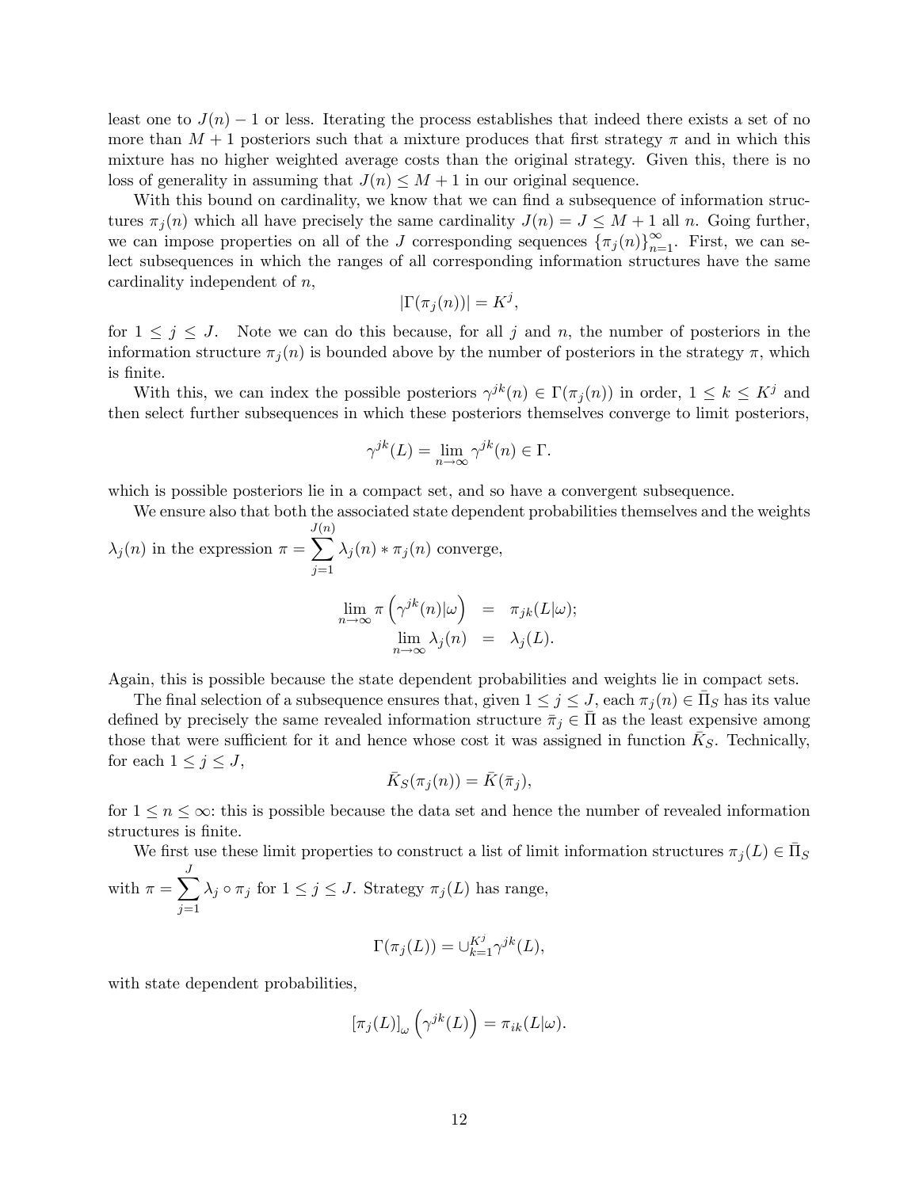least one to $J(n) - 1$ or less. Iterating the process establishes that indeed there exists a set of no more than $M + 1$ posteriors such that a mixture produces that first strategy $\pi$ and in which this mixture has no higher weighted average costs than the original strategy. Given this, there is no loss of generality in assuming that $J(n) \leq M + 1$ in our original sequence.

With this bound on cardinality, we know that we can find a subsequence of information structures $\pi_j(n)$ which all have precisely the same cardinality $J(n) = J \leq M + 1$ all $n$. Going further, we can impose properties on all of the $J$ corresponding sequences $\{\pi_j(n)\}_{n=1}^{\infty}$. First, we can select subsequences in which the ranges of all corresponding information structures have the same cardinality independent of $n$,

$$|\Gamma(\pi_j(n))| = K^j,$$

for $1 \leq j \leq J$. Note we can do this because, for all $j$ and $n$, the number of posteriors in the information structure $\pi_j(n)$ is bounded above by the number of posteriors in the strategy $\pi$, which is finite.

With this, we can index the possible posteriors $\gamma^{jk}(n) \in \Gamma(\pi_j(n))$ in order, $1 \leq k \leq K^j$ and then select further subsequences in which these posteriors themselves converge to limit posteriors,

$$\gamma^{jk}(L) = \lim_{n \to \infty} \gamma^{jk}(n) \in \Gamma.$$

which is possible posteriors lie in a compact set, and so have a convergent subsequence.

We ensure also that both the associated state dependent probabilities themselves and the weights $\lambda_j(n)$ in the expression $\pi = \sum_{j=1}^{J(n)} \lambda_j(n) * \pi_j(n)$ converge,

$$\lim_{n \to \infty} \pi\left(\gamma^{jk}(n)|\omega\right) = \pi_{jk}(L|\omega);$$
$$\lim_{n \to \infty} \lambda_j(n) = \lambda_j(L).$$

Again, this is possible because the state dependent probabilities and weights lie in compact sets.

The final selection of a subsequence ensures that, given $1 \leq j \leq J$, each $\pi_j(n) \in \bar{\Pi}_S$ has its value defined by precisely the same revealed information structure $\bar{\pi}_j \in \bar{\Pi}$ as the least expensive among those that were sufficient for it and hence whose cost it was assigned in function $\bar{K}_S$. Technically, for each $1 \leq j \leq J$,

$$\bar{K}_S(\pi_j(n)) = \bar{K}(\bar{\pi}_j),$$

for $1 \leq n \leq \infty$: this is possible because the data set and hence the number of revealed information structures is finite.

We first use these limit properties to construct a list of limit information structures $\pi_j(L) \in \bar{\Pi}_S$ with $\pi = \sum_{j=1}^{J} \lambda_j \circ \pi_j$ for $1 \leq j \leq J$. Strategy $\pi_j(L)$ has range,

$$\Gamma(\pi_j(L)) = \cup_{k=1}^{K^j} \gamma^{jk}(L),$$

with state dependent probabilities,

$$[\pi_j(L)]_{\omega}\left(\gamma^{jk}(L)\right) = \pi_{ik}(L|\omega).$$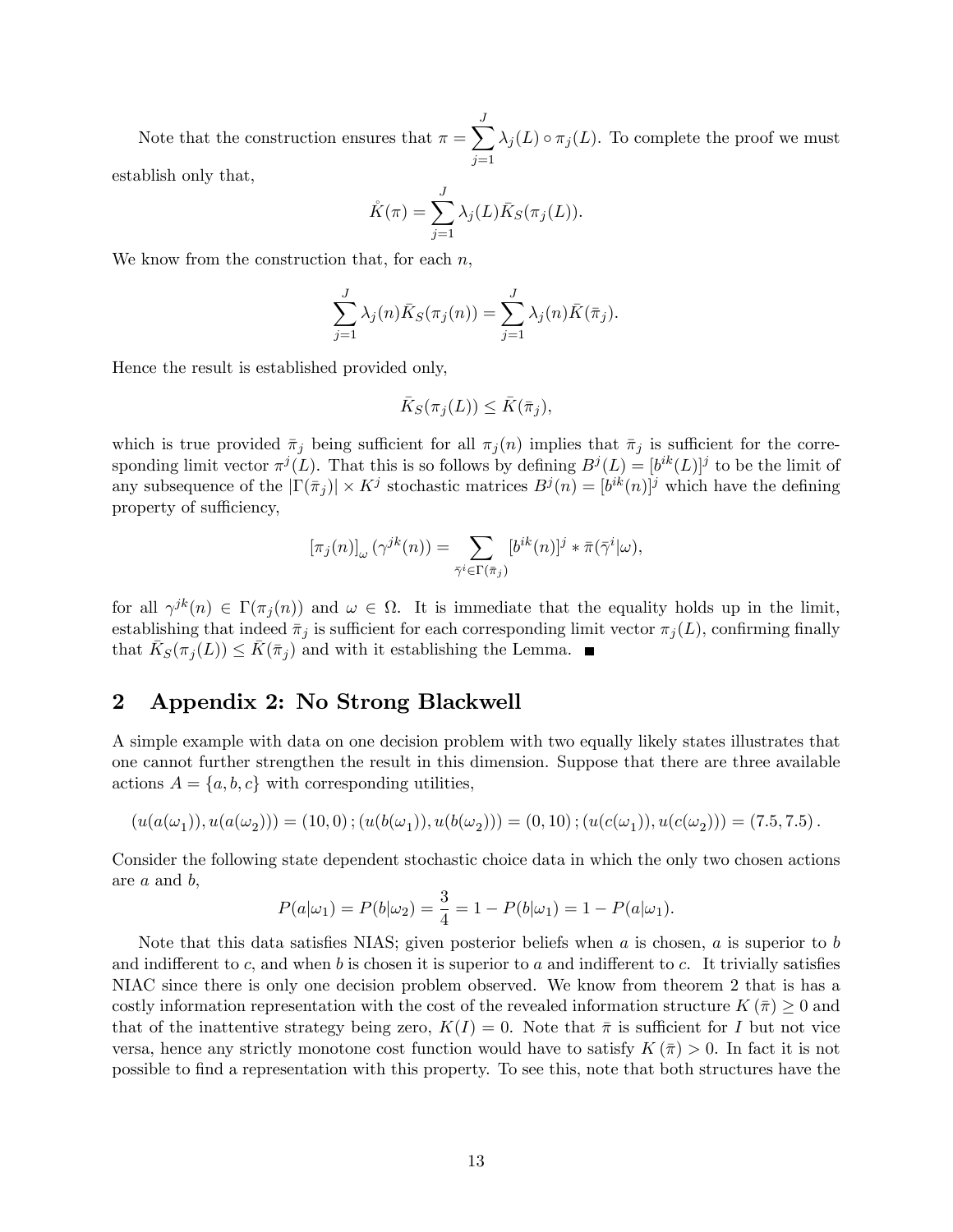Note that the construction ensures that $\pi = \sum_{j=1}^{J} \lambda_j(L) \circ \pi_j(L)$. To complete the proof we must establish only that,

$$\mathring{K}(\pi) = \sum_{j=1}^{J} \lambda_j(L) \bar{K}_S(\pi_j(L)).$$

We know from the construction that, for each $n$,

$$\sum_{j=1}^{J} \lambda_j(n) \bar{K}_S(\pi_j(n)) = \sum_{j=1}^{J} \lambda_j(n) \bar{K}(\bar{\pi}_j).$$

Hence the result is established provided only,

$$\bar{K}_S(\pi_j(L)) \leq \bar{K}(\bar{\pi}_j),$$

which is true provided $\bar{\pi}_j$ being sufficient for all $\pi_j(n)$ implies that $\bar{\pi}_j$ is sufficient for the corresponding limit vector $\pi^j(L)$. That this is so follows by defining $B^j(L) = [b^{ik}(L)]^j$ to be the limit of any subsequence of the $|\Gamma(\bar{\pi}_j)| \times K^j$ stochastic matrices $B^j(n) = [b^{ik}(n)]^j$ which have the defining property of sufficiency,

$$[\pi_j(n)]_\omega (\gamma^{jk}(n)) = \sum_{\bar{\gamma}^i \in \Gamma(\bar{\pi}_j)} [b^{ik}(n)]^j * \bar{\pi}(\bar{\gamma}^i | \omega),$$

for all $\gamma^{jk}(n) \in \Gamma(\pi_j(n))$ and $\omega \in \Omega$. It is immediate that the equality holds up in the limit, establishing that indeed $\bar{\pi}_j$ is sufficient for each corresponding limit vector $\pi_j(L)$, confirming finally that $\bar{K}_S(\pi_j(L)) \leq \bar{K}(\bar{\pi}_j)$ and with it establishing the Lemma. ∎

# 2 Appendix 2: No Strong Blackwell

A simple example with data on one decision problem with two equally likely states illustrates that one cannot further strengthen the result in this dimension. Suppose that there are three available actions $A = \{a, b, c\}$ with corresponding utilities,

$$(u(a(\omega_1)), u(a(\omega_2))) = (10, 0)\,; (u(b(\omega_1)), u(b(\omega_2))) = (0, 10)\,; (u(c(\omega_1)), u(c(\omega_2))) = (7.5, 7.5)\,.$$

Consider the following state dependent stochastic choice data in which the only two chosen actions are $a$ and $b$,

$$P(a|\omega_1) = P(b|\omega_2) = \frac{3}{4} = 1 - P(b|\omega_1) = 1 - P(a|\omega_1).$$

Note that this data satisfies NIAS; given posterior beliefs when $a$ is chosen, $a$ is superior to $b$ and indifferent to $c$, and when $b$ is chosen it is superior to $a$ and indifferent to $c$. It trivially satisfies NIAC since there is only one decision problem observed. We know from theorem 2 that is has a costly information representation with the cost of the revealed information structure $K(\bar{\pi}) \geq 0$ and that of the inattentive strategy being zero, $K(I) = 0$. Note that $\bar{\pi}$ is sufficient for $I$ but not vice versa, hence any strictly monotone cost function would have to satisfy $K(\bar{\pi}) > 0$. In fact it is not possible to find a representation with this property. To see this, note that both structures have the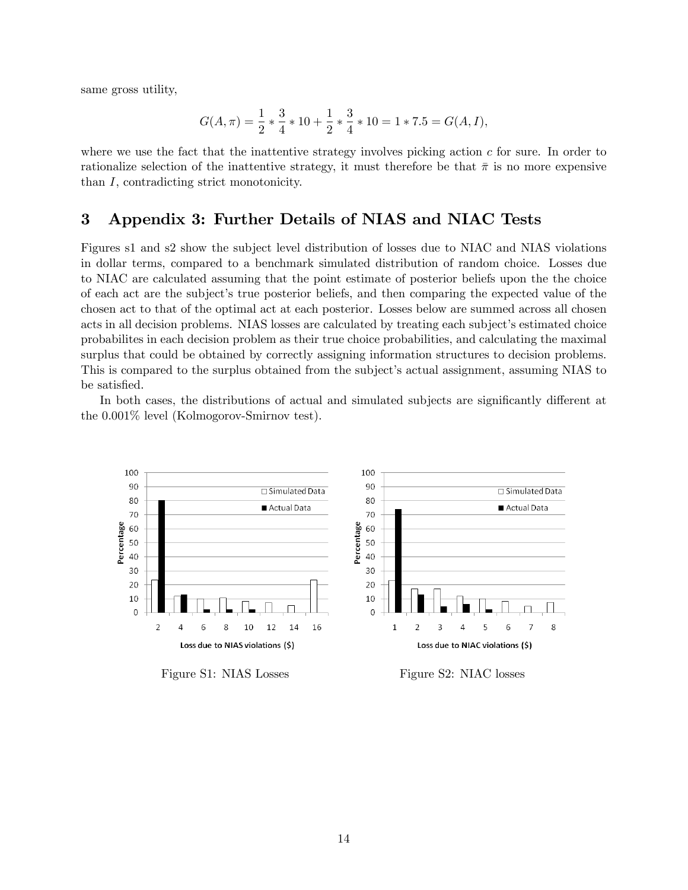same gross utility,

$$G(A,\pi) = \frac{1}{2} * \frac{3}{4} * 10 + \frac{1}{2} * \frac{3}{4} * 10 = 1 * 7.5 = G(A, I),$$

where we use the fact that the inattentive strategy involves picking action $c$ for sure. In order to rationalize selection of the inattentive strategy, it must therefore be that $\bar{\pi}$ is no more expensive than $I$, contradicting strict monotonicity.

# 3 Appendix 3: Further Details of NIAS and NIAC Tests

Figures s1 and s2 show the subject level distribution of losses due to NIAC and NIAS violations in dollar terms, compared to a benchmark simulated distribution of random choice. Losses due to NIAC are calculated assuming that the point estimate of posterior beliefs upon the the choice of each act are the subject's true posterior beliefs, and then comparing the expected value of the chosen act to that of the optimal act at each posterior. Losses below are summed across all chosen acts in all decision problems. NIAS losses are calculated by treating each subject's estimated choice probabilites in each decision problem as their true choice probabilities, and calculating the maximal surplus that could be obtained by correctly assigning information structures to decision problems. This is compared to the surplus obtained from the subject's actual assignment, assuming NIAS to be satisfied.

In both cases, the distributions of actual and simulated subjects are significantly different at the 0.001% level (Kolmogorov-Smirnov test).

Figure S1: NIAS Losses

Figure S2: NIAC losses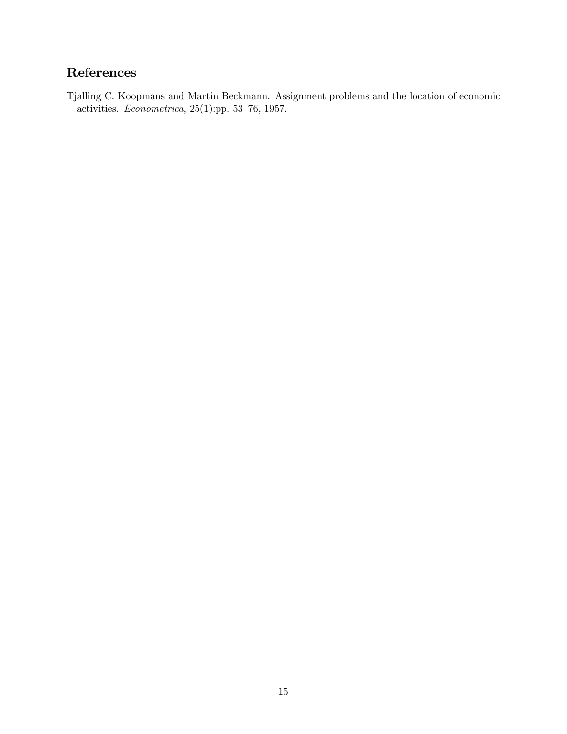## References

Tjalling C. Koopmans and Martin Beckmann. Assignment problems and the location of economic activities. *Econometrica*, 25(1):pp. 53–76, 1957.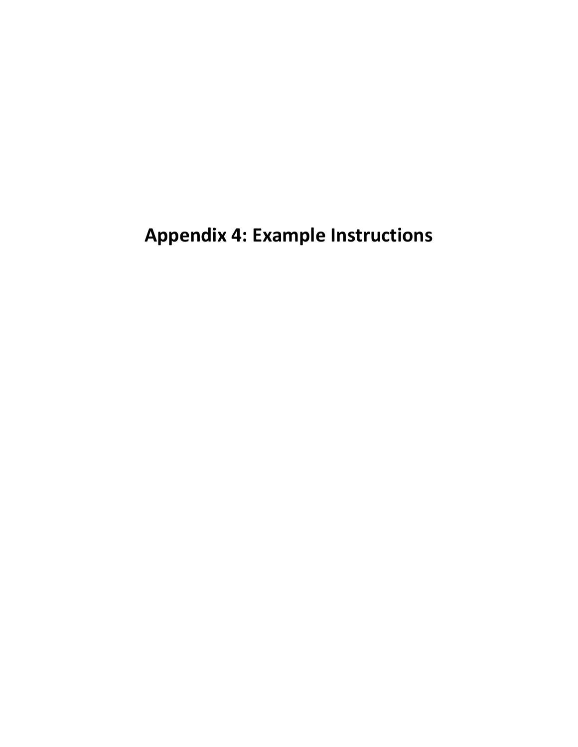# Appendix 4: Example Instructions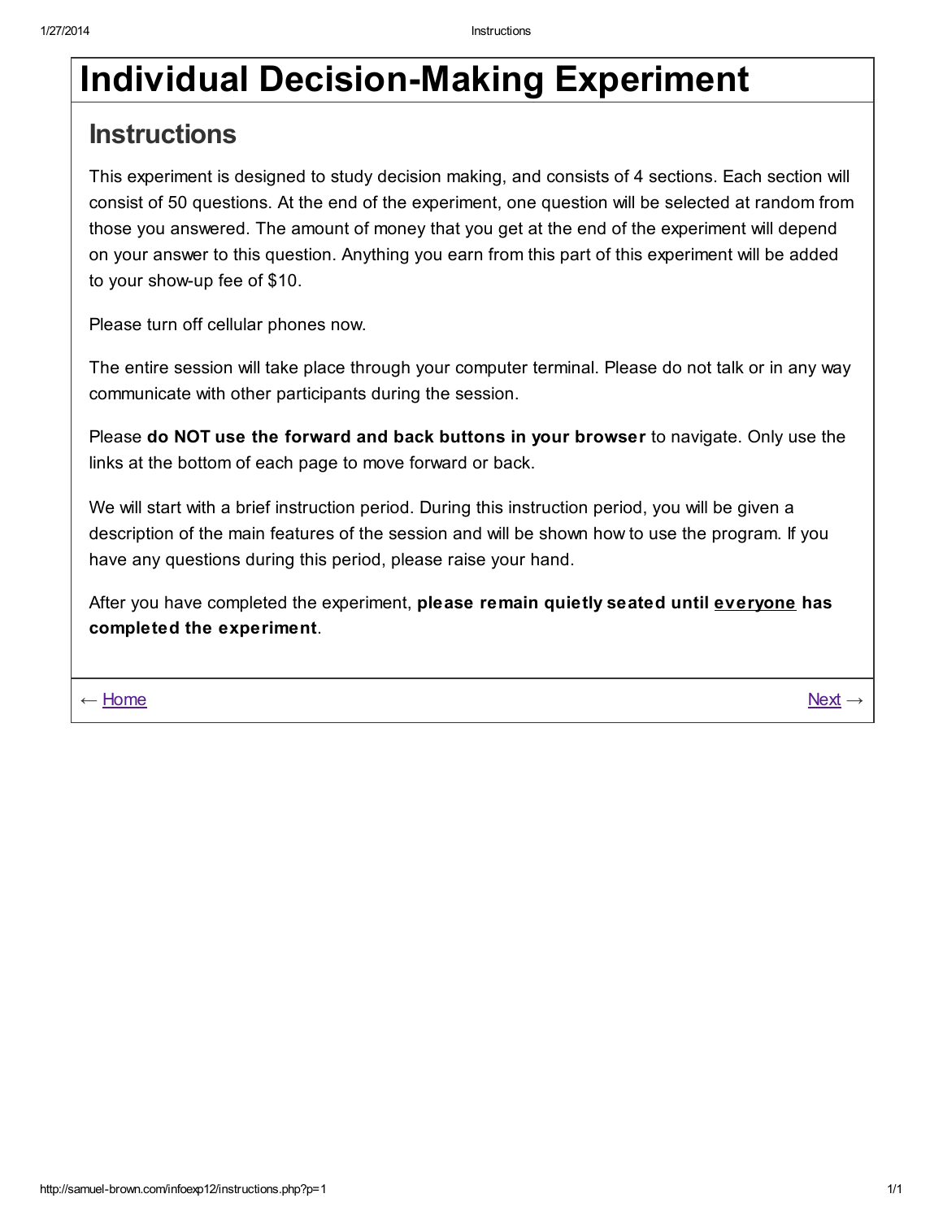# Individual Decision-Making Experiment

## Instructions

This experiment is designed to study decision making, and consists of 4 sections. Each section will consist of 50 questions. At the end of the experiment, one question will be selected at random from those you answered. The amount of money that you get at the end of the experiment will depend on your answer to this question. Anything you earn from this part of this experiment will be added to your show-up fee of $10.

Please turn off cellular phones now.

The entire session will take place through your computer terminal. Please do not talk or in any way communicate with other participants during the session.

Please **do NOT use the forward and back buttons in your browser** to navigate. Only use the links at the bottom of each page to move forward or back.

We will start with a brief instruction period. During this instruction period, you will be given a description of the main features of the session and will be shown how to use the program. If you have any questions during this period, please raise your hand.

After you have completed the experiment, **please remain quietly seated until <u>everyone</u> has completed the experiment**.

← Home Next →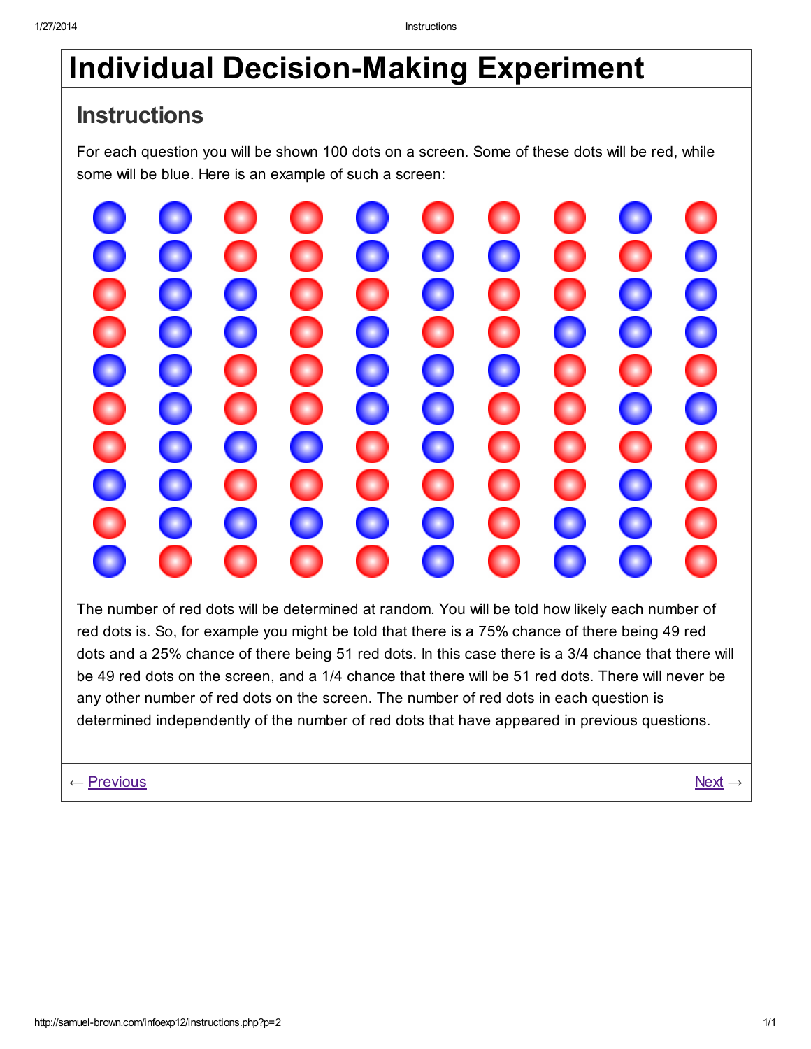# Individual Decision-Making Experiment

## Instructions

For each question you will be shown 100 dots on a screen. Some of these dots will be red, while some will be blue. Here is an example of such a screen:

The number of red dots will be determined at random. You will be told how likely each number of red dots is. So, for example you might be told that there is a 75% chance of there being 49 red dots and a 25% chance of there being 51 red dots. In this case there is a 3/4 chance that there will be 49 red dots on the screen, and a 1/4 chance that there will be 51 red dots. There will never be any other number of red dots on the screen. The number of red dots in each question is determined independently of the number of red dots that have appeared in previous questions.

← Previous                                                                                                    Next →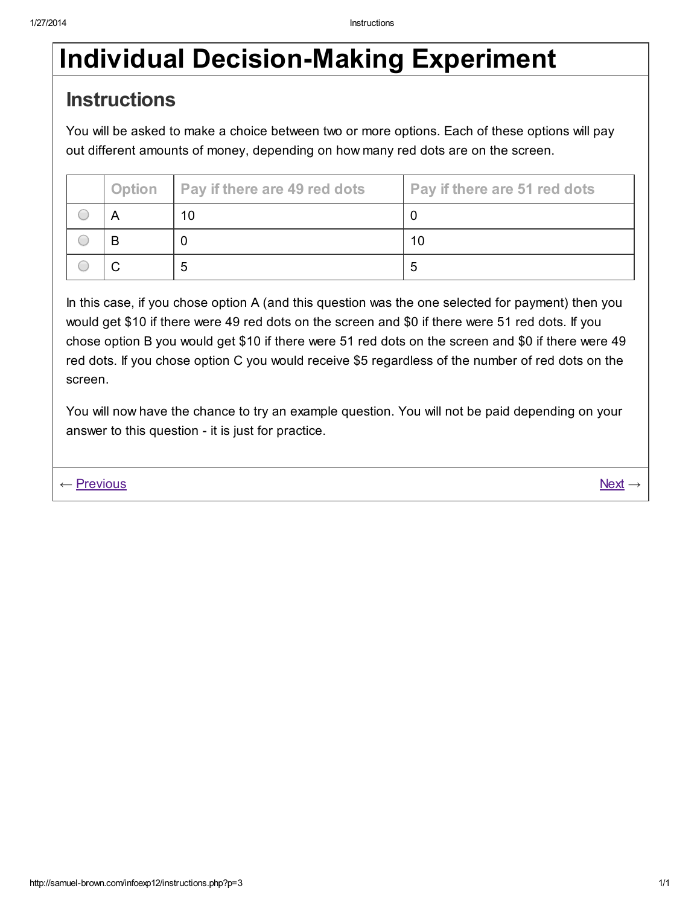# Individual Decision-Making Experiment

## Instructions

You will be asked to make a choice between two or more options. Each of these options will pay out different amounts of money, depending on how many red dots are on the screen.

| | Option | Pay if there are 49 red dots | Pay if there are 51 red dots |
|---|---|---|---|
| ○ | A | 10 | 0 |
| ○ | B | 0 | 10 |
| ○ | C | 5 | 5 |

In this case, if you chose option A (and this question was the one selected for payment) then you would get $10 if there were 49 red dots on the screen and $0 if there were 51 red dots. If you chose option B you would get $10 if there were 51 red dots on the screen and $0 if there were 49 red dots. If you chose option C you would receive $5 regardless of the number of red dots on the screen.

You will now have the chance to try an example question. You will not be paid depending on your answer to this question - it is just for practice.

← Previous Next →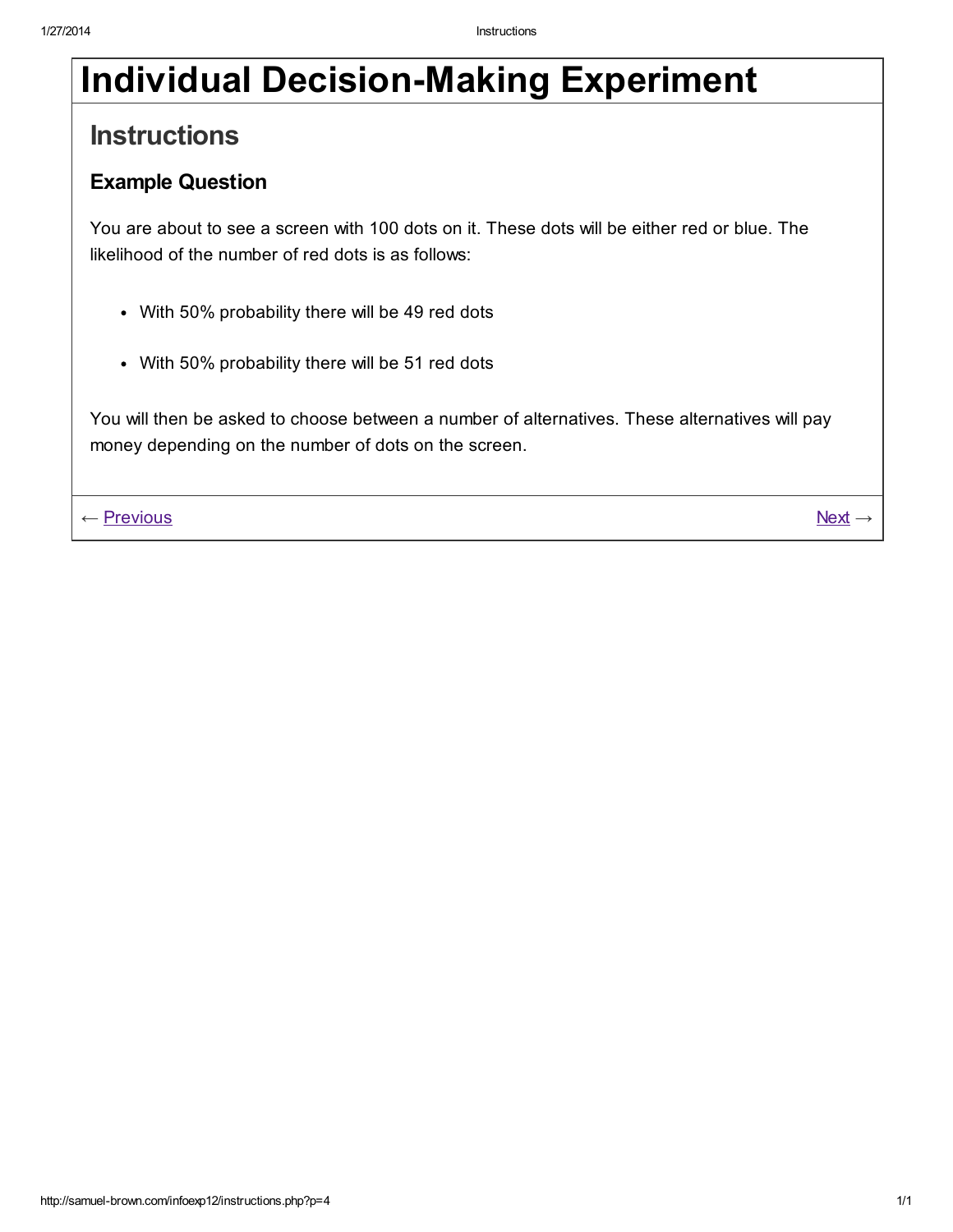# Individual Decision-Making Experiment

## Instructions

### Example Question

You are about to see a screen with 100 dots on it. These dots will be either red or blue. The likelihood of the number of red dots is as follows:

- With 50% probability there will be 49 red dots
- With 50% probability there will be 51 red dots

You will then be asked to choose between a number of alternatives. These alternatives will pay money depending on the number of dots on the screen.

← Previous Next →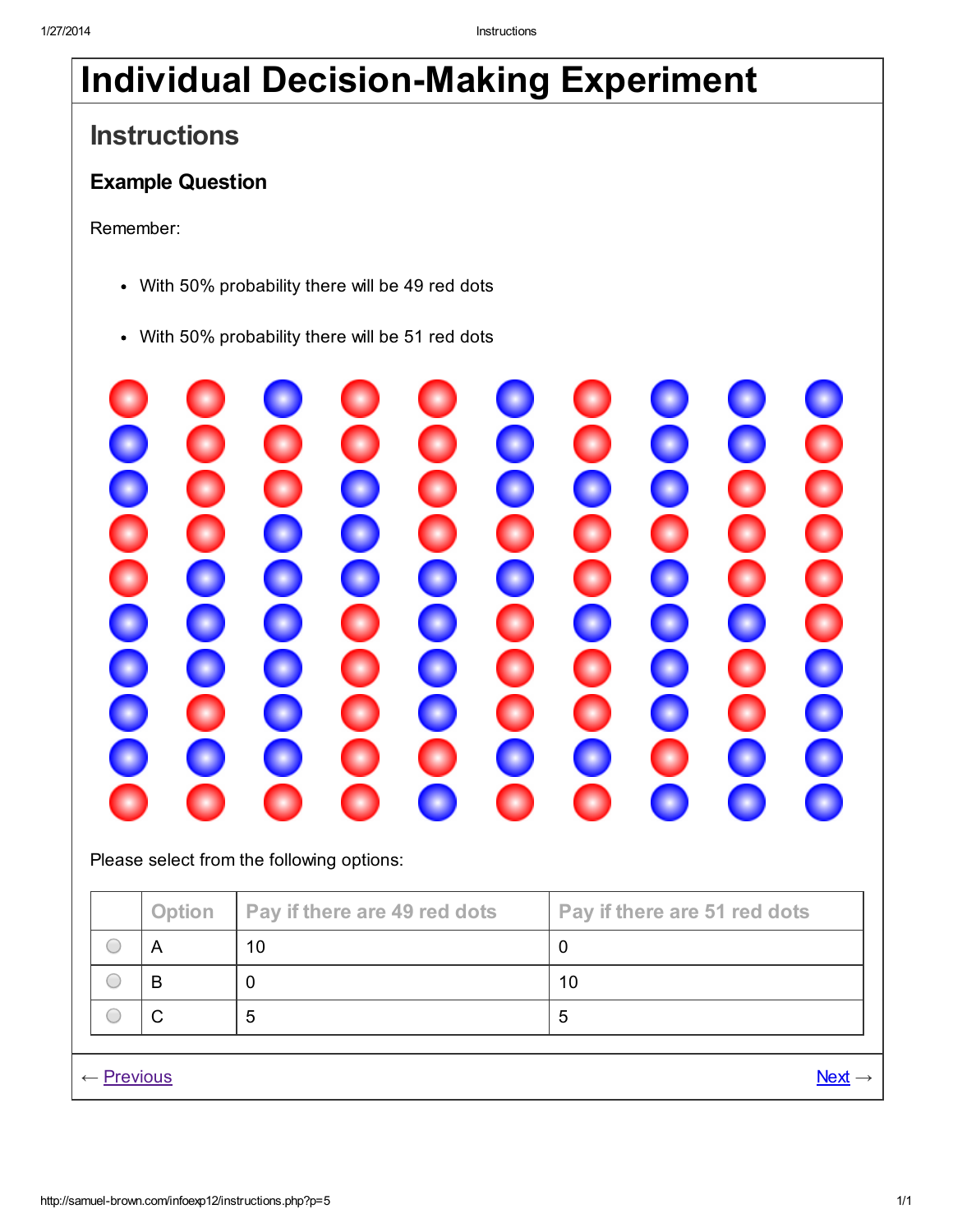# Individual Decision-Making Experiment

## Instructions

### Example Question

Remember:

- With 50% probability there will be 49 red dots
- With 50% probability there will be 51 red dots

Please select from the following options:

| | Option | Pay if there are 49 red dots | Pay if there are 51 red dots |
|---|---|---|---|
| ○ | A | 10 | 0 |
| ○ | B | 0 | 10 |
| ○ | C | 5 | 5 |

← Previous Next →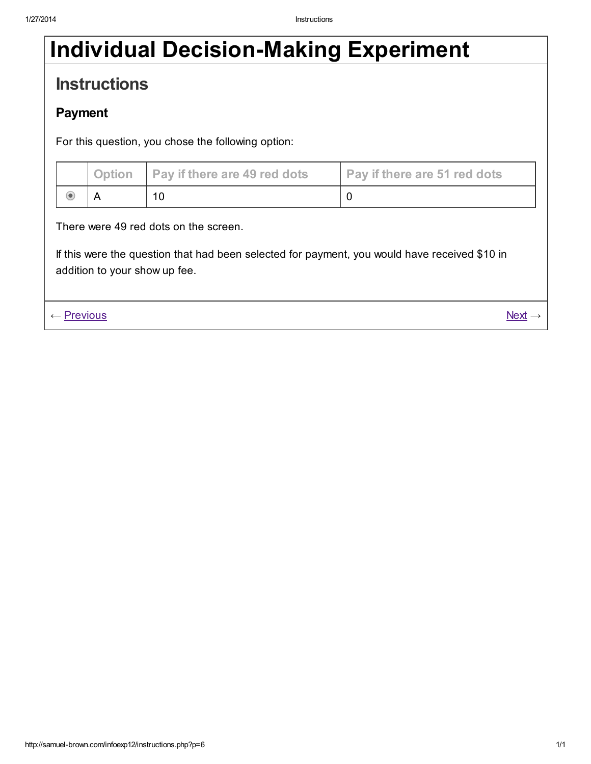# Individual Decision-Making Experiment

## Instructions

### Payment

For this question, you chose the following option:

| | Option | Pay if there are 49 red dots | Pay if there are 51 red dots |
|---|---|---|---|
| ◉ | A | 10 | 0 |

There were 49 red dots on the screen.

If this were the question that had been selected for payment, you would have received $10 in addition to your show up fee.

← Previous  Next →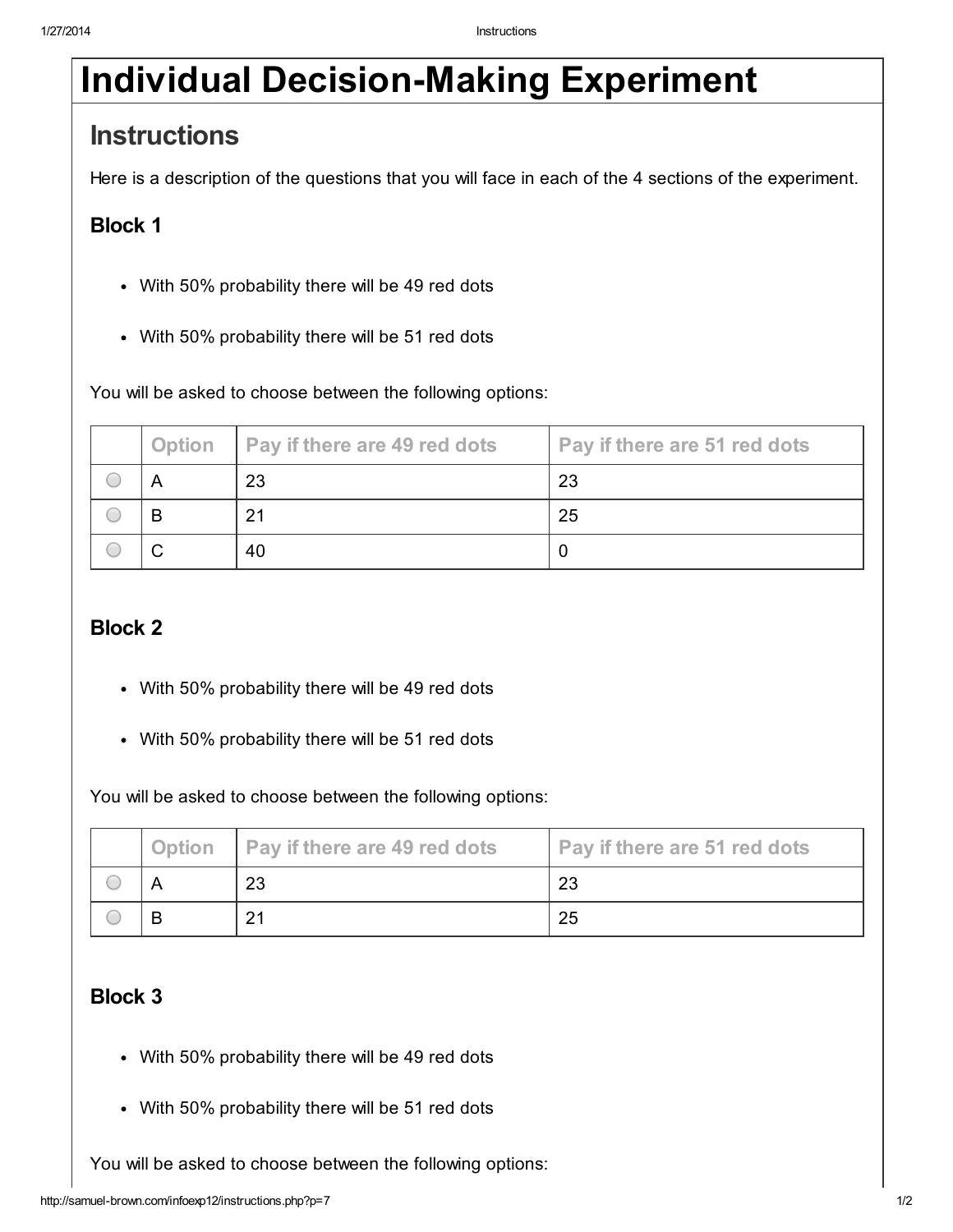# Individual Decision-Making Experiment

## Instructions

Here is a description of the questions that you will face in each of the 4 sections of the experiment.

### Block 1

- With 50% probability there will be 49 red dots
- With 50% probability there will be 51 red dots

You will be asked to choose between the following options:

| | Option | Pay if there are 49 red dots | Pay if there are 51 red dots |
|---|---|---|---|
| ○ | A | 23 | 23 |
| ○ | B | 21 | 25 |
| ○ | C | 40 | 0 |

### Block 2

- With 50% probability there will be 49 red dots
- With 50% probability there will be 51 red dots

You will be asked to choose between the following options:

| | Option | Pay if there are 49 red dots | Pay if there are 51 red dots |
|---|---|---|---|
| ○ | A | 23 | 23 |
| ○ | B | 21 | 25 |

### Block 3

- With 50% probability there will be 49 red dots
- With 50% probability there will be 51 red dots

You will be asked to choose between the following options: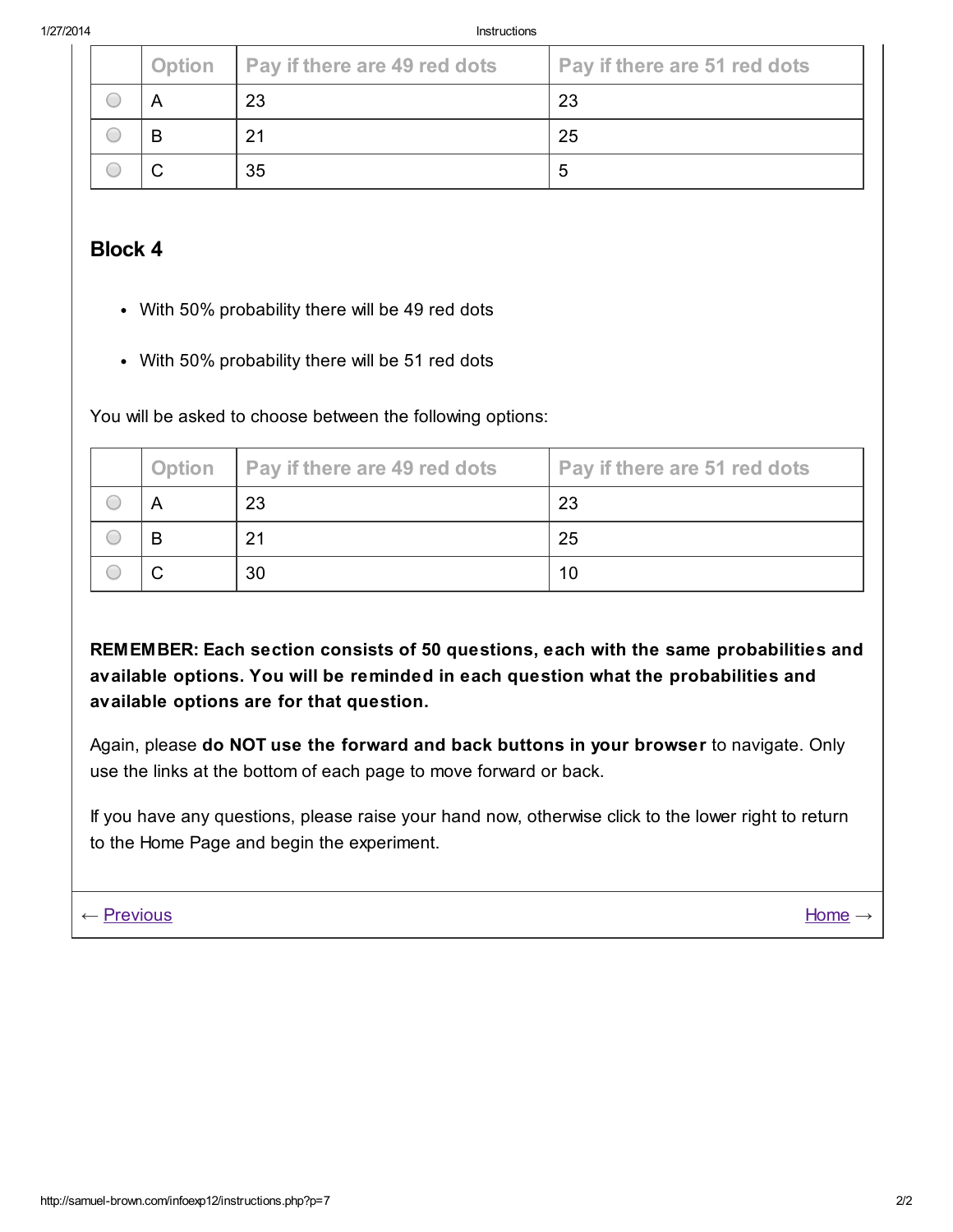| | Option | Pay if there are 49 red dots | Pay if there are 51 red dots |
|---|---|---|---|
| ○ | A | 23 | 23 |
| ○ | B | 21 | 25 |
| ○ | C | 35 | 5 |

## Block 4

- With 50% probability there will be 49 red dots
- With 50% probability there will be 51 red dots

You will be asked to choose between the following options:

| | Option | Pay if there are 49 red dots | Pay if there are 51 red dots |
|---|---|---|---|
| ○ | A | 23 | 23 |
| ○ | B | 21 | 25 |
| ○ | C | 30 | 10 |

**REMEMBER: Each section consists of 50 questions, each with the same probabilities and available options. You will be reminded in each question what the probabilities and available options are for that question.**

Again, please **do NOT use the forward and back buttons in your browser** to navigate. Only use the links at the bottom of each page to move forward or back.

If you have any questions, please raise your hand now, otherwise click to the lower right to return to the Home Page and begin the experiment.

← Previous                                                                                                    Home →